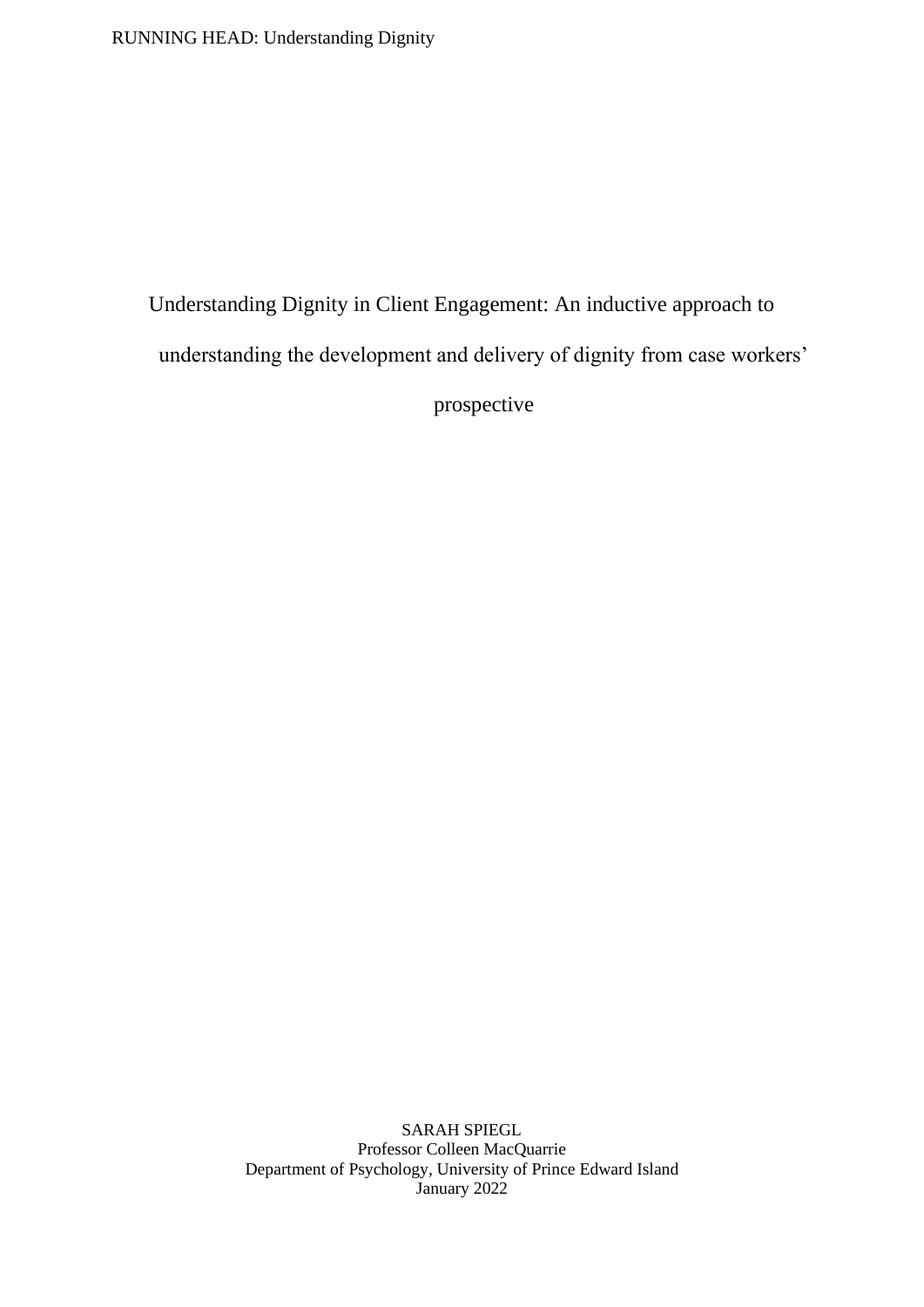# Understanding Dignity in Client Engagement: An inductive approach to understanding the development and delivery of dignity from case workers' prospective

SARAH SPIEGL
Professor Colleen MacQuarrie
Department of Psychology, University of Prince Edward Island
January 2022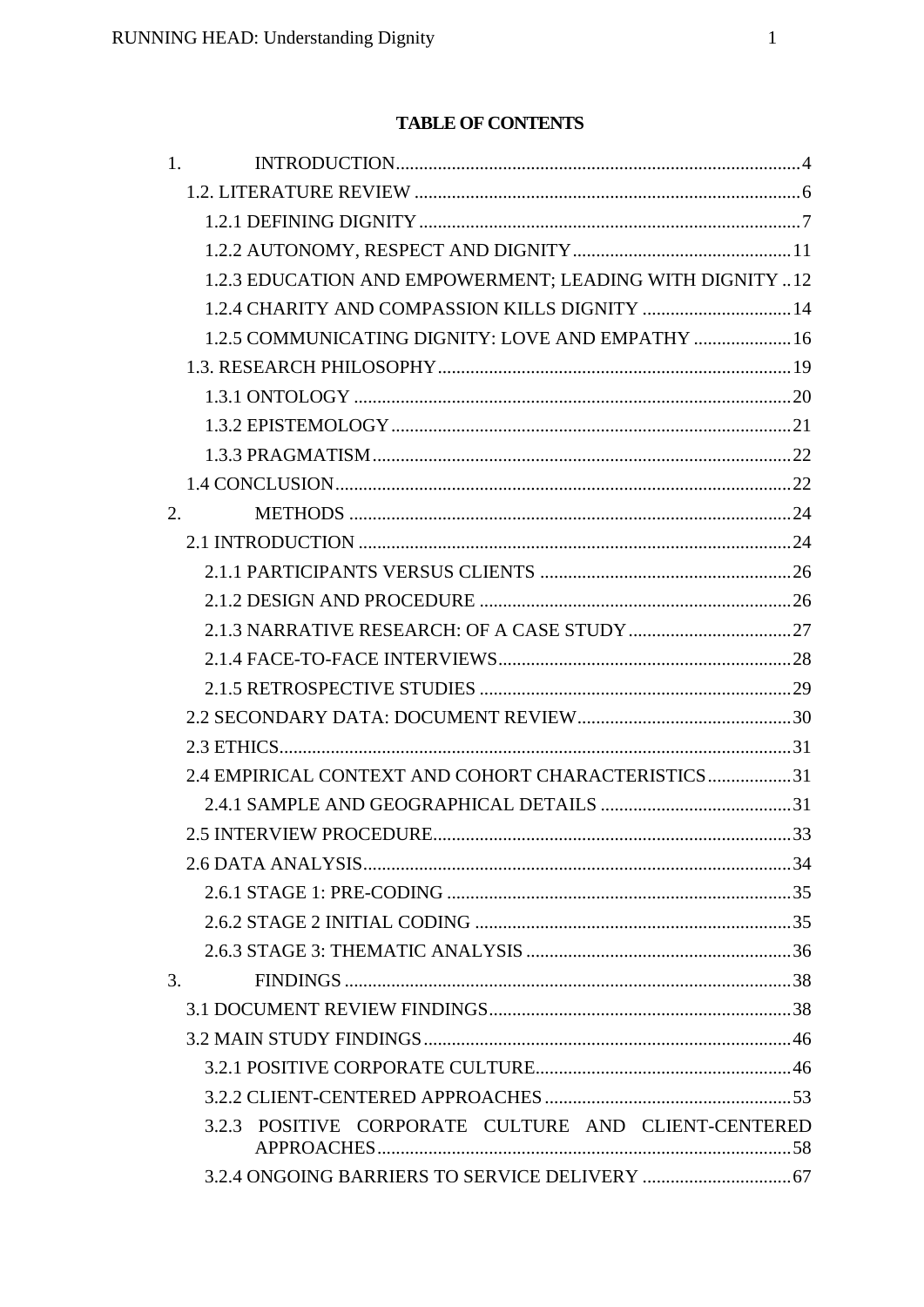**TABLE OF CONTENTS**

1. INTRODUCTION ..... 4
   - 1.2. LITERATURE REVIEW ..... 6
     - 1.2.1 DEFINING DIGNITY ..... 7
     - 1.2.2 AUTONOMY, RESPECT AND DIGNITY ..... 11
     - 1.2.3 EDUCATION AND EMPOWERMENT; LEADING WITH DIGNITY ..... 12
     - 1.2.4 CHARITY AND COMPASSION KILLS DIGNITY ..... 14
     - 1.2.5 COMMUNICATING DIGNITY: LOVE AND EMPATHY ..... 16
   - 1.3. RESEARCH PHILOSOPHY ..... 19
     - 1.3.1 ONTOLOGY ..... 20
     - 1.3.2 EPISTEMOLOGY ..... 21
     - 1.3.3 PRAGMATISM ..... 22
   - 1.4 CONCLUSION ..... 22
2. METHODS ..... 24
   - 2.1 INTRODUCTION ..... 24
     - 2.1.1 PARTICIPANTS VERSUS CLIENTS ..... 26
     - 2.1.2 DESIGN AND PROCEDURE ..... 26
     - 2.1.3 NARRATIVE RESEARCH: OF A CASE STUDY ..... 27
     - 2.1.4 FACE-TO-FACE INTERVIEWS ..... 28
     - 2.1.5 RETROSPECTIVE STUDIES ..... 29
   - 2.2 SECONDARY DATA: DOCUMENT REVIEW ..... 30
   - 2.3 ETHICS ..... 31
   - 2.4 EMPIRICAL CONTEXT AND COHORT CHARACTERISTICS ..... 31
     - 2.4.1 SAMPLE AND GEOGRAPHICAL DETAILS ..... 31
   - 2.5 INTERVIEW PROCEDURE ..... 33
   - 2.6 DATA ANALYSIS ..... 34
     - 2.6.1 STAGE 1: PRE-CODING ..... 35
     - 2.6.2 STAGE 2 INITIAL CODING ..... 35
     - 2.6.3 STAGE 3: THEMATIC ANALYSIS ..... 36
3. FINDINGS ..... 38
   - 3.1 DOCUMENT REVIEW FINDINGS ..... 38
   - 3.2 MAIN STUDY FINDINGS ..... 46
     - 3.2.1 POSITIVE CORPORATE CULTURE ..... 46
     - 3.2.2 CLIENT-CENTERED APPROACHES ..... 53
     - 3.2.3 POSITIVE CORPORATE CULTURE AND CLIENT-CENTERED APPROACHES ..... 58
     - 3.2.4 ONGOING BARRIERS TO SERVICE DELIVERY ..... 67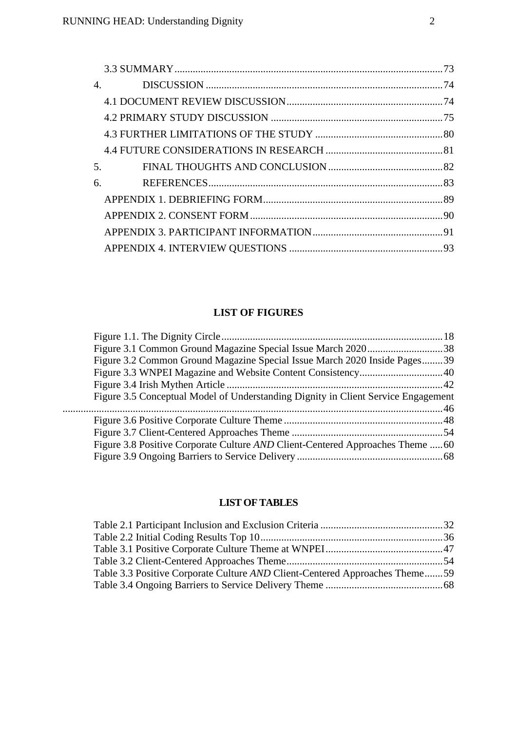3.3 SUMMARY ....................................................................................................... 73

4. DISCUSSION ............................................................................................ 74

4.1 DOCUMENT REVIEW DISCUSSION ............................................................ 74

4.2 PRIMARY STUDY DISCUSSION .................................................................. 75

4.3 FURTHER LIMITATIONS OF THE STUDY ................................................. 80

4.4 FUTURE CONSIDERATIONS IN RESEARCH ............................................. 81

5. FINAL THOUGHTS AND CONCLUSION ............................................ 82

6. REFERENCES .......................................................................................... 83

APPENDIX 1. DEBRIEFING FORM ..................................................................... 89

APPENDIX 2. CONSENT FORM .......................................................................... 90

APPENDIX 3. PARTICIPANT INFORMATION .................................................. 91

APPENDIX 4. INTERVIEW QUESTIONS ........................................................... 93

**LIST OF FIGURES**

Figure 1.1. The Dignity Circle ..................................................................................... 18

Figure 3.1 Common Ground Magazine Special Issue March 2020 ............................. 38

Figure 3.2 Common Ground Magazine Special Issue March 2020 Inside Pages ........ 39

Figure 3.3 WNPEI Magazine and Website Content Consistency ................................ 40

Figure 3.4 Irish Mythen Article ................................................................................... 42

Figure 3.5 Conceptual Model of Understanding Dignity in Client Service Engagement ................................................................................................................................. 46

Figure 3.6 Positive Corporate Culture Theme ............................................................. 48

Figure 3.7 Client-Centered Approaches Theme ........................................................... 54

Figure 3.8 Positive Corporate Culture *AND* Client-Centered Approaches Theme ...... 60

Figure 3.9 Ongoing Barriers to Service Delivery ........................................................ 68

**LIST OF TABLES**

Table 2.1 Participant Inclusion and Exclusion Criteria ............................................... 32

Table 2.2 Initial Coding Results Top 10 ...................................................................... 36

Table 3.1 Positive Corporate Culture Theme at WNPEI ............................................. 47

Table 3.2 Client-Centered Approaches Theme ............................................................ 54

Table 3.3 Positive Corporate Culture *AND* Client-Centered Approaches Theme ....... 59

Table 3.4 Ongoing Barriers to Service Delivery Theme ............................................. 68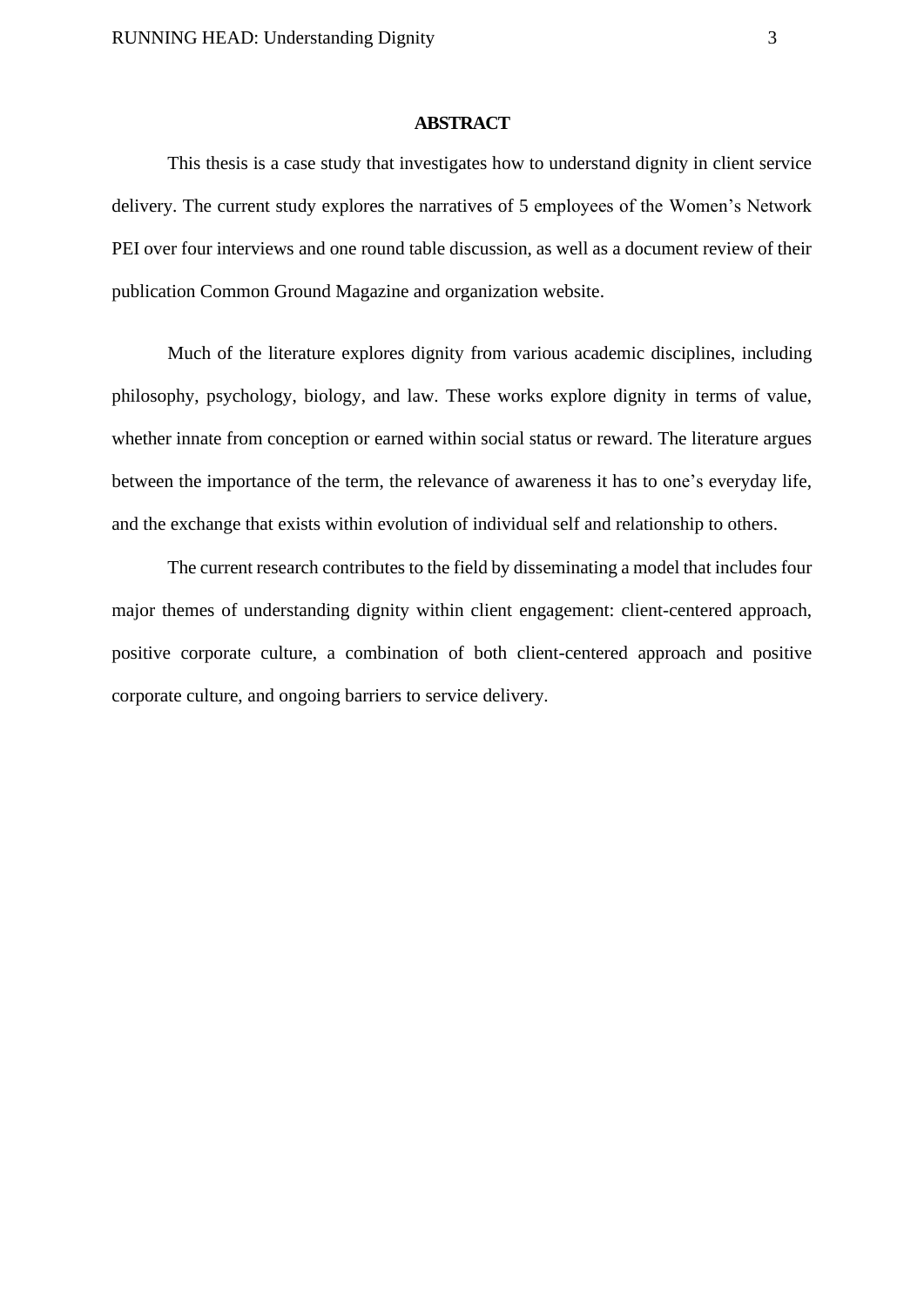# ABSTRACT

This thesis is a case study that investigates how to understand dignity in client service delivery. The current study explores the narratives of 5 employees of the Women's Network PEI over four interviews and one round table discussion, as well as a document review of their publication Common Ground Magazine and organization website.

Much of the literature explores dignity from various academic disciplines, including philosophy, psychology, biology, and law. These works explore dignity in terms of value, whether innate from conception or earned within social status or reward. The literature argues between the importance of the term, the relevance of awareness it has to one's everyday life, and the exchange that exists within evolution of individual self and relationship to others.

The current research contributes to the field by disseminating a model that includes four major themes of understanding dignity within client engagement: client-centered approach, positive corporate culture, a combination of both client-centered approach and positive corporate culture, and ongoing barriers to service delivery.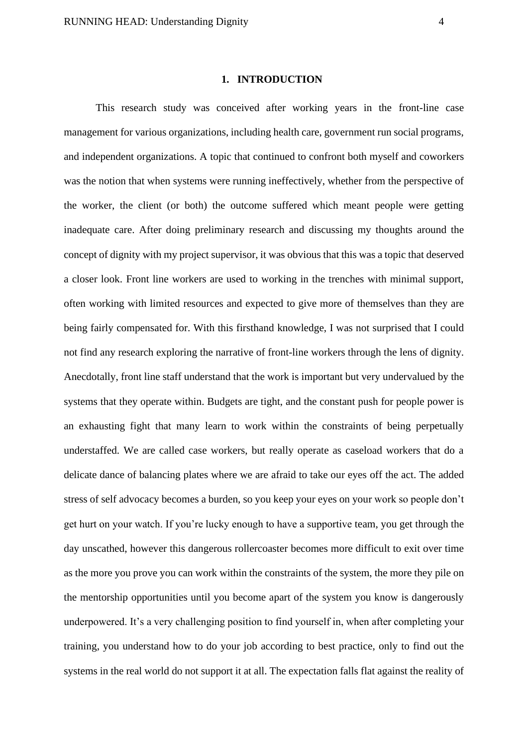# 1. INTRODUCTION

This research study was conceived after working years in the front-line case management for various organizations, including health care, government run social programs, and independent organizations. A topic that continued to confront both myself and coworkers was the notion that when systems were running ineffectively, whether from the perspective of the worker, the client (or both) the outcome suffered which meant people were getting inadequate care. After doing preliminary research and discussing my thoughts around the concept of dignity with my project supervisor, it was obvious that this was a topic that deserved a closer look. Front line workers are used to working in the trenches with minimal support, often working with limited resources and expected to give more of themselves than they are being fairly compensated for. With this firsthand knowledge, I was not surprised that I could not find any research exploring the narrative of front-line workers through the lens of dignity. Anecdotally, front line staff understand that the work is important but very undervalued by the systems that they operate within. Budgets are tight, and the constant push for people power is an exhausting fight that many learn to work within the constraints of being perpetually understaffed. We are called case workers, but really operate as caseload workers that do a delicate dance of balancing plates where we are afraid to take our eyes off the act. The added stress of self advocacy becomes a burden, so you keep your eyes on your work so people don't get hurt on your watch. If you're lucky enough to have a supportive team, you get through the day unscathed, however this dangerous rollercoaster becomes more difficult to exit over time as the more you prove you can work within the constraints of the system, the more they pile on the mentorship opportunities until you become apart of the system you know is dangerously underpowered. It's a very challenging position to find yourself in, when after completing your training, you understand how to do your job according to best practice, only to find out the systems in the real world do not support it at all. The expectation falls flat against the reality of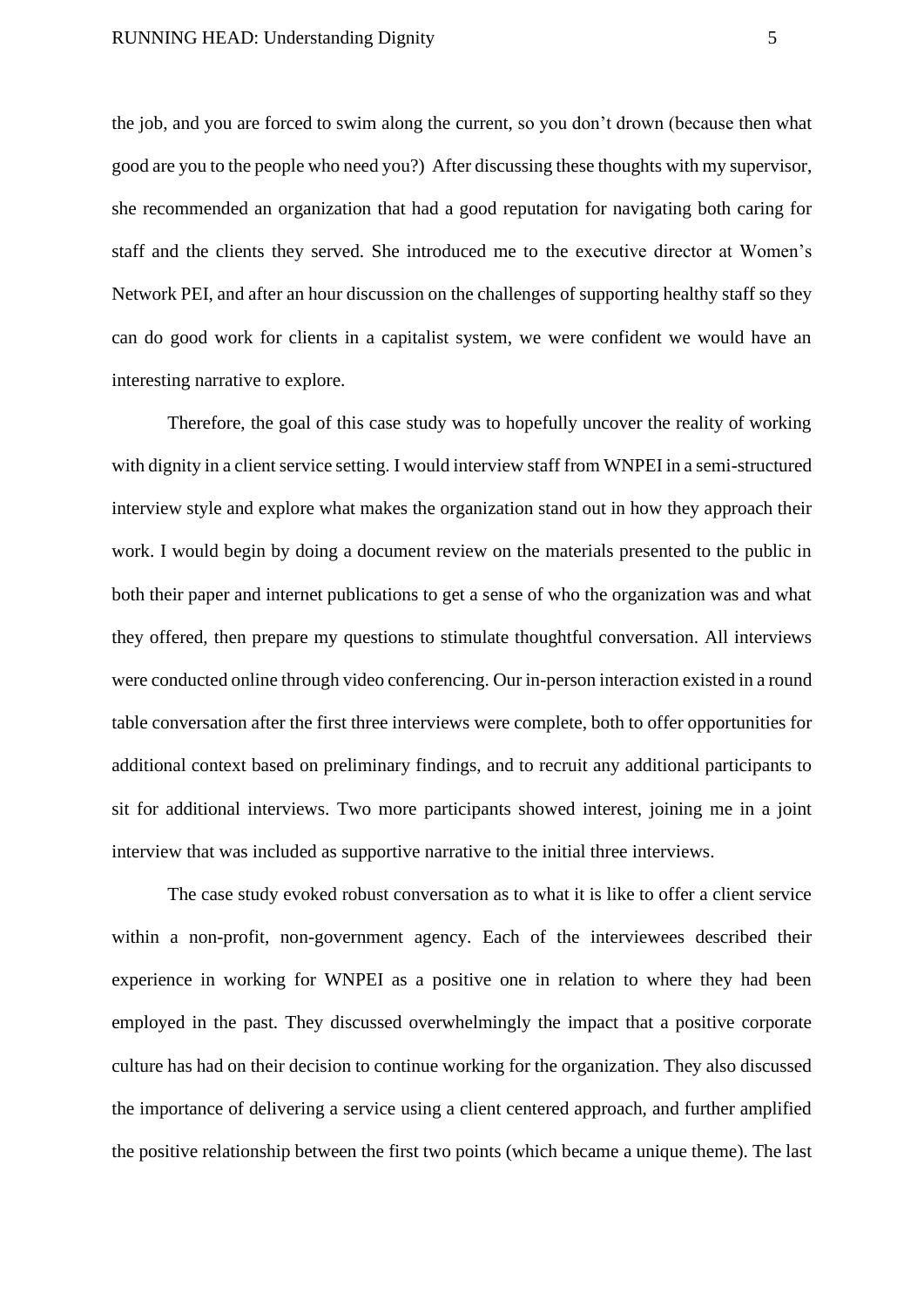the job, and you are forced to swim along the current, so you don't drown (because then what good are you to the people who need you?) After discussing these thoughts with my supervisor, she recommended an organization that had a good reputation for navigating both caring for staff and the clients they served. She introduced me to the executive director at Women's Network PEI, and after an hour discussion on the challenges of supporting healthy staff so they can do good work for clients in a capitalist system, we were confident we would have an interesting narrative to explore.

Therefore, the goal of this case study was to hopefully uncover the reality of working with dignity in a client service setting. I would interview staff from WNPEI in a semi-structured interview style and explore what makes the organization stand out in how they approach their work. I would begin by doing a document review on the materials presented to the public in both their paper and internet publications to get a sense of who the organization was and what they offered, then prepare my questions to stimulate thoughtful conversation. All interviews were conducted online through video conferencing. Our in-person interaction existed in a round table conversation after the first three interviews were complete, both to offer opportunities for additional context based on preliminary findings, and to recruit any additional participants to sit for additional interviews. Two more participants showed interest, joining me in a joint interview that was included as supportive narrative to the initial three interviews.

The case study evoked robust conversation as to what it is like to offer a client service within a non-profit, non-government agency. Each of the interviewees described their experience in working for WNPEI as a positive one in relation to where they had been employed in the past. They discussed overwhelmingly the impact that a positive corporate culture has had on their decision to continue working for the organization. They also discussed the importance of delivering a service using a client centered approach, and further amplified the positive relationship between the first two points (which became a unique theme). The last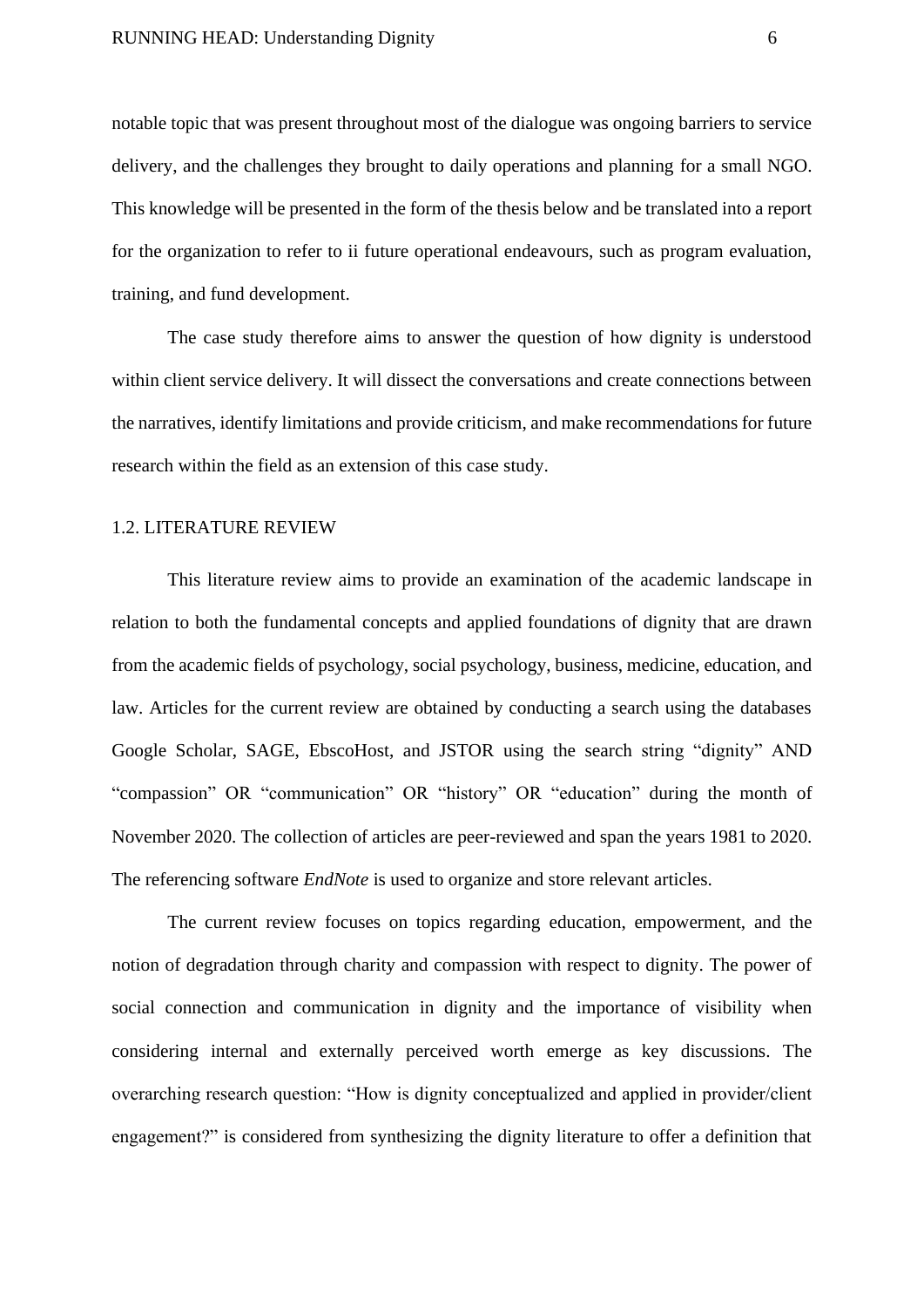notable topic that was present throughout most of the dialogue was ongoing barriers to service delivery, and the challenges they brought to daily operations and planning for a small NGO. This knowledge will be presented in the form of the thesis below and be translated into a report for the organization to refer to ii future operational endeavours, such as program evaluation, training, and fund development.

The case study therefore aims to answer the question of how dignity is understood within client service delivery. It will dissect the conversations and create connections between the narratives, identify limitations and provide criticism, and make recommendations for future research within the field as an extension of this case study.

## 1.2. LITERATURE REVIEW

This literature review aims to provide an examination of the academic landscape in relation to both the fundamental concepts and applied foundations of dignity that are drawn from the academic fields of psychology, social psychology, business, medicine, education, and law. Articles for the current review are obtained by conducting a search using the databases Google Scholar, SAGE, EbscoHost, and JSTOR using the search string "dignity" AND "compassion" OR "communication" OR "history" OR "education" during the month of November 2020. The collection of articles are peer-reviewed and span the years 1981 to 2020. The referencing software *EndNote* is used to organize and store relevant articles.

The current review focuses on topics regarding education, empowerment, and the notion of degradation through charity and compassion with respect to dignity. The power of social connection and communication in dignity and the importance of visibility when considering internal and externally perceived worth emerge as key discussions. The overarching research question: "How is dignity conceptualized and applied in provider/client engagement?" is considered from synthesizing the dignity literature to offer a definition that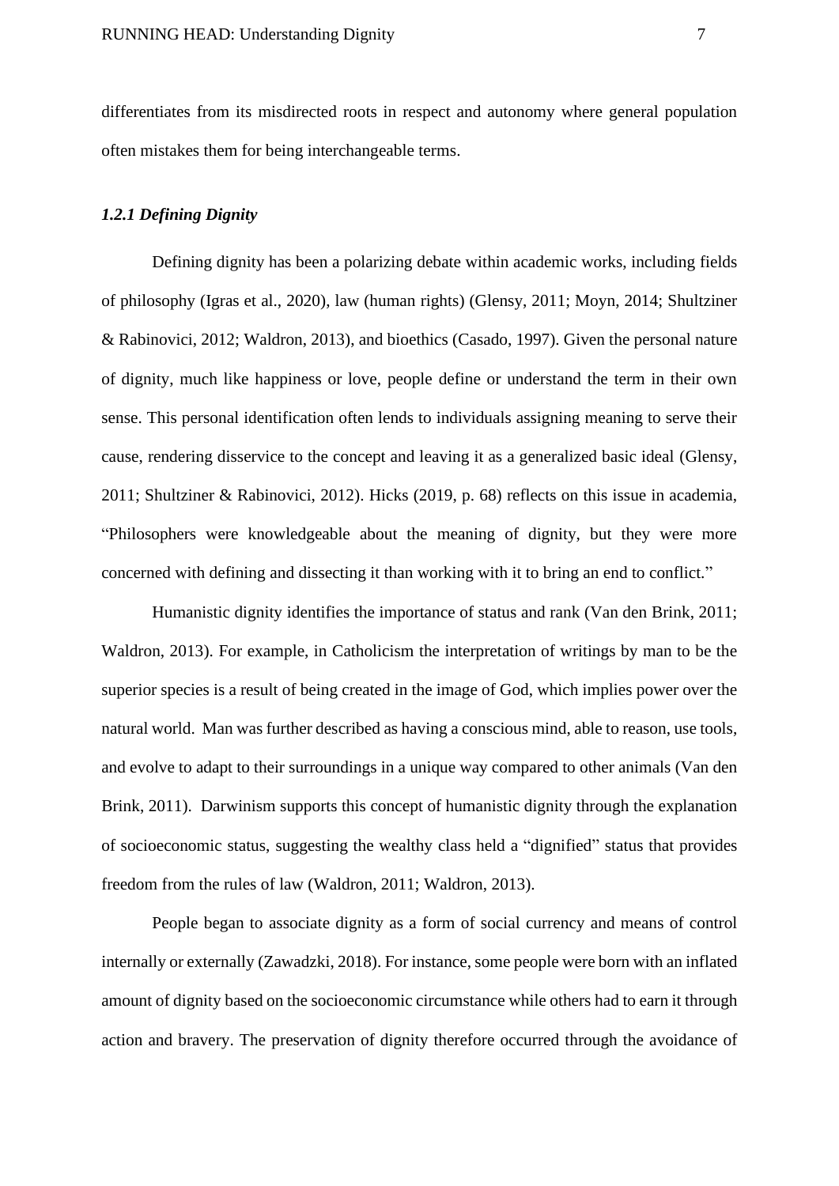differentiates from its misdirected roots in respect and autonomy where general population often mistakes them for being interchangeable terms.

### *1.2.1 Defining Dignity*

Defining dignity has been a polarizing debate within academic works, including fields of philosophy (Igras et al., 2020), law (human rights) (Glensy, 2011; Moyn, 2014; Shultziner & Rabinovici, 2012; Waldron, 2013), and bioethics (Casado, 1997). Given the personal nature of dignity, much like happiness or love, people define or understand the term in their own sense. This personal identification often lends to individuals assigning meaning to serve their cause, rendering disservice to the concept and leaving it as a generalized basic ideal (Glensy, 2011; Shultziner & Rabinovici, 2012). Hicks (2019, p. 68) reflects on this issue in academia, "Philosophers were knowledgeable about the meaning of dignity, but they were more concerned with defining and dissecting it than working with it to bring an end to conflict."

Humanistic dignity identifies the importance of status and rank (Van den Brink, 2011; Waldron, 2013). For example, in Catholicism the interpretation of writings by man to be the superior species is a result of being created in the image of God, which implies power over the natural world. Man was further described as having a conscious mind, able to reason, use tools, and evolve to adapt to their surroundings in a unique way compared to other animals (Van den Brink, 2011). Darwinism supports this concept of humanistic dignity through the explanation of socioeconomic status, suggesting the wealthy class held a "dignified" status that provides freedom from the rules of law (Waldron, 2011; Waldron, 2013).

People began to associate dignity as a form of social currency and means of control internally or externally (Zawadzki, 2018). For instance, some people were born with an inflated amount of dignity based on the socioeconomic circumstance while others had to earn it through action and bravery. The preservation of dignity therefore occurred through the avoidance of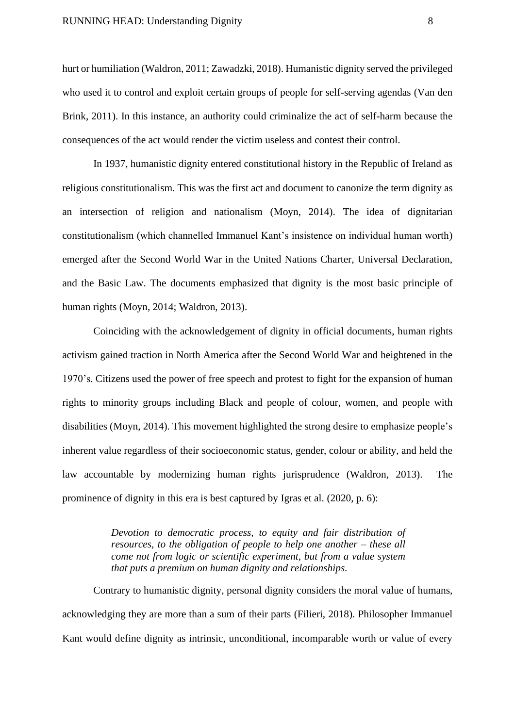hurt or humiliation (Waldron, 2011; Zawadzki, 2018). Humanistic dignity served the privileged who used it to control and exploit certain groups of people for self-serving agendas (Van den Brink, 2011). In this instance, an authority could criminalize the act of self-harm because the consequences of the act would render the victim useless and contest their control.

In 1937, humanistic dignity entered constitutional history in the Republic of Ireland as religious constitutionalism. This was the first act and document to canonize the term dignity as an intersection of religion and nationalism (Moyn, 2014). The idea of dignitarian constitutionalism (which channelled Immanuel Kant's insistence on individual human worth) emerged after the Second World War in the United Nations Charter, Universal Declaration, and the Basic Law. The documents emphasized that dignity is the most basic principle of human rights (Moyn, 2014; Waldron, 2013).

Coinciding with the acknowledgement of dignity in official documents, human rights activism gained traction in North America after the Second World War and heightened in the 1970's. Citizens used the power of free speech and protest to fight for the expansion of human rights to minority groups including Black and people of colour, women, and people with disabilities (Moyn, 2014). This movement highlighted the strong desire to emphasize people's inherent value regardless of their socioeconomic status, gender, colour or ability, and held the law accountable by modernizing human rights jurisprudence (Waldron, 2013). The prominence of dignity in this era is best captured by Igras et al. (2020, p. 6):

> *Devotion to democratic process, to equity and fair distribution of resources, to the obligation of people to help one another – these all come not from logic or scientific experiment, but from a value system that puts a premium on human dignity and relationships.*

Contrary to humanistic dignity, personal dignity considers the moral value of humans, acknowledging they are more than a sum of their parts (Filieri, 2018). Philosopher Immanuel Kant would define dignity as intrinsic, unconditional, incomparable worth or value of every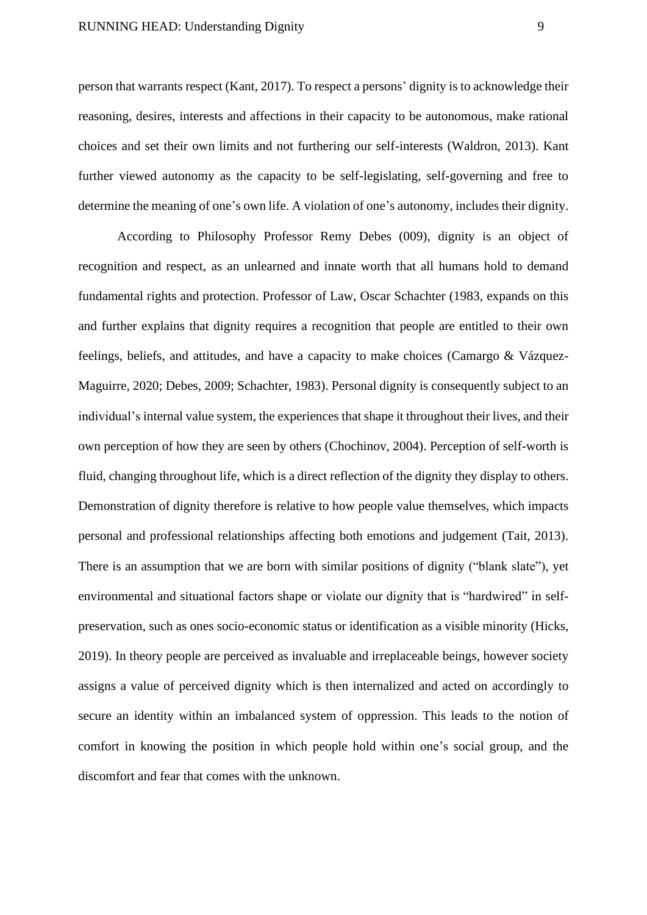person that warrants respect (Kant, 2017). To respect a persons' dignity is to acknowledge their reasoning, desires, interests and affections in their capacity to be autonomous, make rational choices and set their own limits and not furthering our self-interests (Waldron, 2013). Kant further viewed autonomy as the capacity to be self-legislating, self-governing and free to determine the meaning of one's own life. A violation of one's autonomy, includes their dignity.

According to Philosophy Professor Remy Debes (009), dignity is an object of recognition and respect, as an unlearned and innate worth that all humans hold to demand fundamental rights and protection. Professor of Law, Oscar Schachter (1983, expands on this and further explains that dignity requires a recognition that people are entitled to their own feelings, beliefs, and attitudes, and have a capacity to make choices (Camargo & Vázquez-Maguirre, 2020; Debes, 2009; Schachter, 1983). Personal dignity is consequently subject to an individual's internal value system, the experiences that shape it throughout their lives, and their own perception of how they are seen by others (Chochinov, 2004). Perception of self-worth is fluid, changing throughout life, which is a direct reflection of the dignity they display to others. Demonstration of dignity therefore is relative to how people value themselves, which impacts personal and professional relationships affecting both emotions and judgement (Tait, 2013). There is an assumption that we are born with similar positions of dignity ("blank slate"), yet environmental and situational factors shape or violate our dignity that is "hardwired" in self-preservation, such as ones socio-economic status or identification as a visible minority (Hicks, 2019). In theory people are perceived as invaluable and irreplaceable beings, however society assigns a value of perceived dignity which is then internalized and acted on accordingly to secure an identity within an imbalanced system of oppression. This leads to the notion of comfort in knowing the position in which people hold within one's social group, and the discomfort and fear that comes with the unknown.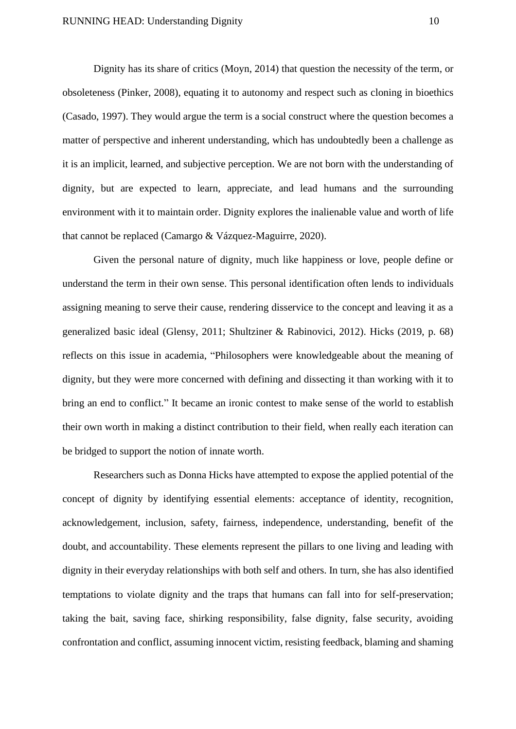Dignity has its share of critics (Moyn, 2014) that question the necessity of the term, or obsoleteness (Pinker, 2008), equating it to autonomy and respect such as cloning in bioethics (Casado, 1997). They would argue the term is a social construct where the question becomes a matter of perspective and inherent understanding, which has undoubtedly been a challenge as it is an implicit, learned, and subjective perception. We are not born with the understanding of dignity, but are expected to learn, appreciate, and lead humans and the surrounding environment with it to maintain order. Dignity explores the inalienable value and worth of life that cannot be replaced (Camargo & Vázquez-Maguirre, 2020).

Given the personal nature of dignity, much like happiness or love, people define or understand the term in their own sense. This personal identification often lends to individuals assigning meaning to serve their cause, rendering disservice to the concept and leaving it as a generalized basic ideal (Glensy, 2011; Shultziner & Rabinovici, 2012). Hicks (2019, p. 68) reflects on this issue in academia, "Philosophers were knowledgeable about the meaning of dignity, but they were more concerned with defining and dissecting it than working with it to bring an end to conflict." It became an ironic contest to make sense of the world to establish their own worth in making a distinct contribution to their field, when really each iteration can be bridged to support the notion of innate worth.

Researchers such as Donna Hicks have attempted to expose the applied potential of the concept of dignity by identifying essential elements: acceptance of identity, recognition, acknowledgement, inclusion, safety, fairness, independence, understanding, benefit of the doubt, and accountability. These elements represent the pillars to one living and leading with dignity in their everyday relationships with both self and others. In turn, she has also identified temptations to violate dignity and the traps that humans can fall into for self-preservation; taking the bait, saving face, shirking responsibility, false dignity, false security, avoiding confrontation and conflict, assuming innocent victim, resisting feedback, blaming and shaming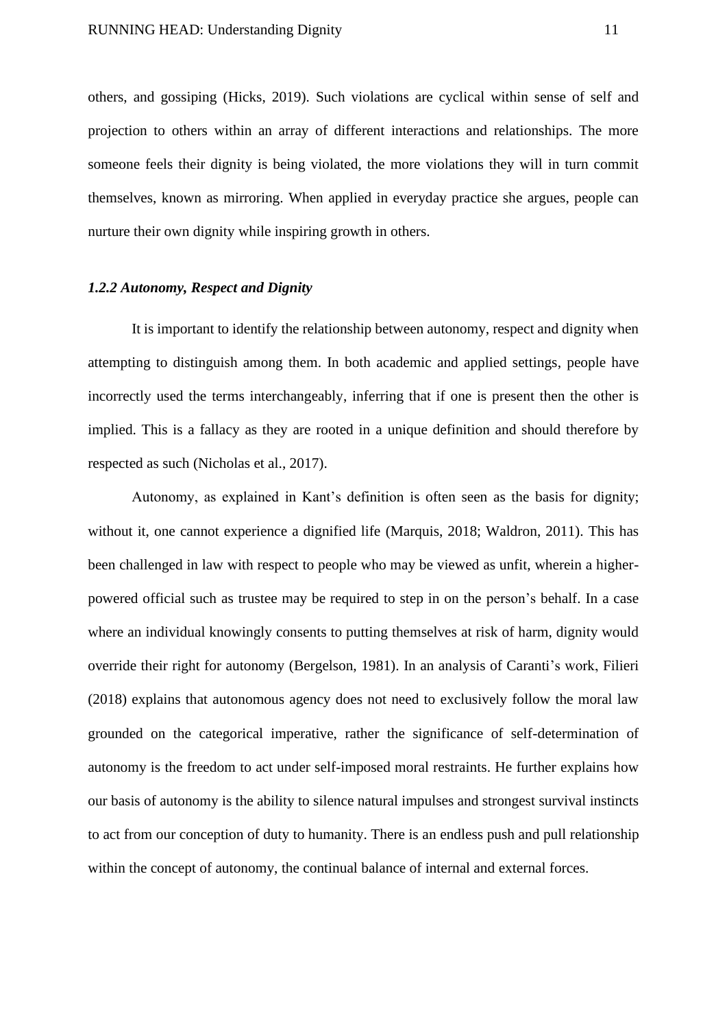others, and gossiping (Hicks, 2019). Such violations are cyclical within sense of self and projection to others within an array of different interactions and relationships. The more someone feels their dignity is being violated, the more violations they will in turn commit themselves, known as mirroring. When applied in everyday practice she argues, people can nurture their own dignity while inspiring growth in others.

#### *1.2.2 Autonomy, Respect and Dignity*

It is important to identify the relationship between autonomy, respect and dignity when attempting to distinguish among them. In both academic and applied settings, people have incorrectly used the terms interchangeably, inferring that if one is present then the other is implied. This is a fallacy as they are rooted in a unique definition and should therefore by respected as such (Nicholas et al., 2017).

Autonomy, as explained in Kant's definition is often seen as the basis for dignity; without it, one cannot experience a dignified life (Marquis, 2018; Waldron, 2011). This has been challenged in law with respect to people who may be viewed as unfit, wherein a higher-powered official such as trustee may be required to step in on the person's behalf. In a case where an individual knowingly consents to putting themselves at risk of harm, dignity would override their right for autonomy (Bergelson, 1981). In an analysis of Caranti's work, Filieri (2018) explains that autonomous agency does not need to exclusively follow the moral law grounded on the categorical imperative, rather the significance of self-determination of autonomy is the freedom to act under self-imposed moral restraints. He further explains how our basis of autonomy is the ability to silence natural impulses and strongest survival instincts to act from our conception of duty to humanity. There is an endless push and pull relationship within the concept of autonomy, the continual balance of internal and external forces.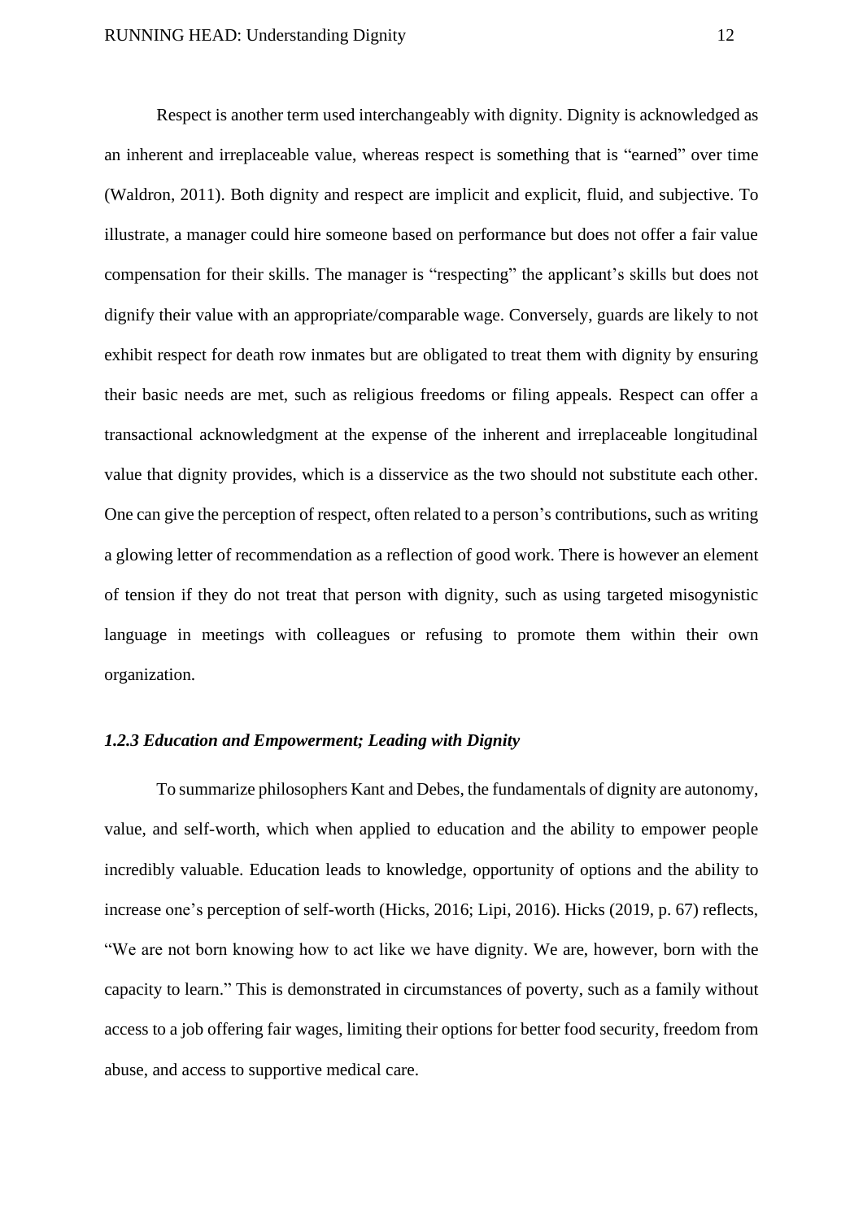Respect is another term used interchangeably with dignity. Dignity is acknowledged as an inherent and irreplaceable value, whereas respect is something that is "earned" over time (Waldron, 2011). Both dignity and respect are implicit and explicit, fluid, and subjective. To illustrate, a manager could hire someone based on performance but does not offer a fair value compensation for their skills. The manager is "respecting" the applicant's skills but does not dignify their value with an appropriate/comparable wage. Conversely, guards are likely to not exhibit respect for death row inmates but are obligated to treat them with dignity by ensuring their basic needs are met, such as religious freedoms or filing appeals. Respect can offer a transactional acknowledgment at the expense of the inherent and irreplaceable longitudinal value that dignity provides, which is a disservice as the two should not substitute each other. One can give the perception of respect, often related to a person's contributions, such as writing a glowing letter of recommendation as a reflection of good work. There is however an element of tension if they do not treat that person with dignity, such as using targeted misogynistic language in meetings with colleagues or refusing to promote them within their own organization.

### *1.2.3 Education and Empowerment; Leading with Dignity*

To summarize philosophers Kant and Debes, the fundamentals of dignity are autonomy, value, and self-worth, which when applied to education and the ability to empower people incredibly valuable. Education leads to knowledge, opportunity of options and the ability to increase one's perception of self-worth (Hicks, 2016; Lipi, 2016). Hicks (2019, p. 67) reflects, "We are not born knowing how to act like we have dignity. We are, however, born with the capacity to learn." This is demonstrated in circumstances of poverty, such as a family without access to a job offering fair wages, limiting their options for better food security, freedom from abuse, and access to supportive medical care.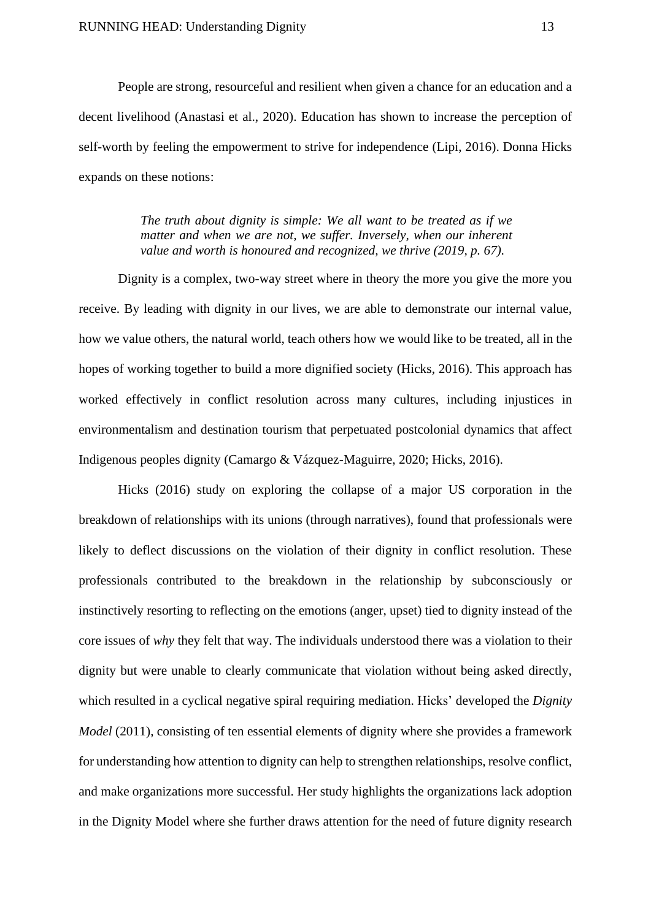People are strong, resourceful and resilient when given a chance for an education and a decent livelihood (Anastasi et al., 2020). Education has shown to increase the perception of self-worth by feeling the empowerment to strive for independence (Lipi, 2016). Donna Hicks expands on these notions:

> *The truth about dignity is simple: We all want to be treated as if we matter and when we are not, we suffer. Inversely, when our inherent value and worth is honoured and recognized, we thrive (2019, p. 67).*

Dignity is a complex, two-way street where in theory the more you give the more you receive. By leading with dignity in our lives, we are able to demonstrate our internal value, how we value others, the natural world, teach others how we would like to be treated, all in the hopes of working together to build a more dignified society (Hicks, 2016). This approach has worked effectively in conflict resolution across many cultures, including injustices in environmentalism and destination tourism that perpetuated postcolonial dynamics that affect Indigenous peoples dignity (Camargo & Vázquez-Maguirre, 2020; Hicks, 2016).

Hicks (2016) study on exploring the collapse of a major US corporation in the breakdown of relationships with its unions (through narratives), found that professionals were likely to deflect discussions on the violation of their dignity in conflict resolution. These professionals contributed to the breakdown in the relationship by subconsciously or instinctively resorting to reflecting on the emotions (anger, upset) tied to dignity instead of the core issues of *why* they felt that way. The individuals understood there was a violation to their dignity but were unable to clearly communicate that violation without being asked directly, which resulted in a cyclical negative spiral requiring mediation. Hicks' developed the *Dignity Model* (2011), consisting of ten essential elements of dignity where she provides a framework for understanding how attention to dignity can help to strengthen relationships, resolve conflict, and make organizations more successful. Her study highlights the organizations lack adoption in the Dignity Model where she further draws attention for the need of future dignity research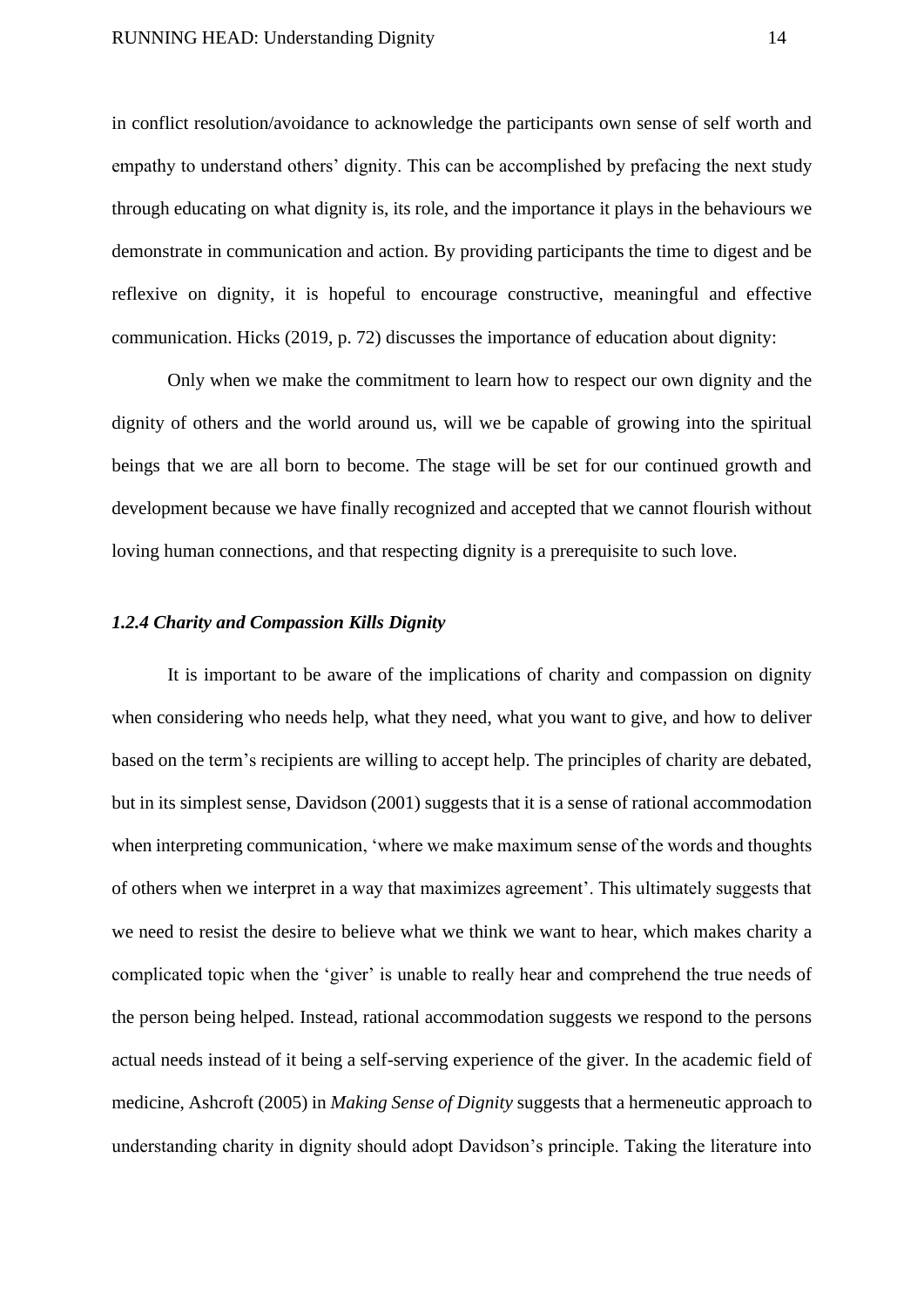in conflict resolution/avoidance to acknowledge the participants own sense of self worth and empathy to understand others' dignity. This can be accomplished by prefacing the next study through educating on what dignity is, its role, and the importance it plays in the behaviours we demonstrate in communication and action. By providing participants the time to digest and be reflexive on dignity, it is hopeful to encourage constructive, meaningful and effective communication. Hicks (2019, p. 72) discusses the importance of education about dignity:

> Only when we make the commitment to learn how to respect our own dignity and the dignity of others and the world around us, will we be capable of growing into the spiritual beings that we are all born to become. The stage will be set for our continued growth and development because we have finally recognized and accepted that we cannot flourish without loving human connections, and that respecting dignity is a prerequisite to such love.

#### *1.2.4 Charity and Compassion Kills Dignity*

It is important to be aware of the implications of charity and compassion on dignity when considering who needs help, what they need, what you want to give, and how to deliver based on the term's recipients are willing to accept help. The principles of charity are debated, but in its simplest sense, Davidson (2001) suggests that it is a sense of rational accommodation when interpreting communication, 'where we make maximum sense of the words and thoughts of others when we interpret in a way that maximizes agreement'. This ultimately suggests that we need to resist the desire to believe what we think we want to hear, which makes charity a complicated topic when the 'giver' is unable to really hear and comprehend the true needs of the person being helped. Instead, rational accommodation suggests we respond to the persons actual needs instead of it being a self-serving experience of the giver. In the academic field of medicine, Ashcroft (2005) in *Making Sense of Dignity* suggests that a hermeneutic approach to understanding charity in dignity should adopt Davidson's principle. Taking the literature into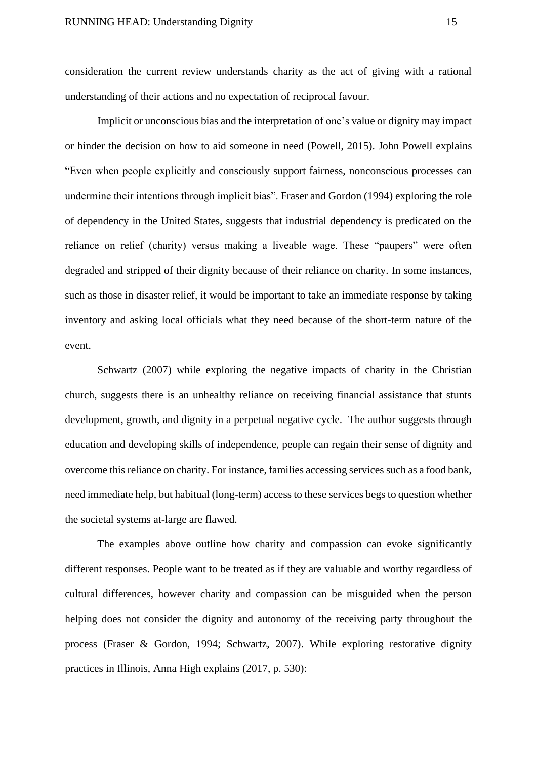consideration the current review understands charity as the act of giving with a rational understanding of their actions and no expectation of reciprocal favour.

Implicit or unconscious bias and the interpretation of one's value or dignity may impact or hinder the decision on how to aid someone in need (Powell, 2015). John Powell explains "Even when people explicitly and consciously support fairness, nonconscious processes can undermine their intentions through implicit bias". Fraser and Gordon (1994) exploring the role of dependency in the United States, suggests that industrial dependency is predicated on the reliance on relief (charity) versus making a liveable wage. These "paupers" were often degraded and stripped of their dignity because of their reliance on charity. In some instances, such as those in disaster relief, it would be important to take an immediate response by taking inventory and asking local officials what they need because of the short-term nature of the event.

Schwartz (2007) while exploring the negative impacts of charity in the Christian church, suggests there is an unhealthy reliance on receiving financial assistance that stunts development, growth, and dignity in a perpetual negative cycle. The author suggests through education and developing skills of independence, people can regain their sense of dignity and overcome this reliance on charity. For instance, families accessing services such as a food bank, need immediate help, but habitual (long-term) access to these services begs to question whether the societal systems at-large are flawed.

The examples above outline how charity and compassion can evoke significantly different responses. People want to be treated as if they are valuable and worthy regardless of cultural differences, however charity and compassion can be misguided when the person helping does not consider the dignity and autonomy of the receiving party throughout the process (Fraser & Gordon, 1994; Schwartz, 2007). While exploring restorative dignity practices in Illinois, Anna High explains (2017, p. 530):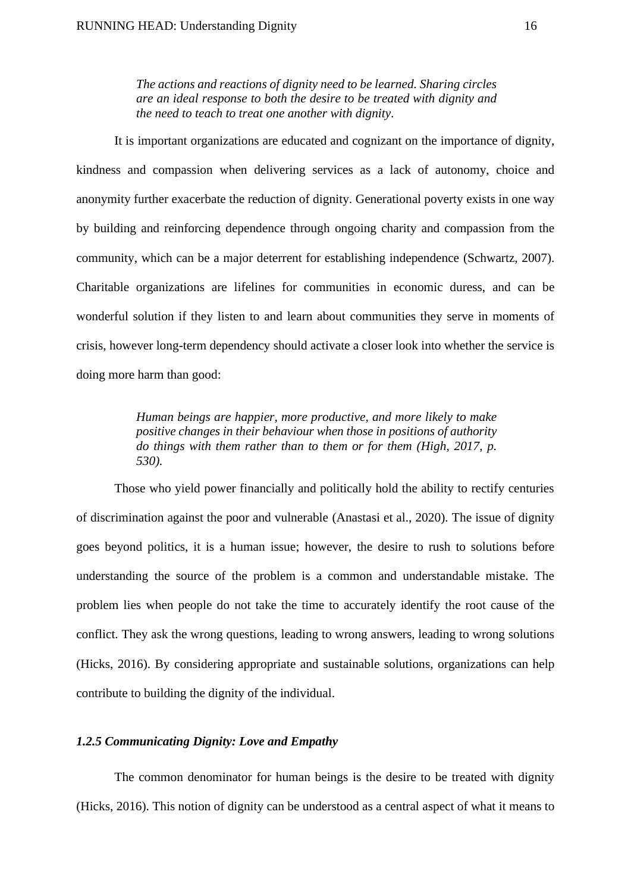> *The actions and reactions of dignity need to be learned. Sharing circles are an ideal response to both the desire to be treated with dignity and the need to teach to treat one another with dignity.*

It is important organizations are educated and cognizant on the importance of dignity, kindness and compassion when delivering services as a lack of autonomy, choice and anonymity further exacerbate the reduction of dignity. Generational poverty exists in one way by building and reinforcing dependence through ongoing charity and compassion from the community, which can be a major deterrent for establishing independence (Schwartz, 2007). Charitable organizations are lifelines for communities in economic duress, and can be wonderful solution if they listen to and learn about communities they serve in moments of crisis, however long-term dependency should activate a closer look into whether the service is doing more harm than good:

> *Human beings are happier, more productive, and more likely to make positive changes in their behaviour when those in positions of authority do things with them rather than to them or for them (High, 2017, p. 530).*

Those who yield power financially and politically hold the ability to rectify centuries of discrimination against the poor and vulnerable (Anastasi et al., 2020). The issue of dignity goes beyond politics, it is a human issue; however, the desire to rush to solutions before understanding the source of the problem is a common and understandable mistake. The problem lies when people do not take the time to accurately identify the root cause of the conflict. They ask the wrong questions, leading to wrong answers, leading to wrong solutions (Hicks, 2016). By considering appropriate and sustainable solutions, organizations can help contribute to building the dignity of the individual.

#### *1.2.5 Communicating Dignity: Love and Empathy*

The common denominator for human beings is the desire to be treated with dignity (Hicks, 2016). This notion of dignity can be understood as a central aspect of what it means to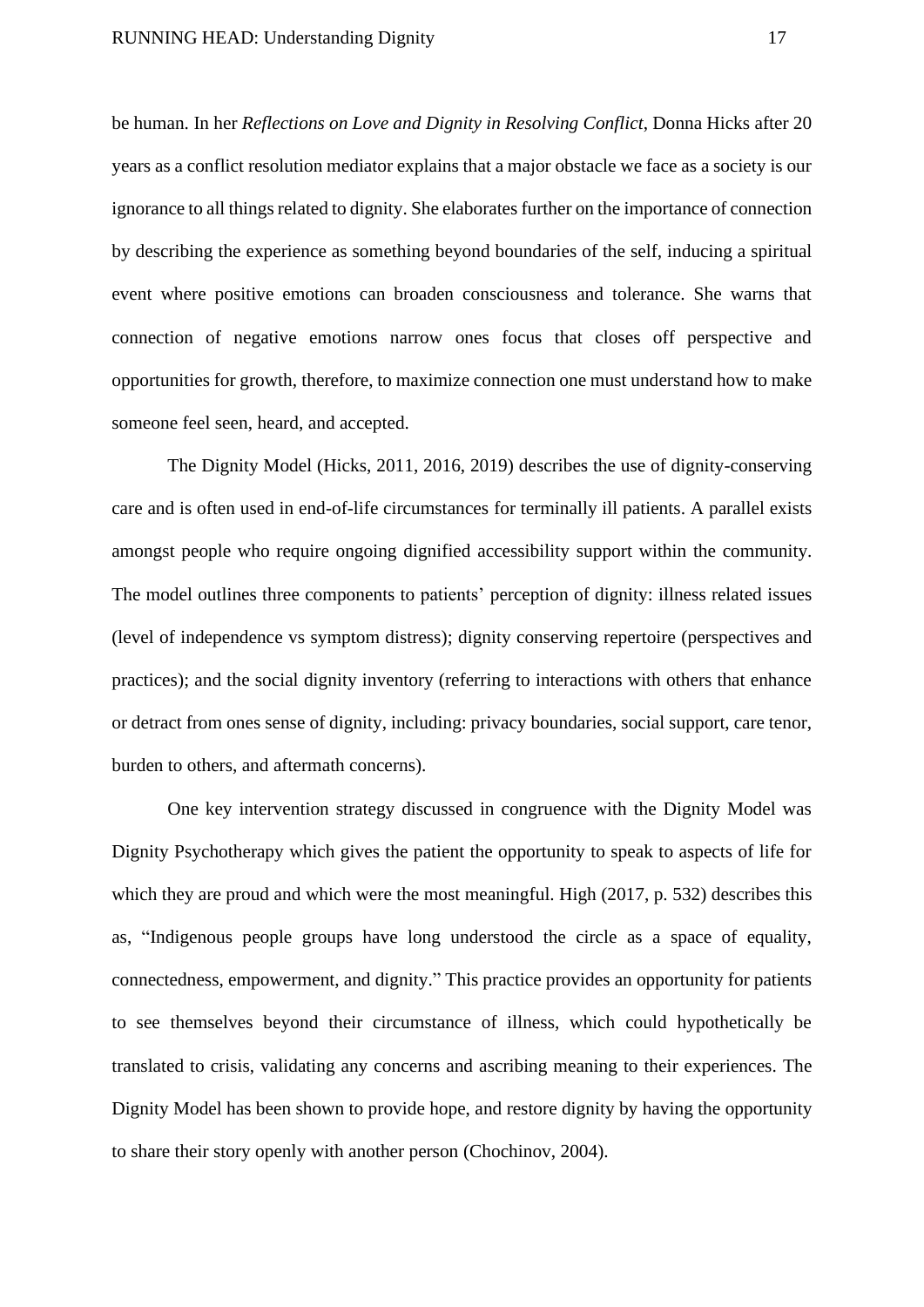be human. In her *Reflections on Love and Dignity in Resolving Conflict*, Donna Hicks after 20 years as a conflict resolution mediator explains that a major obstacle we face as a society is our ignorance to all things related to dignity. She elaborates further on the importance of connection by describing the experience as something beyond boundaries of the self, inducing a spiritual event where positive emotions can broaden consciousness and tolerance. She warns that connection of negative emotions narrow ones focus that closes off perspective and opportunities for growth, therefore, to maximize connection one must understand how to make someone feel seen, heard, and accepted.

The Dignity Model (Hicks, 2011, 2016, 2019) describes the use of dignity-conserving care and is often used in end-of-life circumstances for terminally ill patients. A parallel exists amongst people who require ongoing dignified accessibility support within the community. The model outlines three components to patients' perception of dignity: illness related issues (level of independence vs symptom distress); dignity conserving repertoire (perspectives and practices); and the social dignity inventory (referring to interactions with others that enhance or detract from ones sense of dignity, including: privacy boundaries, social support, care tenor, burden to others, and aftermath concerns).

One key intervention strategy discussed in congruence with the Dignity Model was Dignity Psychotherapy which gives the patient the opportunity to speak to aspects of life for which they are proud and which were the most meaningful. High (2017, p. 532) describes this as, "Indigenous people groups have long understood the circle as a space of equality, connectedness, empowerment, and dignity." This practice provides an opportunity for patients to see themselves beyond their circumstance of illness, which could hypothetically be translated to crisis, validating any concerns and ascribing meaning to their experiences. The Dignity Model has been shown to provide hope, and restore dignity by having the opportunity to share their story openly with another person (Chochinov, 2004).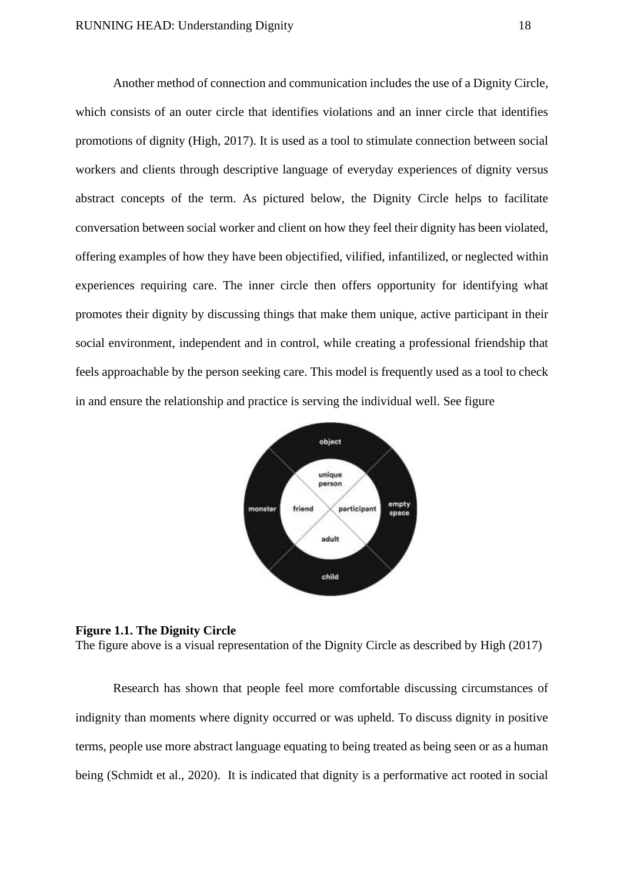Another method of connection and communication includes the use of a Dignity Circle, which consists of an outer circle that identifies violations and an inner circle that identifies promotions of dignity (High, 2017). It is used as a tool to stimulate connection between social workers and clients through descriptive language of everyday experiences of dignity versus abstract concepts of the term. As pictured below, the Dignity Circle helps to facilitate conversation between social worker and client on how they feel their dignity has been violated, offering examples of how they have been objectified, vilified, infantilized, or neglected within experiences requiring care. The inner circle then offers opportunity for identifying what promotes their dignity by discussing things that make them unique, active participant in their social environment, independent and in control, while creating a professional friendship that feels approachable by the person seeking care. This model is frequently used as a tool to check in and ensure the relationship and practice is serving the individual well. See figure

**Figure 1.1. The Dignity Circle**
The figure above is a visual representation of the Dignity Circle as described by High (2017)

Research has shown that people feel more comfortable discussing circumstances of indignity than moments where dignity occurred or was upheld. To discuss dignity in positive terms, people use more abstract language equating to being treated as being seen or as a human being (Schmidt et al., 2020). It is indicated that dignity is a performative act rooted in social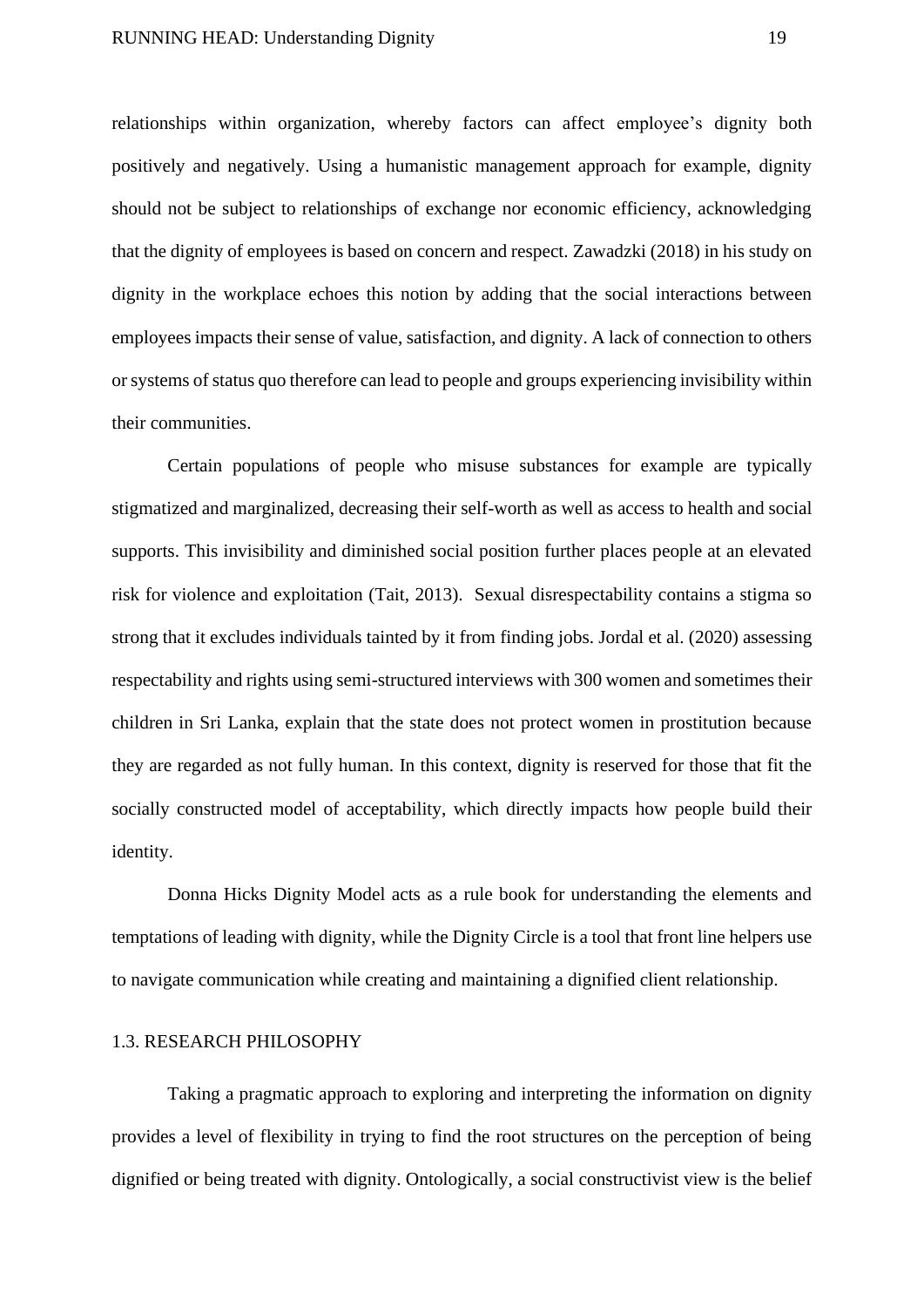relationships within organization, whereby factors can affect employee's dignity both positively and negatively. Using a humanistic management approach for example, dignity should not be subject to relationships of exchange nor economic efficiency, acknowledging that the dignity of employees is based on concern and respect. Zawadzki (2018) in his study on dignity in the workplace echoes this notion by adding that the social interactions between employees impacts their sense of value, satisfaction, and dignity. A lack of connection to others or systems of status quo therefore can lead to people and groups experiencing invisibility within their communities.

Certain populations of people who misuse substances for example are typically stigmatized and marginalized, decreasing their self-worth as well as access to health and social supports. This invisibility and diminished social position further places people at an elevated risk for violence and exploitation (Tait, 2013). Sexual disrespectability contains a stigma so strong that it excludes individuals tainted by it from finding jobs. Jordal et al. (2020) assessing respectability and rights using semi-structured interviews with 300 women and sometimes their children in Sri Lanka, explain that the state does not protect women in prostitution because they are regarded as not fully human. In this context, dignity is reserved for those that fit the socially constructed model of acceptability, which directly impacts how people build their identity.

Donna Hicks Dignity Model acts as a rule book for understanding the elements and temptations of leading with dignity, while the Dignity Circle is a tool that front line helpers use to navigate communication while creating and maintaining a dignified client relationship.

## 1.3. RESEARCH PHILOSOPHY

Taking a pragmatic approach to exploring and interpreting the information on dignity provides a level of flexibility in trying to find the root structures on the perception of being dignified or being treated with dignity. Ontologically, a social constructivist view is the belief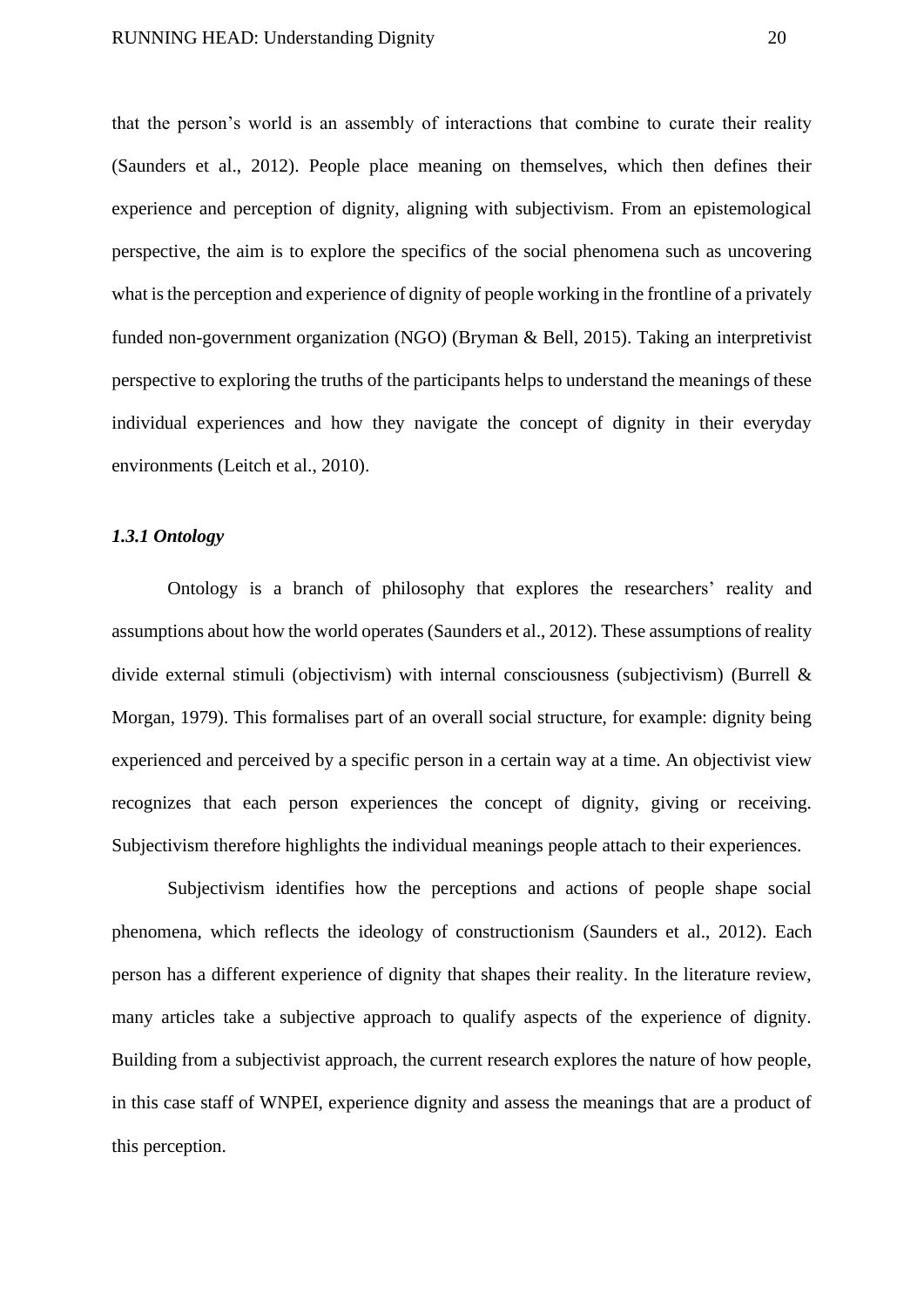that the person's world is an assembly of interactions that combine to curate their reality (Saunders et al., 2012). People place meaning on themselves, which then defines their experience and perception of dignity, aligning with subjectivism. From an epistemological perspective, the aim is to explore the specifics of the social phenomena such as uncovering what is the perception and experience of dignity of people working in the frontline of a privately funded non-government organization (NGO) (Bryman & Bell, 2015). Taking an interpretivist perspective to exploring the truths of the participants helps to understand the meanings of these individual experiences and how they navigate the concept of dignity in their everyday environments (Leitch et al., 2010).

### *1.3.1 Ontology*

Ontology is a branch of philosophy that explores the researchers' reality and assumptions about how the world operates (Saunders et al., 2012). These assumptions of reality divide external stimuli (objectivism) with internal consciousness (subjectivism) (Burrell & Morgan, 1979). This formalises part of an overall social structure, for example: dignity being experienced and perceived by a specific person in a certain way at a time. An objectivist view recognizes that each person experiences the concept of dignity, giving or receiving. Subjectivism therefore highlights the individual meanings people attach to their experiences.

Subjectivism identifies how the perceptions and actions of people shape social phenomena, which reflects the ideology of constructionism (Saunders et al., 2012). Each person has a different experience of dignity that shapes their reality. In the literature review, many articles take a subjective approach to qualify aspects of the experience of dignity. Building from a subjectivist approach, the current research explores the nature of how people, in this case staff of WNPEI, experience dignity and assess the meanings that are a product of this perception.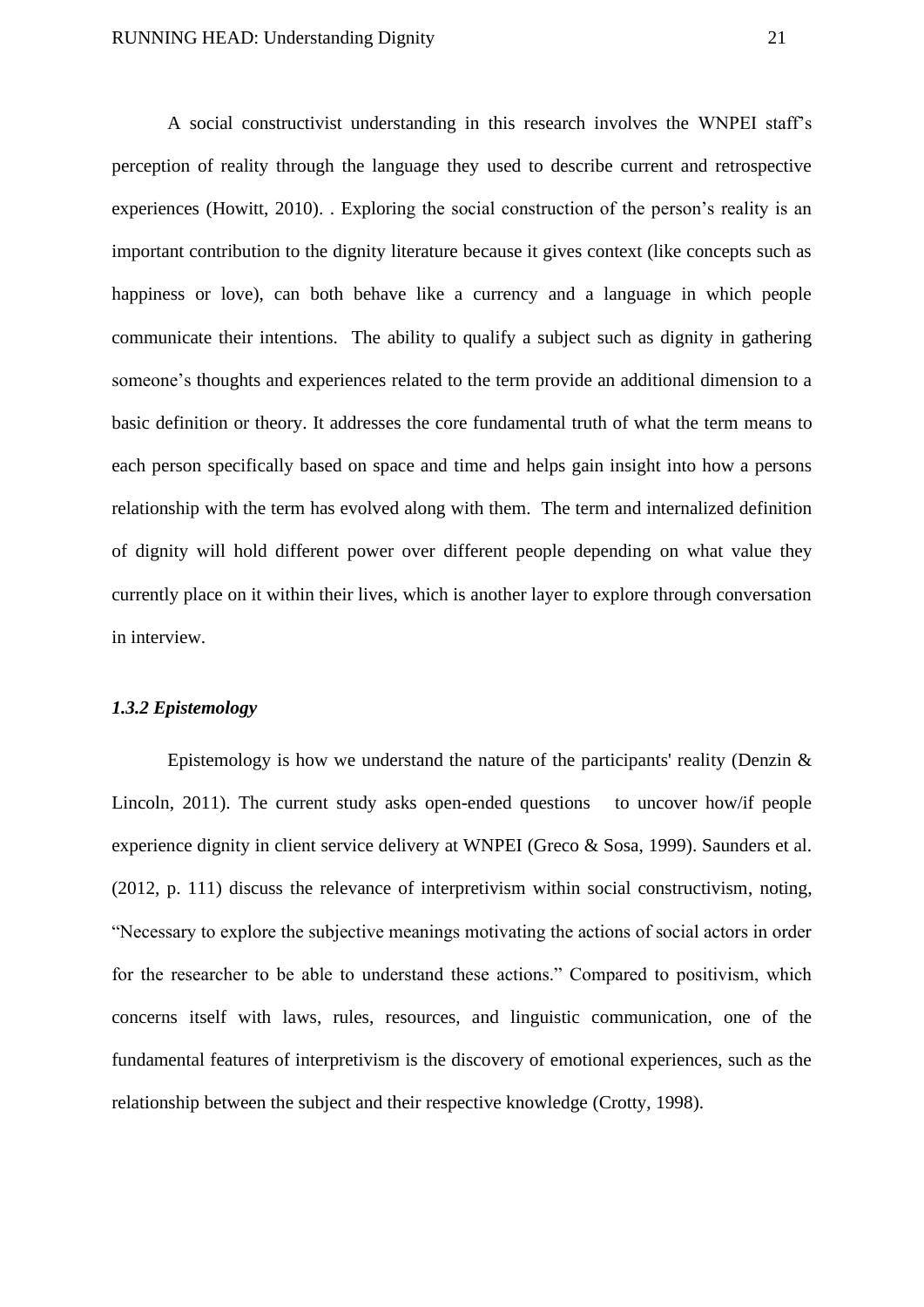A social constructivist understanding in this research involves the WNPEI staff's perception of reality through the language they used to describe current and retrospective experiences (Howitt, 2010). . Exploring the social construction of the person's reality is an important contribution to the dignity literature because it gives context (like concepts such as happiness or love), can both behave like a currency and a language in which people communicate their intentions. The ability to qualify a subject such as dignity in gathering someone's thoughts and experiences related to the term provide an additional dimension to a basic definition or theory. It addresses the core fundamental truth of what the term means to each person specifically based on space and time and helps gain insight into how a persons relationship with the term has evolved along with them. The term and internalized definition of dignity will hold different power over different people depending on what value they currently place on it within their lives, which is another layer to explore through conversation in interview.

#### *1.3.2 Epistemology*

Epistemology is how we understand the nature of the participants' reality (Denzin & Lincoln, 2011). The current study asks open-ended questions to uncover how/if people experience dignity in client service delivery at WNPEI (Greco & Sosa, 1999). Saunders et al. (2012, p. 111) discuss the relevance of interpretivism within social constructivism, noting, "Necessary to explore the subjective meanings motivating the actions of social actors in order for the researcher to be able to understand these actions." Compared to positivism, which concerns itself with laws, rules, resources, and linguistic communication, one of the fundamental features of interpretivism is the discovery of emotional experiences, such as the relationship between the subject and their respective knowledge (Crotty, 1998).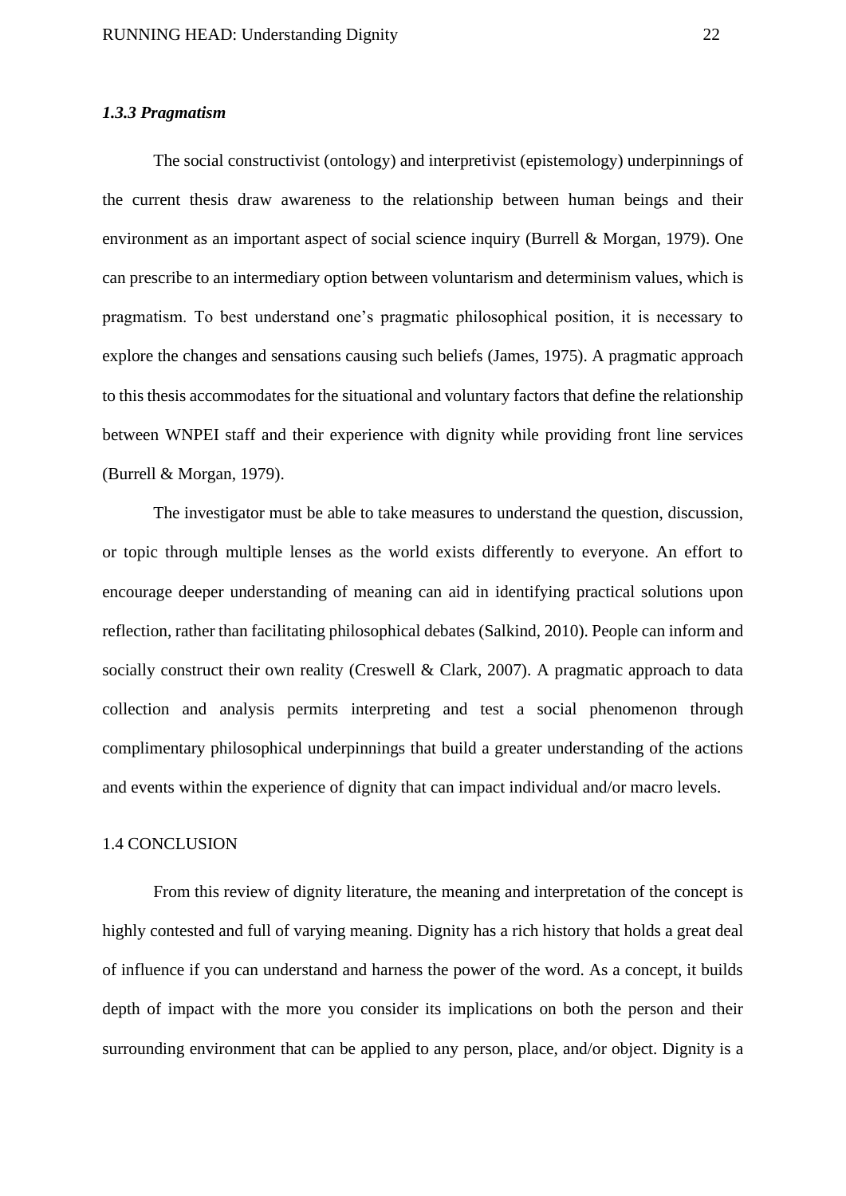### *1.3.3 Pragmatism*

The social constructivist (ontology) and interpretivist (epistemology) underpinnings of the current thesis draw awareness to the relationship between human beings and their environment as an important aspect of social science inquiry (Burrell & Morgan, 1979). One can prescribe to an intermediary option between voluntarism and determinism values, which is pragmatism. To best understand one's pragmatic philosophical position, it is necessary to explore the changes and sensations causing such beliefs (James, 1975). A pragmatic approach to this thesis accommodates for the situational and voluntary factors that define the relationship between WNPEI staff and their experience with dignity while providing front line services (Burrell & Morgan, 1979).

The investigator must be able to take measures to understand the question, discussion, or topic through multiple lenses as the world exists differently to everyone. An effort to encourage deeper understanding of meaning can aid in identifying practical solutions upon reflection, rather than facilitating philosophical debates (Salkind, 2010). People can inform and socially construct their own reality (Creswell & Clark, 2007). A pragmatic approach to data collection and analysis permits interpreting and test a social phenomenon through complimentary philosophical underpinnings that build a greater understanding of the actions and events within the experience of dignity that can impact individual and/or macro levels.

## 1.4 CONCLUSION

From this review of dignity literature, the meaning and interpretation of the concept is highly contested and full of varying meaning. Dignity has a rich history that holds a great deal of influence if you can understand and harness the power of the word. As a concept, it builds depth of impact with the more you consider its implications on both the person and their surrounding environment that can be applied to any person, place, and/or object. Dignity is a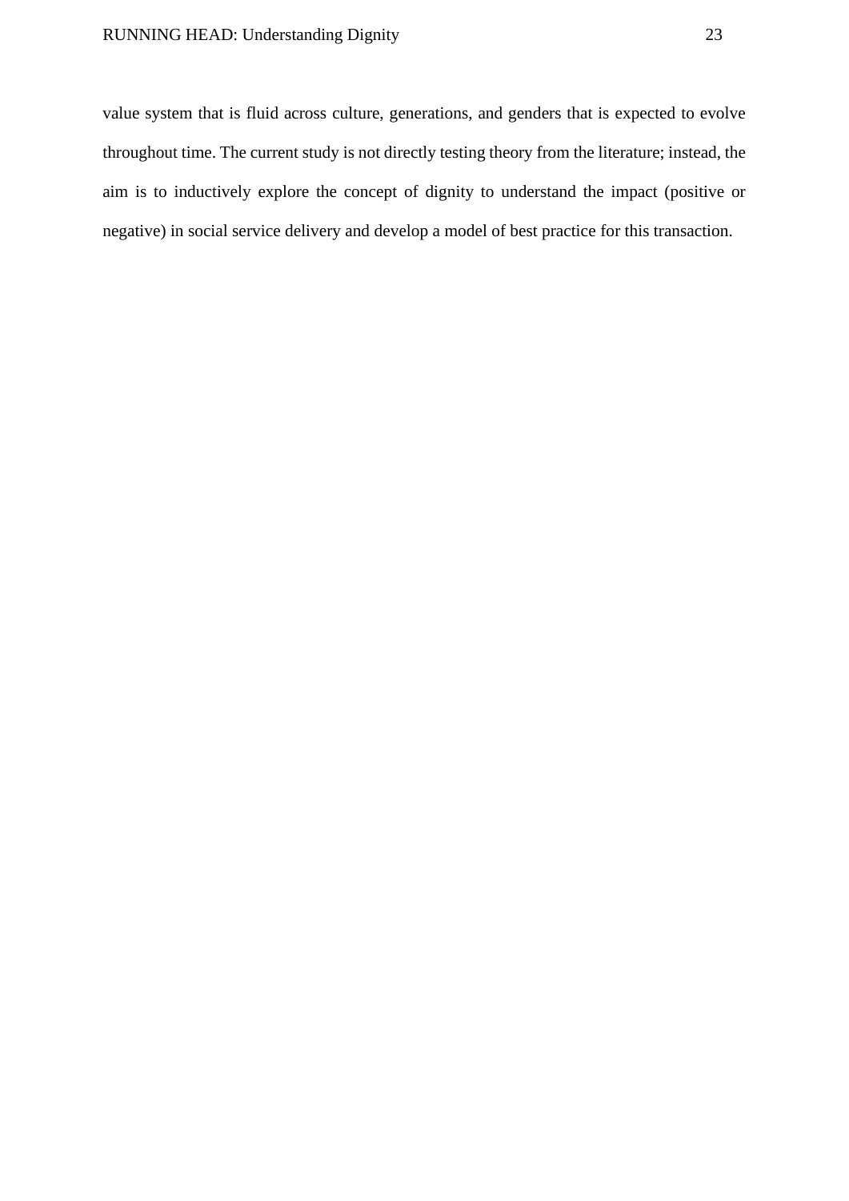value system that is fluid across culture, generations, and genders that is expected to evolve throughout time. The current study is not directly testing theory from the literature; instead, the aim is to inductively explore the concept of dignity to understand the impact (positive or negative) in social service delivery and develop a model of best practice for this transaction.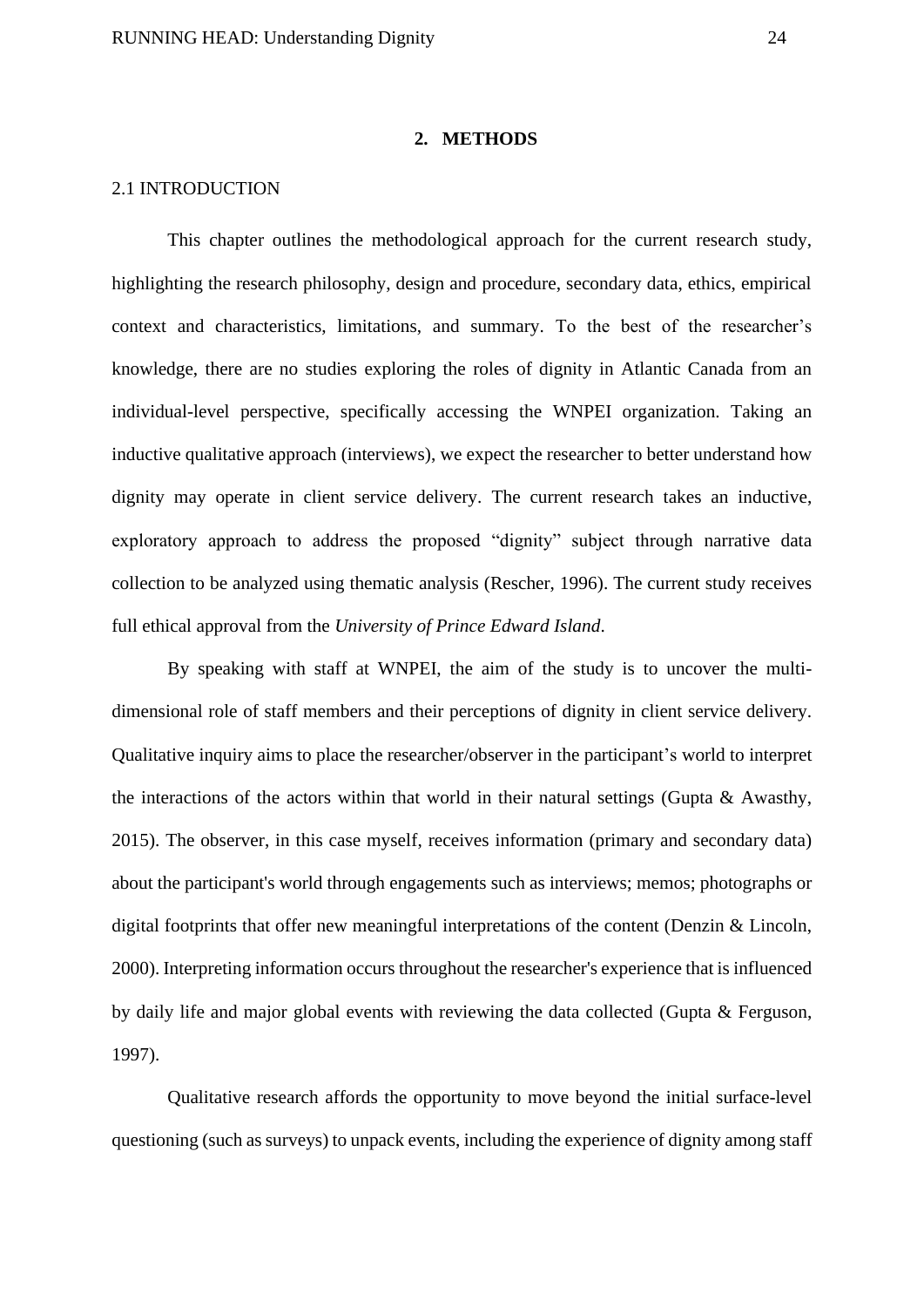## 2. METHODS

### 2.1 INTRODUCTION

This chapter outlines the methodological approach for the current research study, highlighting the research philosophy, design and procedure, secondary data, ethics, empirical context and characteristics, limitations, and summary. To the best of the researcher's knowledge, there are no studies exploring the roles of dignity in Atlantic Canada from an individual-level perspective, specifically accessing the WNPEI organization. Taking an inductive qualitative approach (interviews), we expect the researcher to better understand how dignity may operate in client service delivery. The current research takes an inductive, exploratory approach to address the proposed "dignity" subject through narrative data collection to be analyzed using thematic analysis (Rescher, 1996). The current study receives full ethical approval from the *University of Prince Edward Island*.

By speaking with staff at WNPEI, the aim of the study is to uncover the multi-dimensional role of staff members and their perceptions of dignity in client service delivery. Qualitative inquiry aims to place the researcher/observer in the participant's world to interpret the interactions of the actors within that world in their natural settings (Gupta & Awasthy, 2015). The observer, in this case myself, receives information (primary and secondary data) about the participant's world through engagements such as interviews; memos; photographs or digital footprints that offer new meaningful interpretations of the content (Denzin & Lincoln, 2000). Interpreting information occurs throughout the researcher's experience that is influenced by daily life and major global events with reviewing the data collected (Gupta & Ferguson, 1997).

Qualitative research affords the opportunity to move beyond the initial surface-level questioning (such as surveys) to unpack events, including the experience of dignity among staff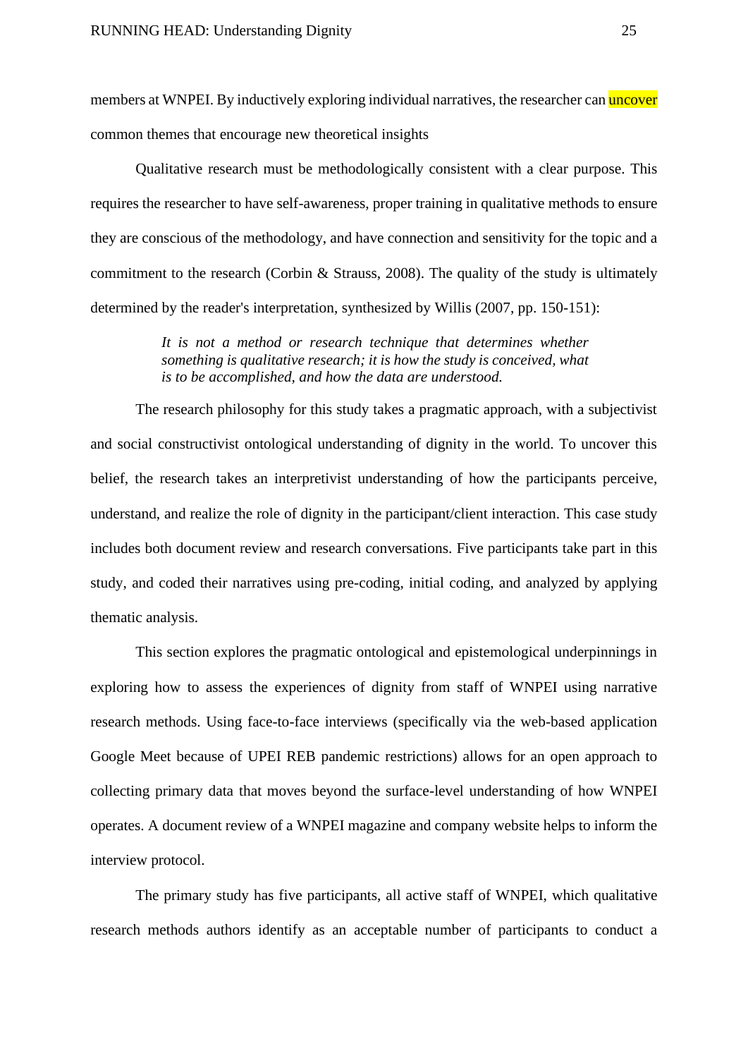members at WNPEI. By inductively exploring individual narratives, the researcher can uncover common themes that encourage new theoretical insights

Qualitative research must be methodologically consistent with a clear purpose. This requires the researcher to have self-awareness, proper training in qualitative methods to ensure they are conscious of the methodology, and have connection and sensitivity for the topic and a commitment to the research (Corbin & Strauss, 2008). The quality of the study is ultimately determined by the reader's interpretation, synthesized by Willis (2007, pp. 150-151):

> *It is not a method or research technique that determines whether something is qualitative research; it is how the study is conceived, what is to be accomplished, and how the data are understood.*

The research philosophy for this study takes a pragmatic approach, with a subjectivist and social constructivist ontological understanding of dignity in the world. To uncover this belief, the research takes an interpretivist understanding of how the participants perceive, understand, and realize the role of dignity in the participant/client interaction. This case study includes both document review and research conversations. Five participants take part in this study, and coded their narratives using pre-coding, initial coding, and analyzed by applying thematic analysis.

This section explores the pragmatic ontological and epistemological underpinnings in exploring how to assess the experiences of dignity from staff of WNPEI using narrative research methods. Using face-to-face interviews (specifically via the web-based application Google Meet because of UPEI REB pandemic restrictions) allows for an open approach to collecting primary data that moves beyond the surface-level understanding of how WNPEI operates. A document review of a WNPEI magazine and company website helps to inform the interview protocol.

The primary study has five participants, all active staff of WNPEI, which qualitative research methods authors identify as an acceptable number of participants to conduct a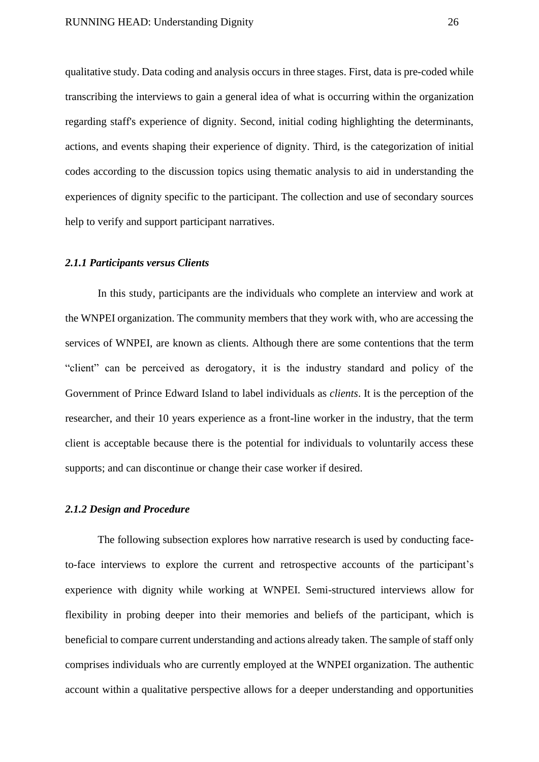qualitative study. Data coding and analysis occurs in three stages. First, data is pre-coded while transcribing the interviews to gain a general idea of what is occurring within the organization regarding staff's experience of dignity. Second, initial coding highlighting the determinants, actions, and events shaping their experience of dignity. Third, is the categorization of initial codes according to the discussion topics using thematic analysis to aid in understanding the experiences of dignity specific to the participant. The collection and use of secondary sources help to verify and support participant narratives.

### *2.1.1 Participants versus Clients*

In this study, participants are the individuals who complete an interview and work at the WNPEI organization. The community members that they work with, who are accessing the services of WNPEI, are known as clients. Although there are some contentions that the term "client" can be perceived as derogatory, it is the industry standard and policy of the Government of Prince Edward Island to label individuals as *clients*. It is the perception of the researcher, and their 10 years experience as a front-line worker in the industry, that the term client is acceptable because there is the potential for individuals to voluntarily access these supports; and can discontinue or change their case worker if desired.

### *2.1.2 Design and Procedure*

The following subsection explores how narrative research is used by conducting face-to-face interviews to explore the current and retrospective accounts of the participant's experience with dignity while working at WNPEI. Semi-structured interviews allow for flexibility in probing deeper into their memories and beliefs of the participant, which is beneficial to compare current understanding and actions already taken. The sample of staff only comprises individuals who are currently employed at the WNPEI organization. The authentic account within a qualitative perspective allows for a deeper understanding and opportunities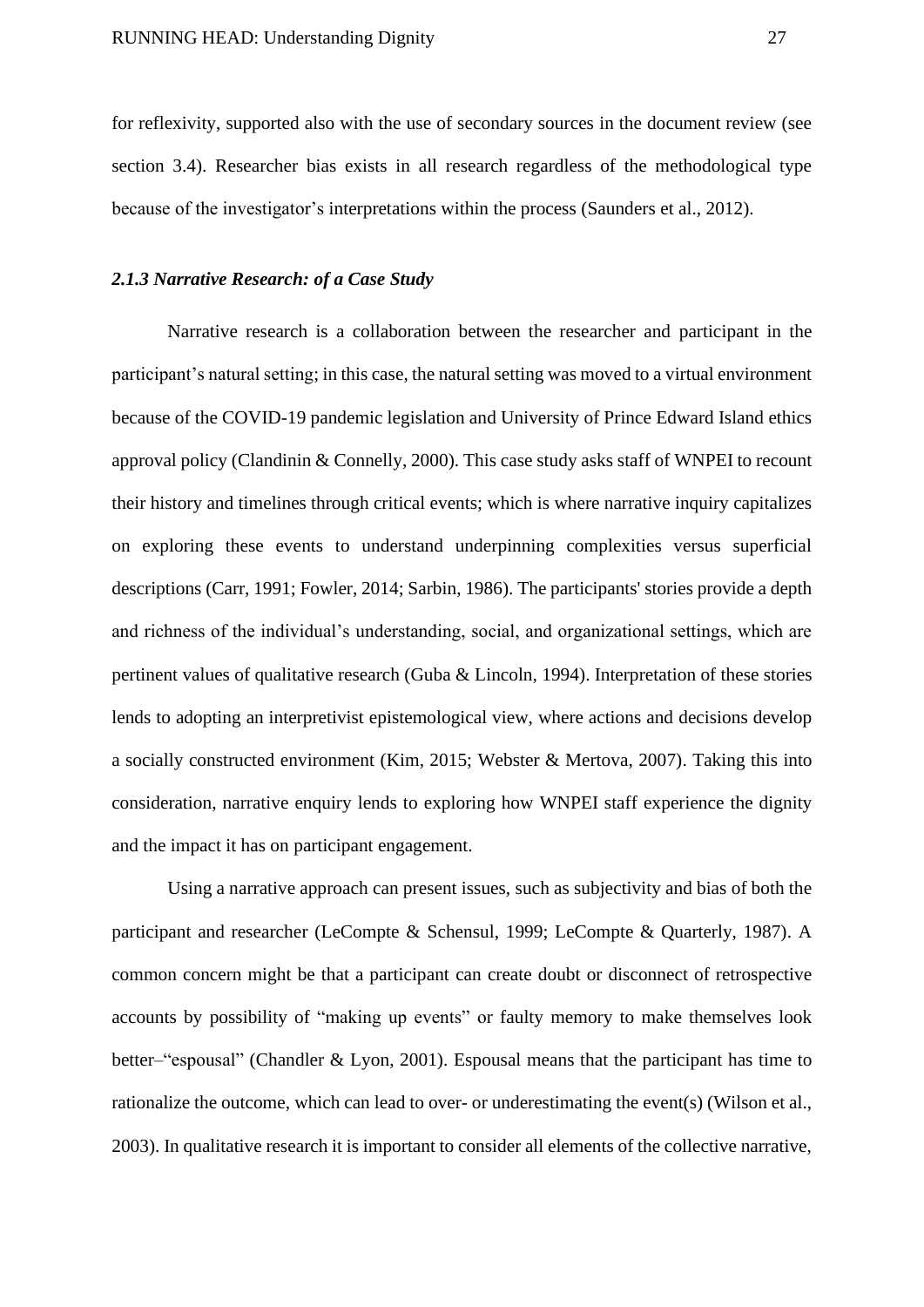for reflexivity, supported also with the use of secondary sources in the document review (see section 3.4). Researcher bias exists in all research regardless of the methodological type because of the investigator's interpretations within the process (Saunders et al., 2012).

### *2.1.3 Narrative Research: of a Case Study*

Narrative research is a collaboration between the researcher and participant in the participant's natural setting; in this case, the natural setting was moved to a virtual environment because of the COVID-19 pandemic legislation and University of Prince Edward Island ethics approval policy (Clandinin & Connelly, 2000). This case study asks staff of WNPEI to recount their history and timelines through critical events; which is where narrative inquiry capitalizes on exploring these events to understand underpinning complexities versus superficial descriptions (Carr, 1991; Fowler, 2014; Sarbin, 1986). The participants' stories provide a depth and richness of the individual's understanding, social, and organizational settings, which are pertinent values of qualitative research (Guba & Lincoln, 1994). Interpretation of these stories lends to adopting an interpretivist epistemological view, where actions and decisions develop a socially constructed environment (Kim, 2015; Webster & Mertova, 2007). Taking this into consideration, narrative enquiry lends to exploring how WNPEI staff experience the dignity and the impact it has on participant engagement.

Using a narrative approach can present issues, such as subjectivity and bias of both the participant and researcher (LeCompte & Schensul, 1999; LeCompte & Quarterly, 1987). A common concern might be that a participant can create doubt or disconnect of retrospective accounts by possibility of "making up events" or faulty memory to make themselves look better–"espousal" (Chandler & Lyon, 2001). Espousal means that the participant has time to rationalize the outcome, which can lead to over- or underestimating the event(s) (Wilson et al., 2003). In qualitative research it is important to consider all elements of the collective narrative,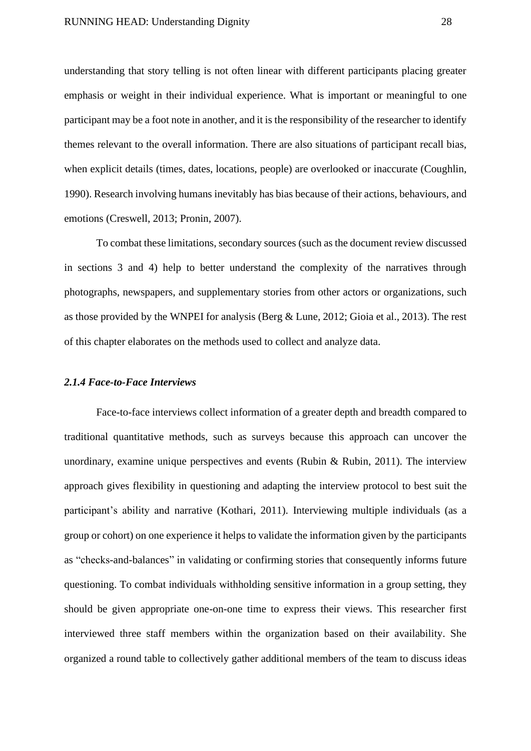understanding that story telling is not often linear with different participants placing greater emphasis or weight in their individual experience. What is important or meaningful to one participant may be a foot note in another, and it is the responsibility of the researcher to identify themes relevant to the overall information. There are also situations of participant recall bias, when explicit details (times, dates, locations, people) are overlooked or inaccurate (Coughlin, 1990). Research involving humans inevitably has bias because of their actions, behaviours, and emotions (Creswell, 2013; Pronin, 2007).

To combat these limitations, secondary sources (such as the document review discussed in sections 3 and 4) help to better understand the complexity of the narratives through photographs, newspapers, and supplementary stories from other actors or organizations, such as those provided by the WNPEI for analysis (Berg & Lune, 2012; Gioia et al., 2013). The rest of this chapter elaborates on the methods used to collect and analyze data.

#### *2.1.4 Face-to-Face Interviews*

Face-to-face interviews collect information of a greater depth and breadth compared to traditional quantitative methods, such as surveys because this approach can uncover the unordinary, examine unique perspectives and events (Rubin & Rubin, 2011). The interview approach gives flexibility in questioning and adapting the interview protocol to best suit the participant's ability and narrative (Kothari, 2011). Interviewing multiple individuals (as a group or cohort) on one experience it helps to validate the information given by the participants as "checks-and-balances" in validating or confirming stories that consequently informs future questioning. To combat individuals withholding sensitive information in a group setting, they should be given appropriate one-on-one time to express their views. This researcher first interviewed three staff members within the organization based on their availability. She organized a round table to collectively gather additional members of the team to discuss ideas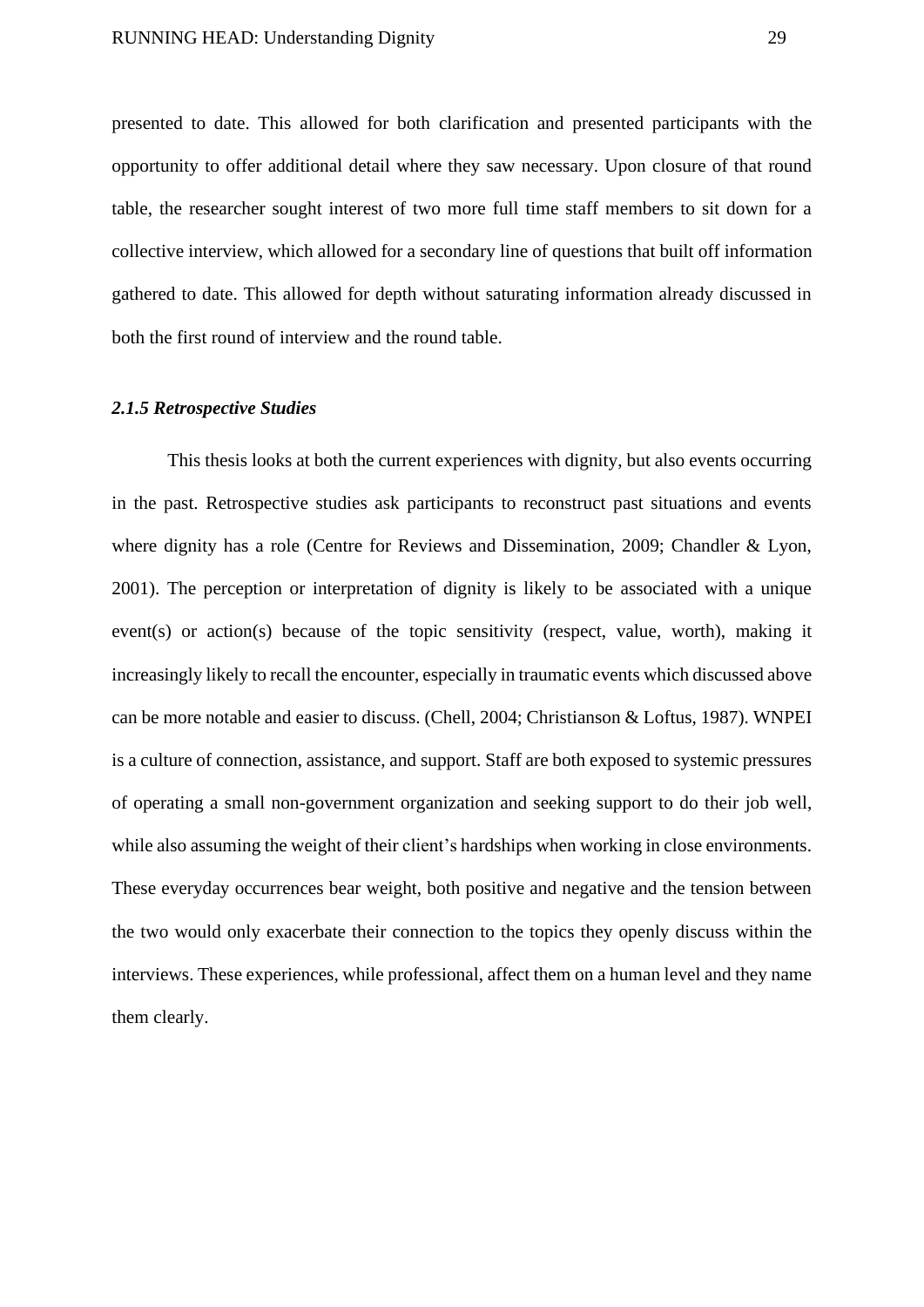presented to date. This allowed for both clarification and presented participants with the opportunity to offer additional detail where they saw necessary. Upon closure of that round table, the researcher sought interest of two more full time staff members to sit down for a collective interview, which allowed for a secondary line of questions that built off information gathered to date. This allowed for depth without saturating information already discussed in both the first round of interview and the round table.

### *2.1.5 Retrospective Studies*

This thesis looks at both the current experiences with dignity, but also events occurring in the past. Retrospective studies ask participants to reconstruct past situations and events where dignity has a role (Centre for Reviews and Dissemination, 2009; Chandler & Lyon, 2001). The perception or interpretation of dignity is likely to be associated with a unique event(s) or action(s) because of the topic sensitivity (respect, value, worth), making it increasingly likely to recall the encounter, especially in traumatic events which discussed above can be more notable and easier to discuss. (Chell, 2004; Christianson & Loftus, 1987). WNPEI is a culture of connection, assistance, and support. Staff are both exposed to systemic pressures of operating a small non-government organization and seeking support to do their job well, while also assuming the weight of their client's hardships when working in close environments. These everyday occurrences bear weight, both positive and negative and the tension between the two would only exacerbate their connection to the topics they openly discuss within the interviews. These experiences, while professional, affect them on a human level and they name them clearly.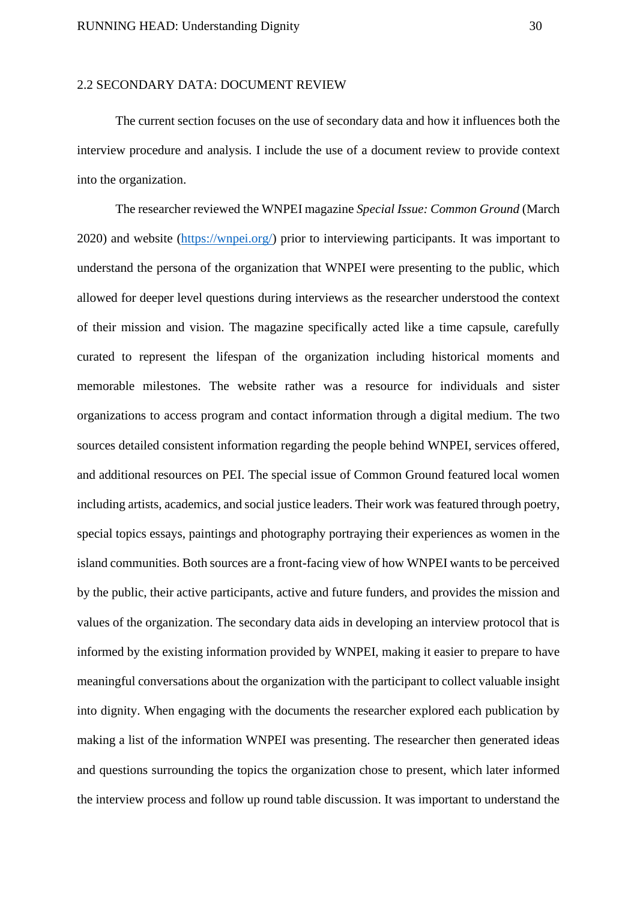## 2.2 SECONDARY DATA: DOCUMENT REVIEW

The current section focuses on the use of secondary data and how it influences both the interview procedure and analysis. I include the use of a document review to provide context into the organization.

The researcher reviewed the WNPEI magazine *Special Issue: Common Ground* (March 2020) and website (https://wnpei.org/) prior to interviewing participants. It was important to understand the persona of the organization that WNPEI were presenting to the public, which allowed for deeper level questions during interviews as the researcher understood the context of their mission and vision. The magazine specifically acted like a time capsule, carefully curated to represent the lifespan of the organization including historical moments and memorable milestones. The website rather was a resource for individuals and sister organizations to access program and contact information through a digital medium. The two sources detailed consistent information regarding the people behind WNPEI, services offered, and additional resources on PEI. The special issue of Common Ground featured local women including artists, academics, and social justice leaders. Their work was featured through poetry, special topics essays, paintings and photography portraying their experiences as women in the island communities. Both sources are a front-facing view of how WNPEI wants to be perceived by the public, their active participants, active and future funders, and provides the mission and values of the organization. The secondary data aids in developing an interview protocol that is informed by the existing information provided by WNPEI, making it easier to prepare to have meaningful conversations about the organization with the participant to collect valuable insight into dignity. When engaging with the documents the researcher explored each publication by making a list of the information WNPEI was presenting. The researcher then generated ideas and questions surrounding the topics the organization chose to present, which later informed the interview process and follow up round table discussion. It was important to understand the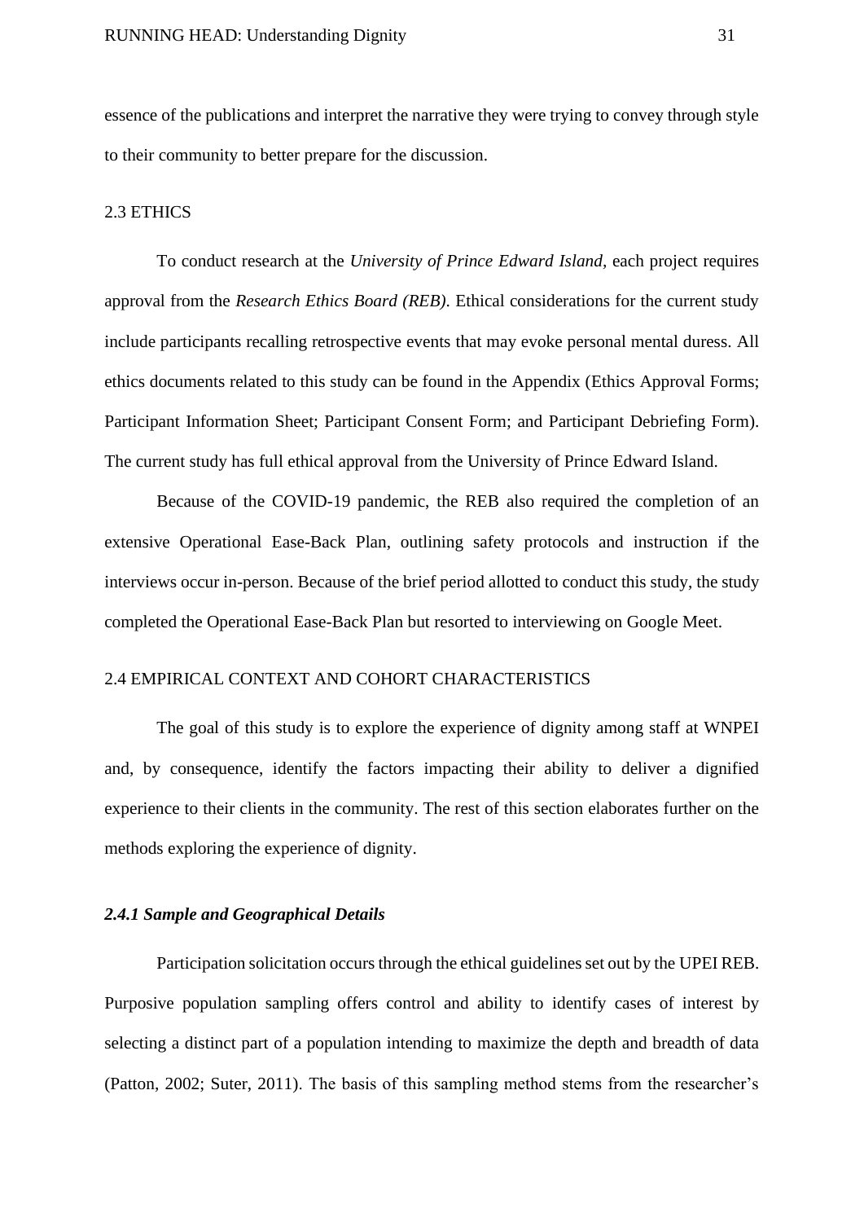essence of the publications and interpret the narrative they were trying to convey through style to their community to better prepare for the discussion.

## 2.3 ETHICS

To conduct research at the *University of Prince Edward Island,* each project requires approval from the *Research Ethics Board (REB)*. Ethical considerations for the current study include participants recalling retrospective events that may evoke personal mental duress. All ethics documents related to this study can be found in the Appendix (Ethics Approval Forms; Participant Information Sheet; Participant Consent Form; and Participant Debriefing Form). The current study has full ethical approval from the University of Prince Edward Island.

Because of the COVID-19 pandemic, the REB also required the completion of an extensive Operational Ease-Back Plan, outlining safety protocols and instruction if the interviews occur in-person. Because of the brief period allotted to conduct this study, the study completed the Operational Ease-Back Plan but resorted to interviewing on Google Meet.

## 2.4 EMPIRICAL CONTEXT AND COHORT CHARACTERISTICS

The goal of this study is to explore the experience of dignity among staff at WNPEI and, by consequence, identify the factors impacting their ability to deliver a dignified experience to their clients in the community. The rest of this section elaborates further on the methods exploring the experience of dignity.

### *2.4.1 Sample and Geographical Details*

Participation solicitation occurs through the ethical guidelines set out by the UPEI REB. Purposive population sampling offers control and ability to identify cases of interest by selecting a distinct part of a population intending to maximize the depth and breadth of data (Patton, 2002; Suter, 2011). The basis of this sampling method stems from the researcher's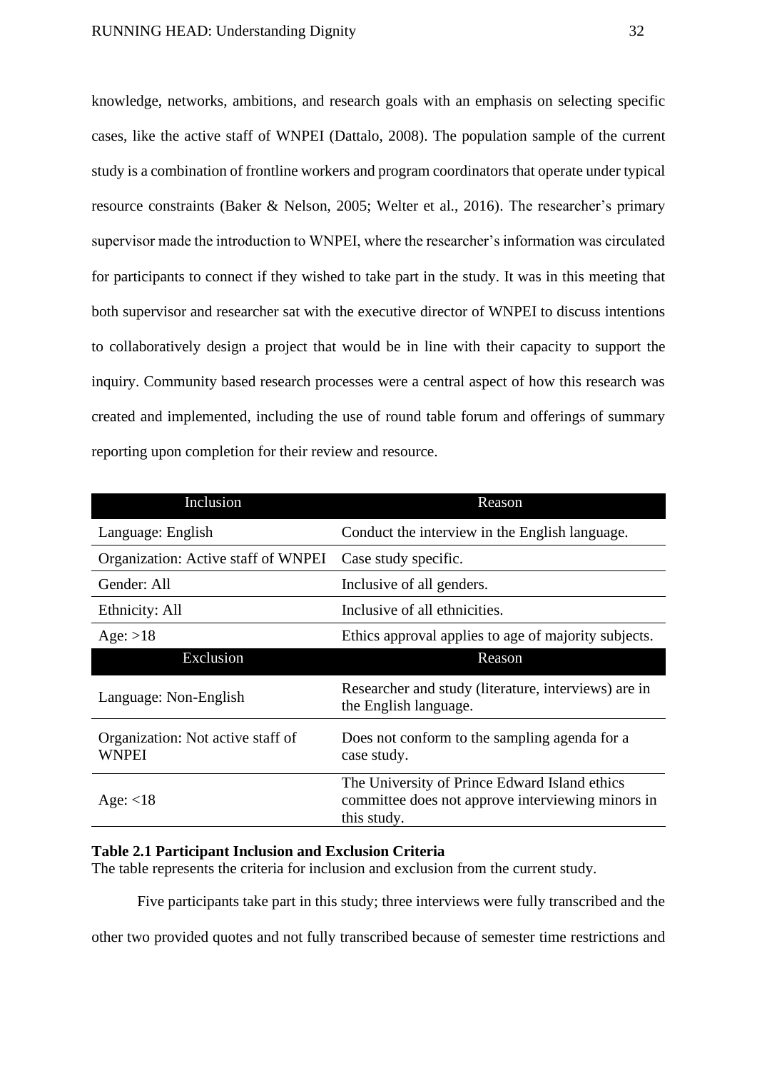knowledge, networks, ambitions, and research goals with an emphasis on selecting specific cases, like the active staff of WNPEI (Dattalo, 2008). The population sample of the current study is a combination of frontline workers and program coordinators that operate under typical resource constraints (Baker & Nelson, 2005; Welter et al., 2016). The researcher's primary supervisor made the introduction to WNPEI, where the researcher's information was circulated for participants to connect if they wished to take part in the study. It was in this meeting that both supervisor and researcher sat with the executive director of WNPEI to discuss intentions to collaboratively design a project that would be in line with their capacity to support the inquiry. Community based research processes were a central aspect of how this research was created and implemented, including the use of round table forum and offerings of summary reporting upon completion for their review and resource.

| Inclusion | Reason |
|---|---|
| Language: English | Conduct the interview in the English language. |
| Organization: Active staff of WNPEI | Case study specific. |
| Gender: All | Inclusive of all genders. |
| Ethnicity: All | Inclusive of all ethnicities. |
| Age: >18 | Ethics approval applies to age of majority subjects. |
| **Exclusion** | **Reason** |
| Language: Non-English | Researcher and study (literature, interviews) are in the English language. |
| Organization: Not active staff of WNPEI | Does not conform to the sampling agenda for a case study. |
| Age: <18 | The University of Prince Edward Island ethics committee does not approve interviewing minors in this study. |

**Table 2.1 Participant Inclusion and Exclusion Criteria**
The table represents the criteria for inclusion and exclusion from the current study.

Five participants take part in this study; three interviews were fully transcribed and the other two provided quotes and not fully transcribed because of semester time restrictions and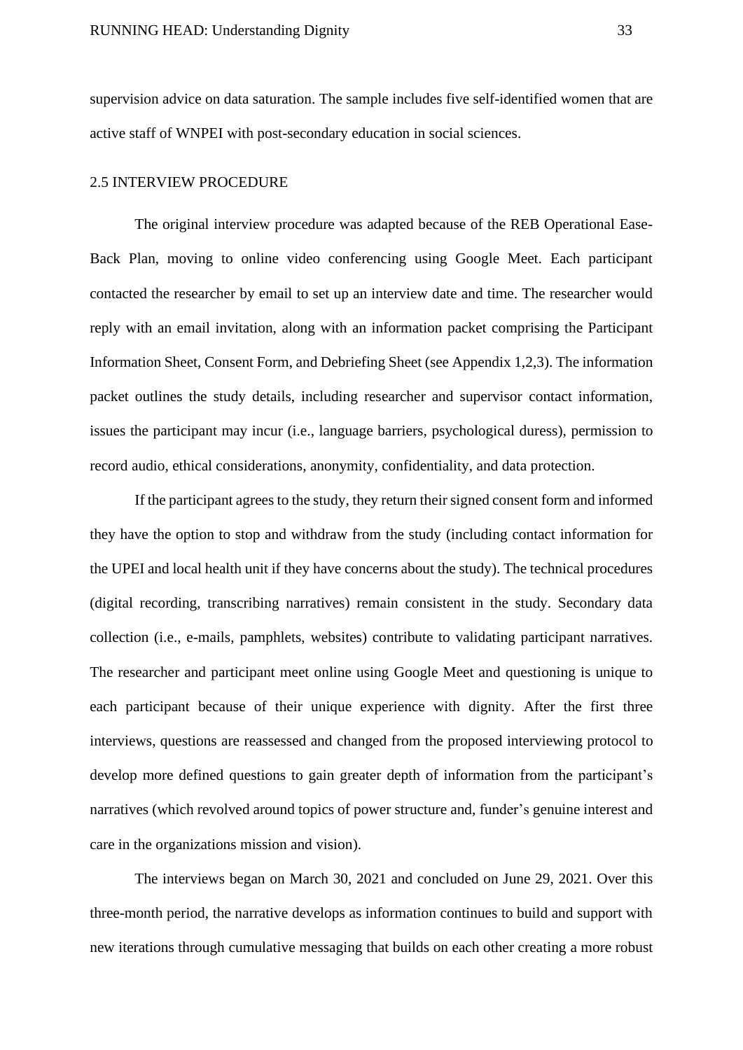supervision advice on data saturation. The sample includes five self-identified women that are active staff of WNPEI with post-secondary education in social sciences.

## 2.5 INTERVIEW PROCEDURE

The original interview procedure was adapted because of the REB Operational Ease-Back Plan, moving to online video conferencing using Google Meet. Each participant contacted the researcher by email to set up an interview date and time. The researcher would reply with an email invitation, along with an information packet comprising the Participant Information Sheet, Consent Form, and Debriefing Sheet (see Appendix 1,2,3). The information packet outlines the study details, including researcher and supervisor contact information, issues the participant may incur (i.e., language barriers, psychological duress), permission to record audio, ethical considerations, anonymity, confidentiality, and data protection.

If the participant agrees to the study, they return their signed consent form and informed they have the option to stop and withdraw from the study (including contact information for the UPEI and local health unit if they have concerns about the study). The technical procedures (digital recording, transcribing narratives) remain consistent in the study. Secondary data collection (i.e., e-mails, pamphlets, websites) contribute to validating participant narratives. The researcher and participant meet online using Google Meet and questioning is unique to each participant because of their unique experience with dignity. After the first three interviews, questions are reassessed and changed from the proposed interviewing protocol to develop more defined questions to gain greater depth of information from the participant's narratives (which revolved around topics of power structure and, funder's genuine interest and care in the organizations mission and vision).

The interviews began on March 30, 2021 and concluded on June 29, 2021. Over this three-month period, the narrative develops as information continues to build and support with new iterations through cumulative messaging that builds on each other creating a more robust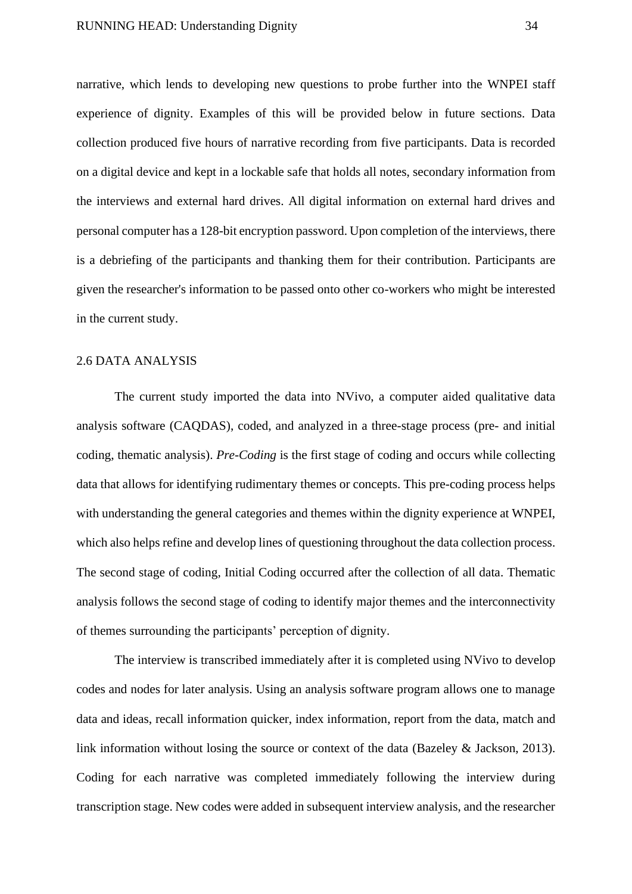narrative, which lends to developing new questions to probe further into the WNPEI staff experience of dignity. Examples of this will be provided below in future sections. Data collection produced five hours of narrative recording from five participants. Data is recorded on a digital device and kept in a lockable safe that holds all notes, secondary information from the interviews and external hard drives. All digital information on external hard drives and personal computer has a 128-bit encryption password. Upon completion of the interviews, there is a debriefing of the participants and thanking them for their contribution. Participants are given the researcher's information to be passed onto other co-workers who might be interested in the current study.

## 2.6 DATA ANALYSIS

The current study imported the data into NVivo, a computer aided qualitative data analysis software (CAQDAS), coded, and analyzed in a three-stage process (pre- and initial coding, thematic analysis). *Pre-Coding* is the first stage of coding and occurs while collecting data that allows for identifying rudimentary themes or concepts. This pre-coding process helps with understanding the general categories and themes within the dignity experience at WNPEI, which also helps refine and develop lines of questioning throughout the data collection process. The second stage of coding, Initial Coding occurred after the collection of all data. Thematic analysis follows the second stage of coding to identify major themes and the interconnectivity of themes surrounding the participants' perception of dignity.

The interview is transcribed immediately after it is completed using NVivo to develop codes and nodes for later analysis. Using an analysis software program allows one to manage data and ideas, recall information quicker, index information, report from the data, match and link information without losing the source or context of the data (Bazeley & Jackson, 2013). Coding for each narrative was completed immediately following the interview during transcription stage. New codes were added in subsequent interview analysis, and the researcher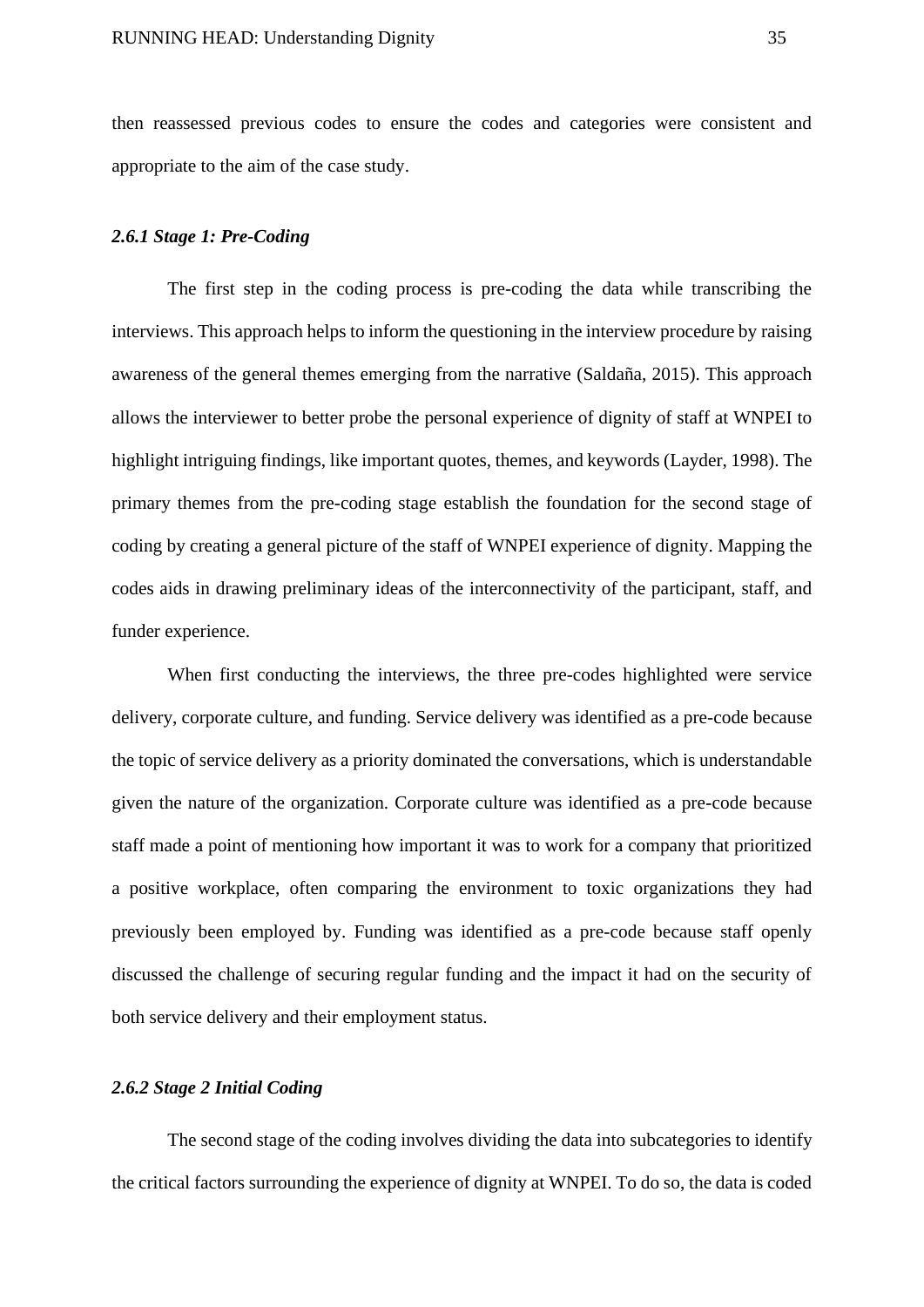then reassessed previous codes to ensure the codes and categories were consistent and appropriate to the aim of the case study.

### *2.6.1 Stage 1: Pre-Coding*

The first step in the coding process is pre-coding the data while transcribing the interviews. This approach helps to inform the questioning in the interview procedure by raising awareness of the general themes emerging from the narrative (Saldaña, 2015). This approach allows the interviewer to better probe the personal experience of dignity of staff at WNPEI to highlight intriguing findings, like important quotes, themes, and keywords (Layder, 1998). The primary themes from the pre-coding stage establish the foundation for the second stage of coding by creating a general picture of the staff of WNPEI experience of dignity. Mapping the codes aids in drawing preliminary ideas of the interconnectivity of the participant, staff, and funder experience.

When first conducting the interviews, the three pre-codes highlighted were service delivery, corporate culture, and funding. Service delivery was identified as a pre-code because the topic of service delivery as a priority dominated the conversations, which is understandable given the nature of the organization. Corporate culture was identified as a pre-code because staff made a point of mentioning how important it was to work for a company that prioritized a positive workplace, often comparing the environment to toxic organizations they had previously been employed by. Funding was identified as a pre-code because staff openly discussed the challenge of securing regular funding and the impact it had on the security of both service delivery and their employment status.

### *2.6.2 Stage 2 Initial Coding*

The second stage of the coding involves dividing the data into subcategories to identify the critical factors surrounding the experience of dignity at WNPEI. To do so, the data is coded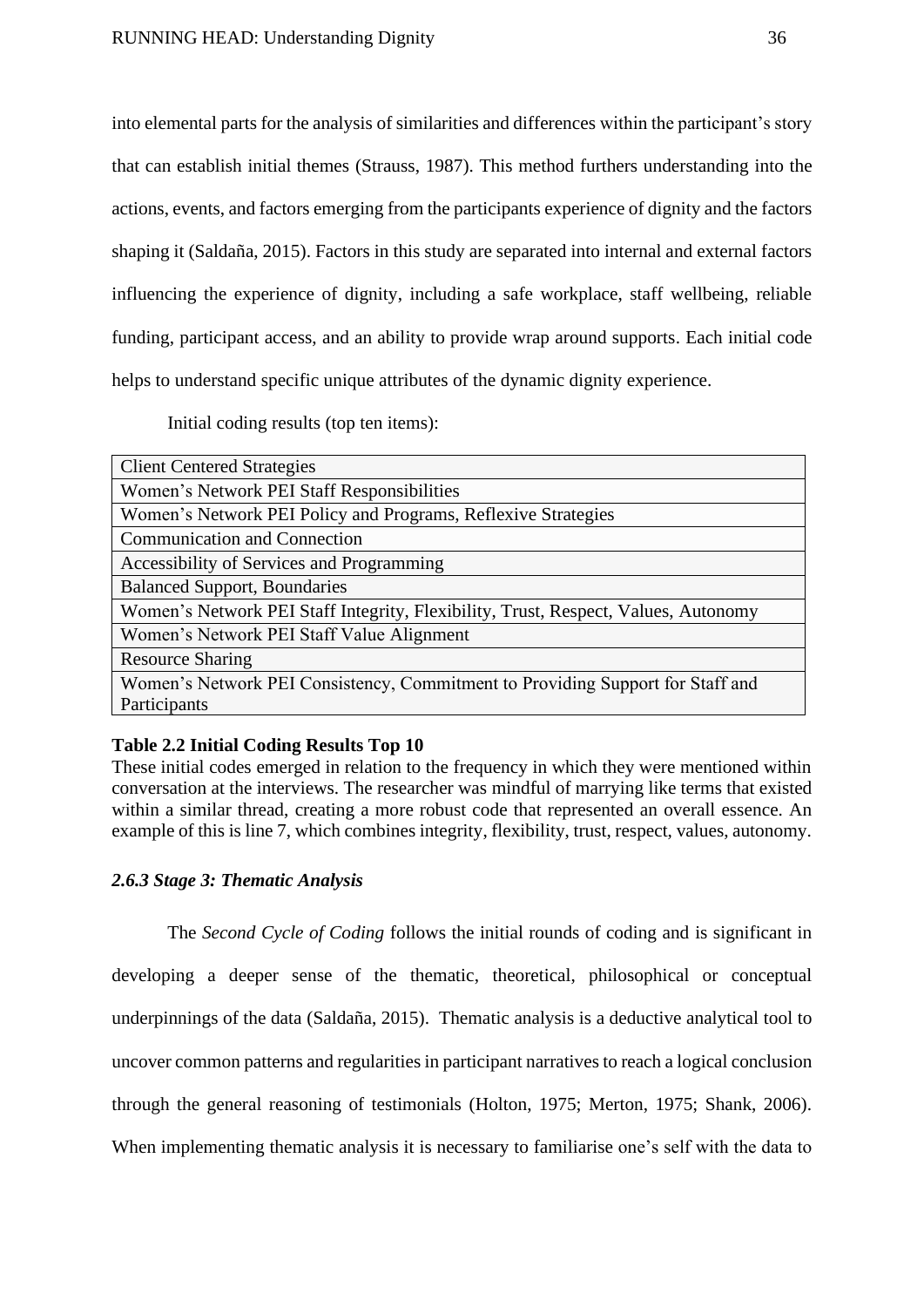into elemental parts for the analysis of similarities and differences within the participant's story that can establish initial themes (Strauss, 1987). This method furthers understanding into the actions, events, and factors emerging from the participants experience of dignity and the factors shaping it (Saldaña, 2015). Factors in this study are separated into internal and external factors influencing the experience of dignity, including a safe workplace, staff wellbeing, reliable funding, participant access, and an ability to provide wrap around supports. Each initial code helps to understand specific unique attributes of the dynamic dignity experience.

Initial coding results (top ten items):

| Client Centered Strategies |
|---|
| Women's Network PEI Staff Responsibilities |
| Women's Network PEI Policy and Programs, Reflexive Strategies |
| Communication and Connection |
| Accessibility of Services and Programming |
| Balanced Support, Boundaries |
| Women's Network PEI Staff Integrity, Flexibility, Trust, Respect, Values, Autonomy |
| Women's Network PEI Staff Value Alignment |
| Resource Sharing |
| Women's Network PEI Consistency, Commitment to Providing Support for Staff and Participants |

**Table 2.2 Initial Coding Results Top 10**

These initial codes emerged in relation to the frequency in which they were mentioned within conversation at the interviews. The researcher was mindful of marrying like terms that existed within a similar thread, creating a more robust code that represented an overall essence. An example of this is line 7, which combines integrity, flexibility, trust, respect, values, autonomy.

### *2.6.3 Stage 3: Thematic Analysis*

The *Second Cycle of Coding* follows the initial rounds of coding and is significant in developing a deeper sense of the thematic, theoretical, philosophical or conceptual underpinnings of the data (Saldaña, 2015). Thematic analysis is a deductive analytical tool to uncover common patterns and regularities in participant narratives to reach a logical conclusion through the general reasoning of testimonials (Holton, 1975; Merton, 1975; Shank, 2006). When implementing thematic analysis it is necessary to familiarise one's self with the data to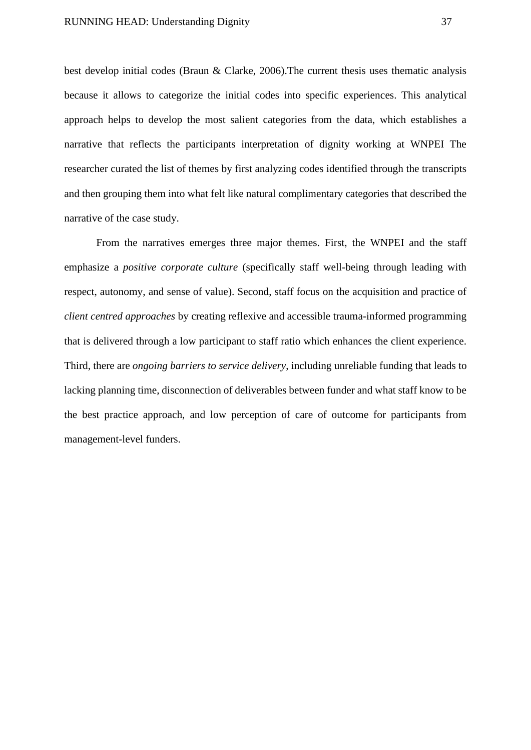best develop initial codes (Braun & Clarke, 2006).The current thesis uses thematic analysis because it allows to categorize the initial codes into specific experiences. This analytical approach helps to develop the most salient categories from the data, which establishes a narrative that reflects the participants interpretation of dignity working at WNPEI The researcher curated the list of themes by first analyzing codes identified through the transcripts and then grouping them into what felt like natural complimentary categories that described the narrative of the case study.

From the narratives emerges three major themes. First, the WNPEI and the staff emphasize a *positive corporate culture* (specifically staff well-being through leading with respect, autonomy, and sense of value). Second, staff focus on the acquisition and practice of *client centred approaches* by creating reflexive and accessible trauma-informed programming that is delivered through a low participant to staff ratio which enhances the client experience. Third, there are *ongoing barriers to service delivery*, including unreliable funding that leads to lacking planning time, disconnection of deliverables between funder and what staff know to be the best practice approach, and low perception of care of outcome for participants from management-level funders.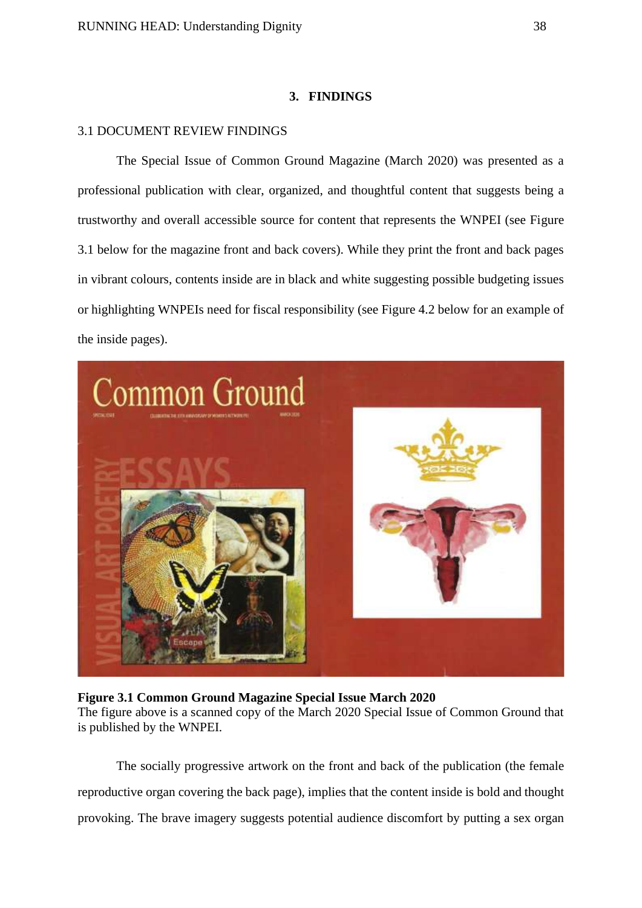## 3. FINDINGS

### 3.1 DOCUMENT REVIEW FINDINGS

The Special Issue of Common Ground Magazine (March 2020) was presented as a professional publication with clear, organized, and thoughtful content that suggests being a trustworthy and overall accessible source for content that represents the WNPEI (see Figure 3.1 below for the magazine front and back covers). While they print the front and back pages in vibrant colours, contents inside are in black and white suggesting possible budgeting issues or highlighting WNPEIs need for fiscal responsibility (see Figure 4.2 below for an example of the inside pages).

**Figure 3.1 Common Ground Magazine Special Issue March 2020**
The figure above is a scanned copy of the March 2020 Special Issue of Common Ground that is published by the WNPEI.

The socially progressive artwork on the front and back of the publication (the female reproductive organ covering the back page), implies that the content inside is bold and thought provoking. The brave imagery suggests potential audience discomfort by putting a sex organ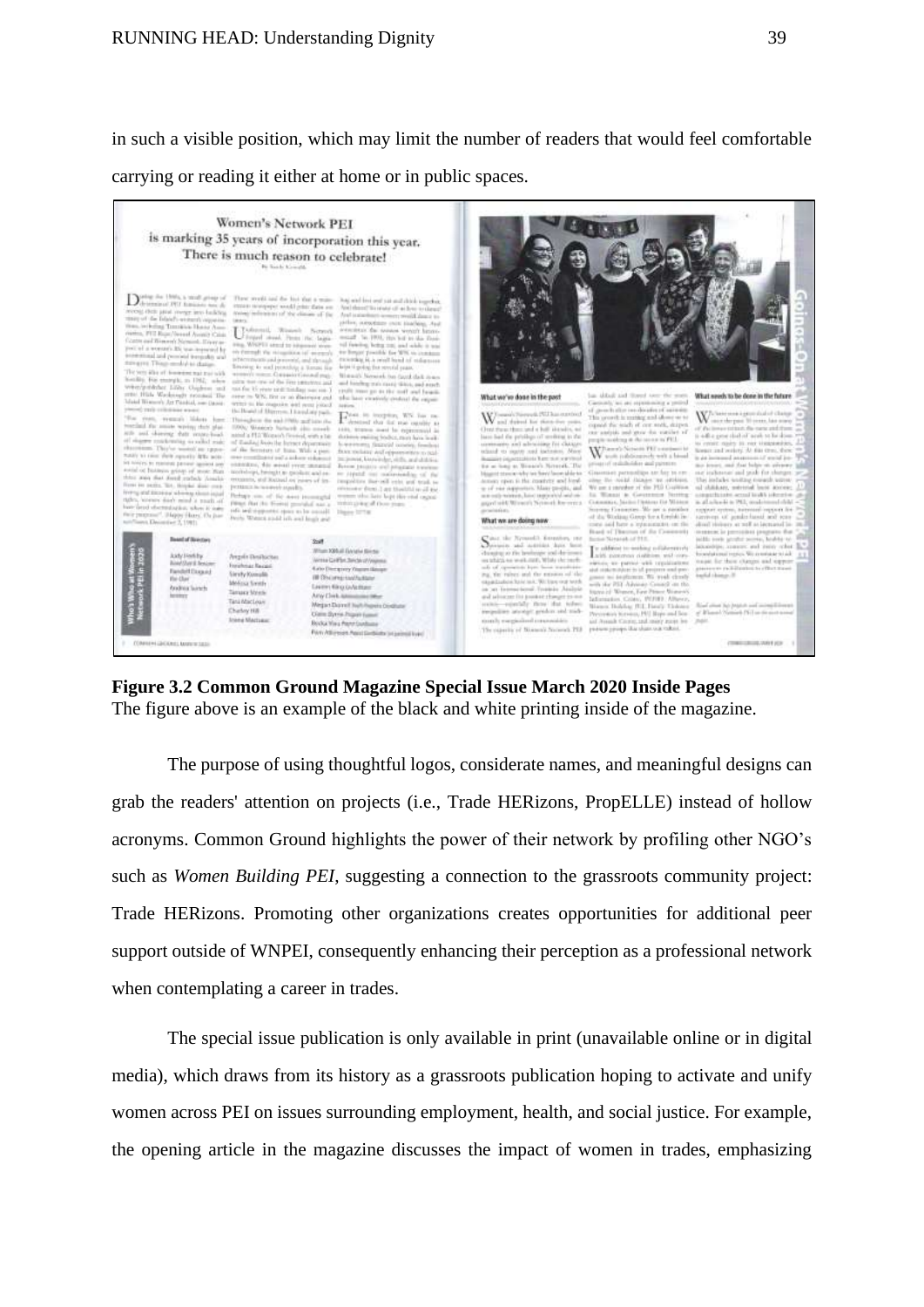in such a visible position, which may limit the number of readers that would feel comfortable carrying or reading it either at home or in public spaces.

**Figure 3.2 Common Ground Magazine Special Issue March 2020 Inside Pages**
The figure above is an example of the black and white printing inside of the magazine.

The purpose of using thoughtful logos, considerate names, and meaningful designs can grab the readers' attention on projects (i.e., Trade HERizons, PropELLE) instead of hollow acronyms. Common Ground highlights the power of their network by profiling other NGO's such as *Women Building PEI*, suggesting a connection to the grassroots community project: Trade HERizons. Promoting other organizations creates opportunities for additional peer support outside of WNPEI, consequently enhancing their perception as a professional network when contemplating a career in trades.

The special issue publication is only available in print (unavailable online or in digital media), which draws from its history as a grassroots publication hoping to activate and unify women across PEI on issues surrounding employment, health, and social justice. For example, the opening article in the magazine discusses the impact of women in trades, emphasizing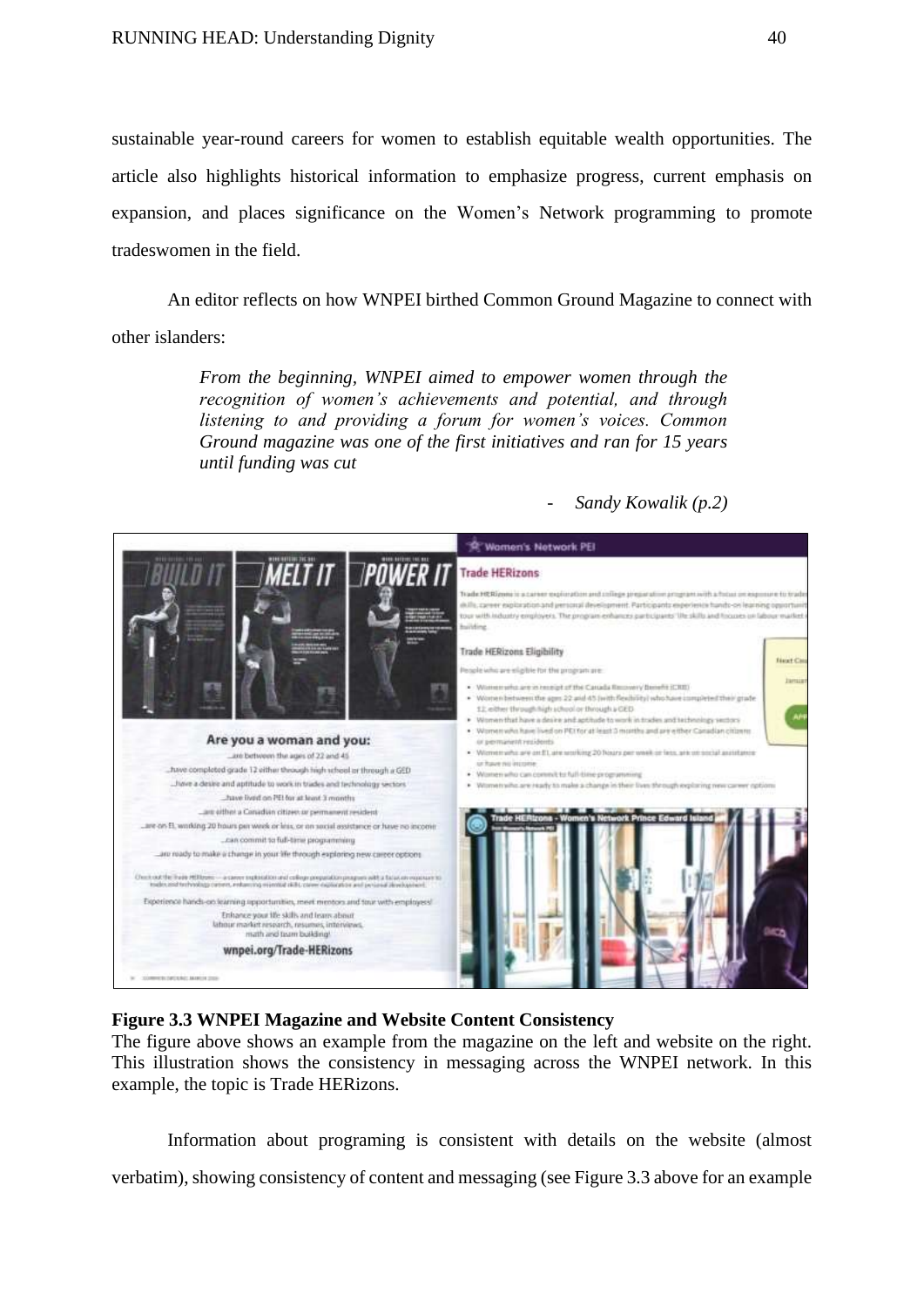sustainable year-round careers for women to establish equitable wealth opportunities. The article also highlights historical information to emphasize progress, current emphasis on expansion, and places significance on the Women's Network programming to promote tradeswomen in the field.

An editor reflects on how WNPEI birthed Common Ground Magazine to connect with other islanders:

> *From the beginning, WNPEI aimed to empower women through the recognition of women's achievements and potential, and through listening to and providing a forum for women's voices. Common Ground magazine was one of the first initiatives and ran for 15 years until funding was cut*
>
> - *Sandy Kowalik (p.2)*

**Figure 3.3 WNPEI Magazine and Website Content Consistency**

The figure above shows an example from the magazine on the left and website on the right. This illustration shows the consistency in messaging across the WNPEI network. In this example, the topic is Trade HERizons.

Information about programing is consistent with details on the website (almost verbatim), showing consistency of content and messaging (see Figure 3.3 above for an example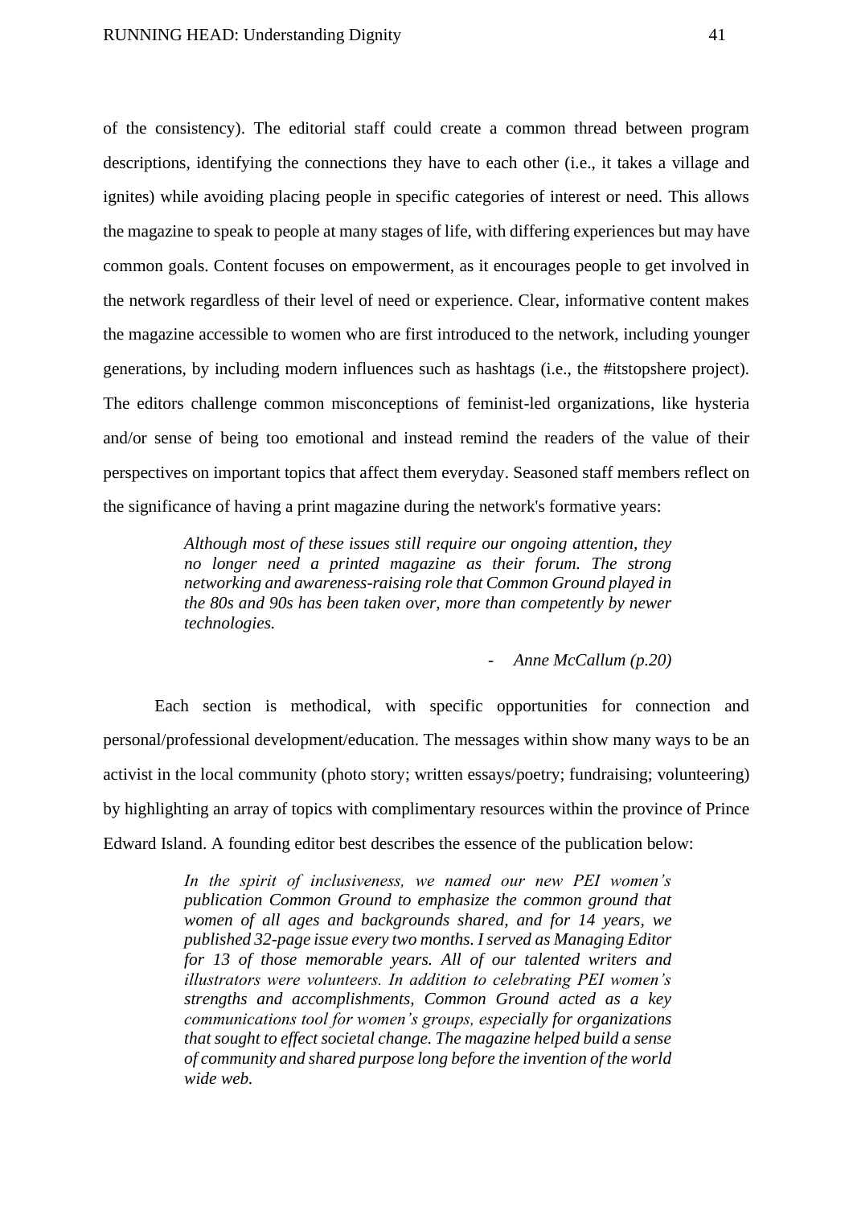of the consistency). The editorial staff could create a common thread between program descriptions, identifying the connections they have to each other (i.e., it takes a village and ignites) while avoiding placing people in specific categories of interest or need. This allows the magazine to speak to people at many stages of life, with differing experiences but may have common goals. Content focuses on empowerment, as it encourages people to get involved in the network regardless of their level of need or experience. Clear, informative content makes the magazine accessible to women who are first introduced to the network, including younger generations, by including modern influences such as hashtags (i.e., the #itstopshere project). The editors challenge common misconceptions of feminist-led organizations, like hysteria and/or sense of being too emotional and instead remind the readers of the value of their perspectives on important topics that affect them everyday. Seasoned staff members reflect on the significance of having a print magazine during the network's formative years:

> *Although most of these issues still require our ongoing attention, they no longer need a printed magazine as their forum. The strong networking and awareness-raising role that Common Ground played in the 80s and 90s has been taken over, more than competently by newer technologies.*
>
> - *Anne McCallum (p.20)*

Each section is methodical, with specific opportunities for connection and personal/professional development/education. The messages within show many ways to be an activist in the local community (photo story; written essays/poetry; fundraising; volunteering) by highlighting an array of topics with complimentary resources within the province of Prince Edward Island. A founding editor best describes the essence of the publication below:

> *In the spirit of inclusiveness, we named our new PEI women's publication Common Ground to emphasize the common ground that women of all ages and backgrounds shared, and for 14 years, we published 32-page issue every two months. I served as Managing Editor for 13 of those memorable years. All of our talented writers and illustrators were volunteers. In addition to celebrating PEI women's strengths and accomplishments, Common Ground acted as a key communications tool for women's groups, especially for organizations that sought to effect societal change. The magazine helped build a sense of community and shared purpose long before the invention of the world wide web.*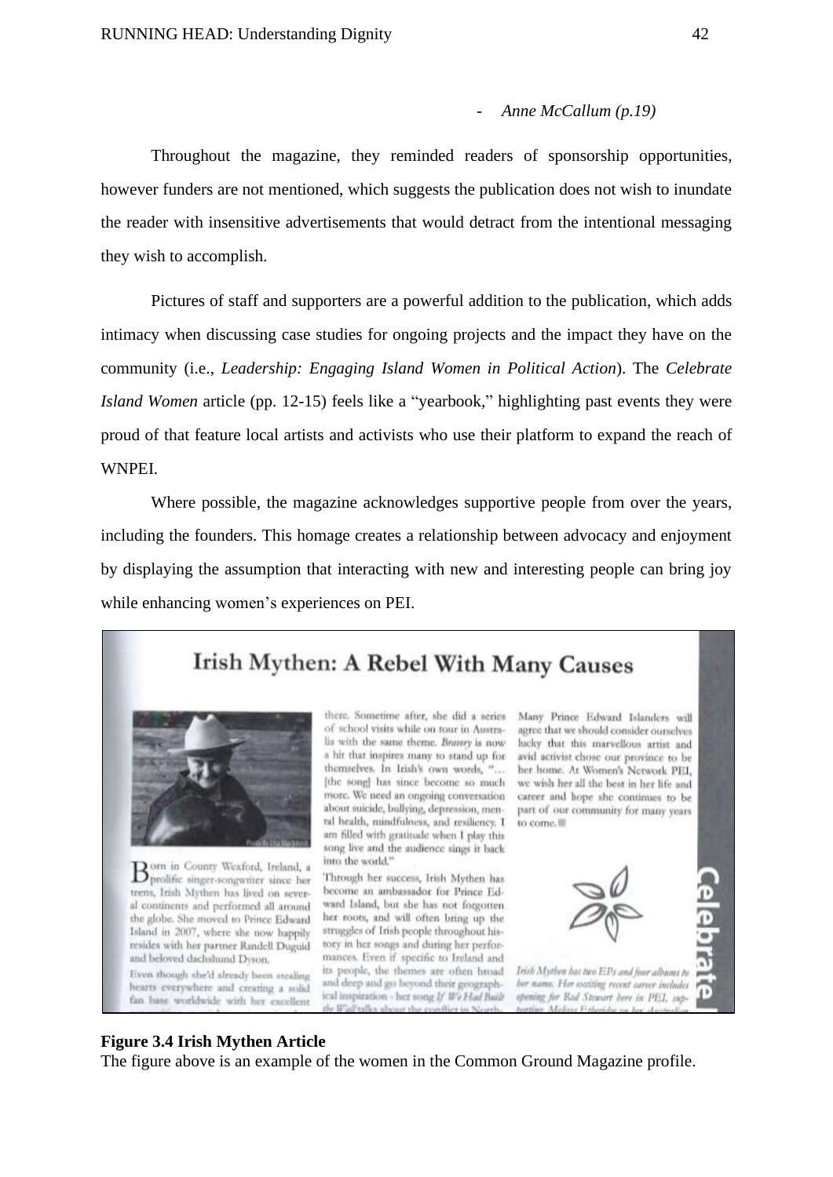- *Anne McCallum (p.19)*

Throughout the magazine, they reminded readers of sponsorship opportunities, however funders are not mentioned, which suggests the publication does not wish to inundate the reader with insensitive advertisements that would detract from the intentional messaging they wish to accomplish.

Pictures of staff and supporters are a powerful addition to the publication, which adds intimacy when discussing case studies for ongoing projects and the impact they have on the community (i.e., *Leadership: Engaging Island Women in Political Action*). The *Celebrate Island Women* article (pp. 12-15) feels like a "yearbook," highlighting past events they were proud of that feature local artists and activists who use their platform to expand the reach of WNPEI.

Where possible, the magazine acknowledges supportive people from over the years, including the founders. This homage creates a relationship between advocacy and enjoyment by displaying the assumption that interacting with new and interesting people can bring joy while enhancing women's experiences on PEI.

**Figure 3.4 Irish Mythen Article**

The figure above is an example of the women in the Common Ground Magazine profile.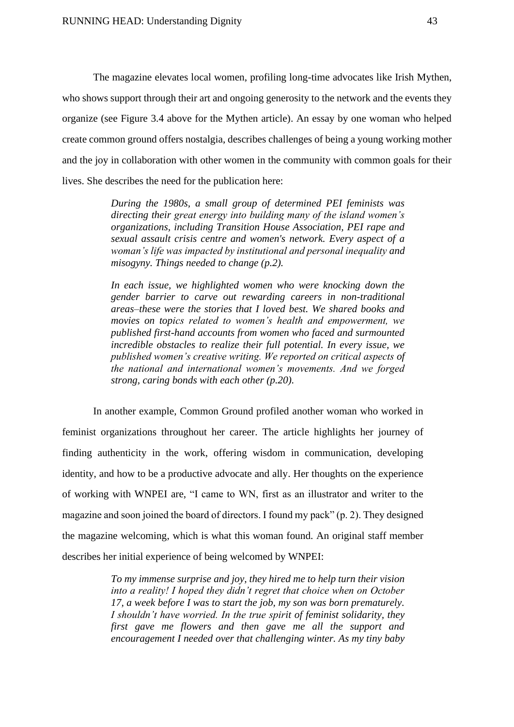The magazine elevates local women, profiling long-time advocates like Irish Mythen, who shows support through their art and ongoing generosity to the network and the events they organize (see Figure 3.4 above for the Mythen article). An essay by one woman who helped create common ground offers nostalgia, describes challenges of being a young working mother and the joy in collaboration with other women in the community with common goals for their lives. She describes the need for the publication here:

> *During the 1980s, a small group of determined PEI feminists was directing their great energy into building many of the island women's organizations, including Transition House Association, PEI rape and sexual assault crisis centre and women's network. Every aspect of a woman's life was impacted by institutional and personal inequality and misogyny. Things needed to change (p.2).*
>
> *In each issue, we highlighted women who were knocking down the gender barrier to carve out rewarding careers in non-traditional areas–these were the stories that I loved best. We shared books and movies on topics related to women's health and empowerment, we published first-hand accounts from women who faced and surmounted incredible obstacles to realize their full potential. In every issue, we published women's creative writing. We reported on critical aspects of the national and international women's movements. And we forged strong, caring bonds with each other (p.20).*

In another example, Common Ground profiled another woman who worked in feminist organizations throughout her career. The article highlights her journey of finding authenticity in the work, offering wisdom in communication, developing identity, and how to be a productive advocate and ally. Her thoughts on the experience of working with WNPEI are, "I came to WN, first as an illustrator and writer to the magazine and soon joined the board of directors. I found my pack" (p. 2). They designed the magazine welcoming, which is what this woman found. An original staff member describes her initial experience of being welcomed by WNPEI:

> *To my immense surprise and joy, they hired me to help turn their vision into a reality! I hoped they didn't regret that choice when on October 17, a week before I was to start the job, my son was born prematurely. I shouldn't have worried. In the true spirit of feminist solidarity, they first gave me flowers and then gave me all the support and encouragement I needed over that challenging winter. As my tiny baby*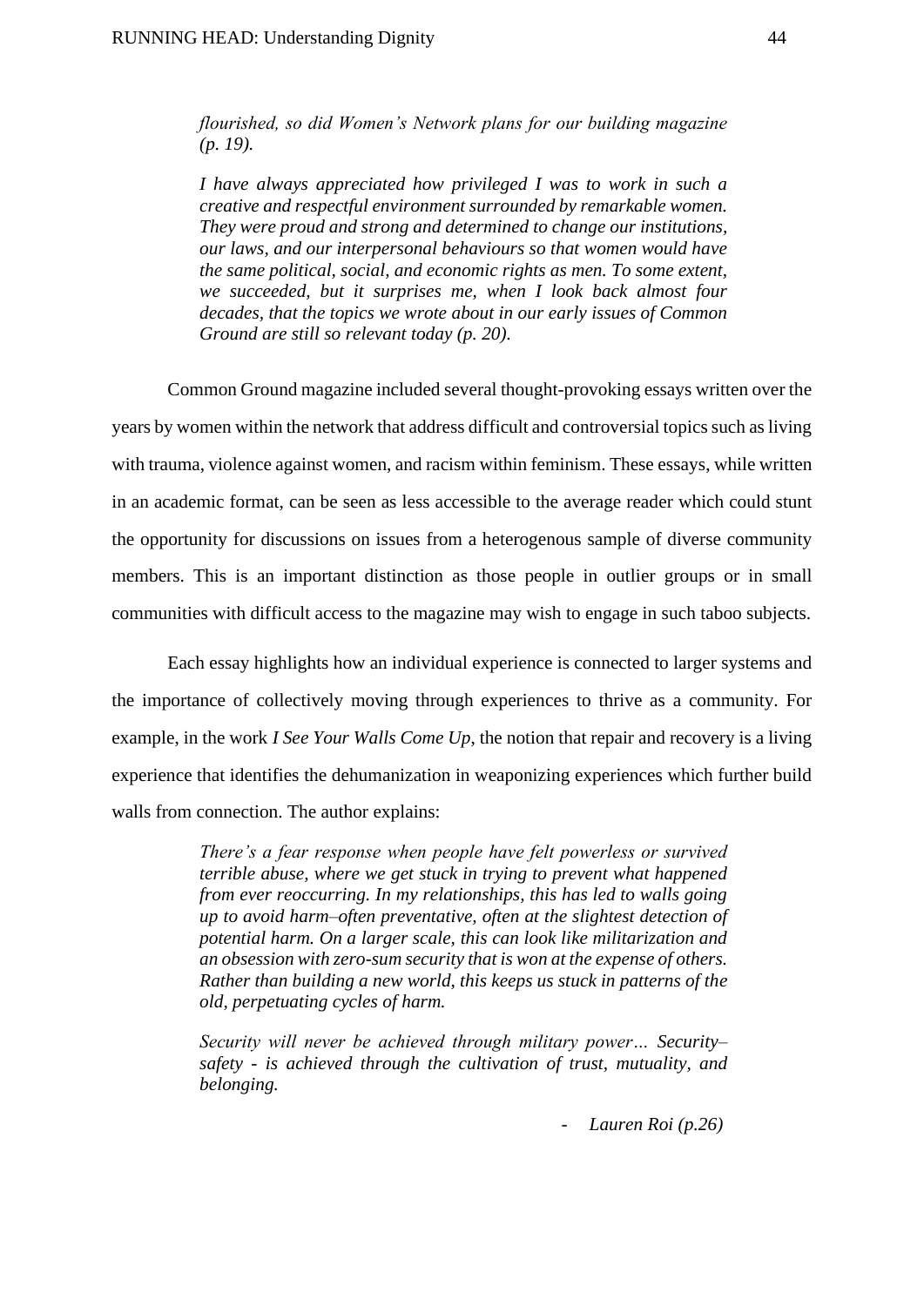> *flourished, so did Women's Network plans for our building magazine (p. 19).*
>
> *I have always appreciated how privileged I was to work in such a creative and respectful environment surrounded by remarkable women. They were proud and strong and determined to change our institutions, our laws, and our interpersonal behaviours so that women would have the same political, social, and economic rights as men. To some extent, we succeeded, but it surprises me, when I look back almost four decades, that the topics we wrote about in our early issues of Common Ground are still so relevant today (p. 20).*

Common Ground magazine included several thought-provoking essays written over the years by women within the network that address difficult and controversial topics such as living with trauma, violence against women, and racism within feminism. These essays, while written in an academic format, can be seen as less accessible to the average reader which could stunt the opportunity for discussions on issues from a heterogenous sample of diverse community members. This is an important distinction as those people in outlier groups or in small communities with difficult access to the magazine may wish to engage in such taboo subjects.

Each essay highlights how an individual experience is connected to larger systems and the importance of collectively moving through experiences to thrive as a community. For example, in the work *I See Your Walls Come Up*, the notion that repair and recovery is a living experience that identifies the dehumanization in weaponizing experiences which further build walls from connection. The author explains:

> *There's a fear response when people have felt powerless or survived terrible abuse, where we get stuck in trying to prevent what happened from ever reoccurring. In my relationships, this has led to walls going up to avoid harm–often preventative, often at the slightest detection of potential harm. On a larger scale, this can look like militarization and an obsession with zero-sum security that is won at the expense of others. Rather than building a new world, this keeps us stuck in patterns of the old, perpetuating cycles of harm.*
>
> *Security will never be achieved through military power… Security–safety - is achieved through the cultivation of trust, mutuality, and belonging.*
>
> - *Lauren Roi (p.26)*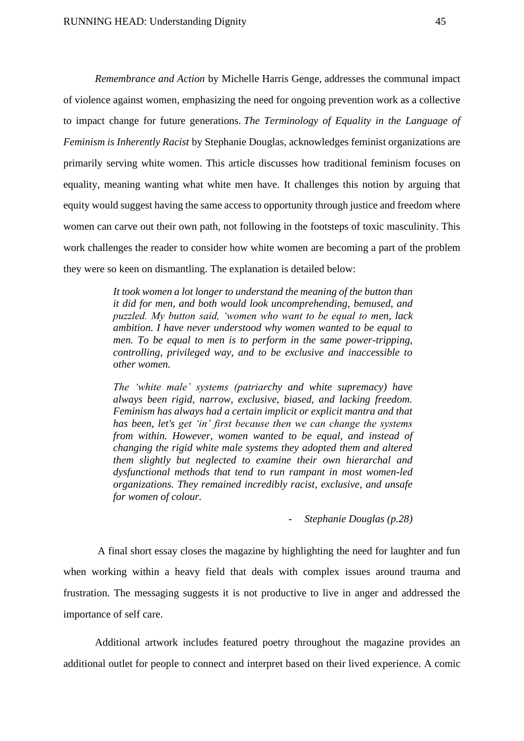*Remembrance and Action* by Michelle Harris Genge, addresses the communal impact of violence against women, emphasizing the need for ongoing prevention work as a collective to impact change for future generations. *The Terminology of Equality in the Language of Feminism is Inherently Racist* by Stephanie Douglas, acknowledges feminist organizations are primarily serving white women. This article discusses how traditional feminism focuses on equality, meaning wanting what white men have. It challenges this notion by arguing that equity would suggest having the same access to opportunity through justice and freedom where women can carve out their own path, not following in the footsteps of toxic masculinity. This work challenges the reader to consider how white women are becoming a part of the problem they were so keen on dismantling. The explanation is detailed below:

> *It took women a lot longer to understand the meaning of the button than it did for men, and both would look uncomprehending, bemused, and puzzled. My button said, 'women who want to be equal to men, lack ambition. I have never understood why women wanted to be equal to men. To be equal to men is to perform in the same power-tripping, controlling, privileged way, and to be exclusive and inaccessible to other women.*
>
> *The 'white male' systems (patriarchy and white supremacy) have always been rigid, narrow, exclusive, biased, and lacking freedom. Feminism has always had a certain implicit or explicit mantra and that has been, let's get 'in' first because then we can change the systems from within. However, women wanted to be equal, and instead of changing the rigid white male systems they adopted them and altered them slightly but neglected to examine their own hierarchal and dysfunctional methods that tend to run rampant in most women-led organizations. They remained incredibly racist, exclusive, and unsafe for women of colour.*
>
> \- *Stephanie Douglas (p.28)*

A final short essay closes the magazine by highlighting the need for laughter and fun when working within a heavy field that deals with complex issues around trauma and frustration. The messaging suggests it is not productive to live in anger and addressed the importance of self care.

Additional artwork includes featured poetry throughout the magazine provides an additional outlet for people to connect and interpret based on their lived experience. A comic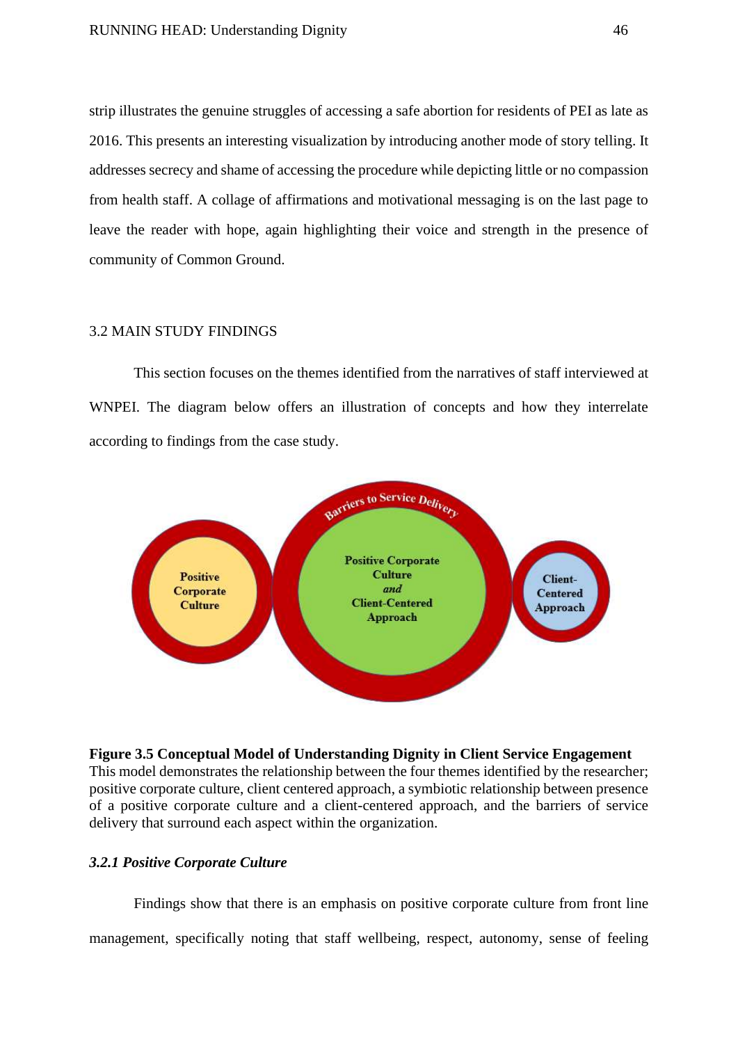strip illustrates the genuine struggles of accessing a safe abortion for residents of PEI as late as 2016. This presents an interesting visualization by introducing another mode of story telling. It addresses secrecy and shame of accessing the procedure while depicting little or no compassion from health staff. A collage of affirmations and motivational messaging is on the last page to leave the reader with hope, again highlighting their voice and strength in the presence of community of Common Ground.

## 3.2 MAIN STUDY FINDINGS

This section focuses on the themes identified from the narratives of staff interviewed at WNPEI. The diagram below offers an illustration of concepts and how they interrelate according to findings from the case study.

**Figure 3.5 Conceptual Model of Understanding Dignity in Client Service Engagement**
This model demonstrates the relationship between the four themes identified by the researcher; positive corporate culture, client centered approach, a symbiotic relationship between presence of a positive corporate culture and a client-centered approach, and the barriers of service delivery that surround each aspect within the organization.

### *3.2.1 Positive Corporate Culture*

Findings show that there is an emphasis on positive corporate culture from front line management, specifically noting that staff wellbeing, respect, autonomy, sense of feeling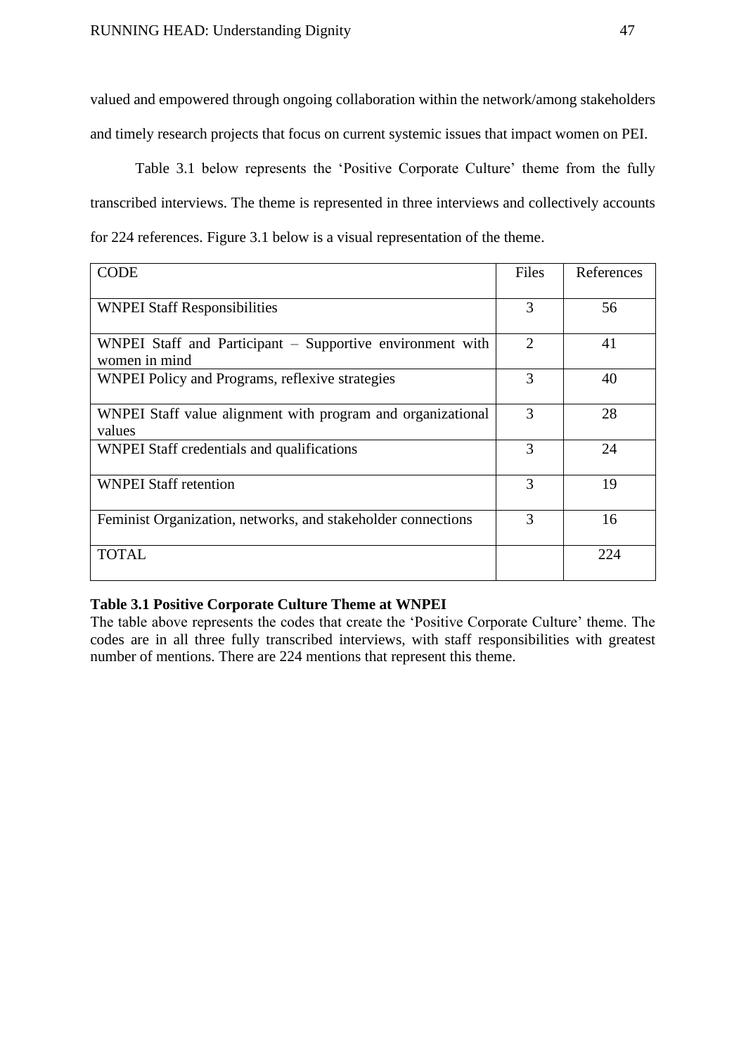valued and empowered through ongoing collaboration within the network/among stakeholders and timely research projects that focus on current systemic issues that impact women on PEI.

Table 3.1 below represents the 'Positive Corporate Culture' theme from the fully transcribed interviews. The theme is represented in three interviews and collectively accounts for 224 references. Figure 3.1 below is a visual representation of the theme.

| CODE | Files | References |
|---|---|---|
| WNPEI Staff Responsibilities | 3 | 56 |
| WNPEI Staff and Participant – Supportive environment with women in mind | 2 | 41 |
| WNPEI Policy and Programs, reflexive strategies | 3 | 40 |
| WNPEI Staff value alignment with program and organizational values | 3 | 28 |
| WNPEI Staff credentials and qualifications | 3 | 24 |
| WNPEI Staff retention | 3 | 19 |
| Feminist Organization, networks, and stakeholder connections | 3 | 16 |
| TOTAL | | 224 |

**Table 3.1 Positive Corporate Culture Theme at WNPEI**

The table above represents the codes that create the 'Positive Corporate Culture' theme. The codes are in all three fully transcribed interviews, with staff responsibilities with greatest number of mentions. There are 224 mentions that represent this theme.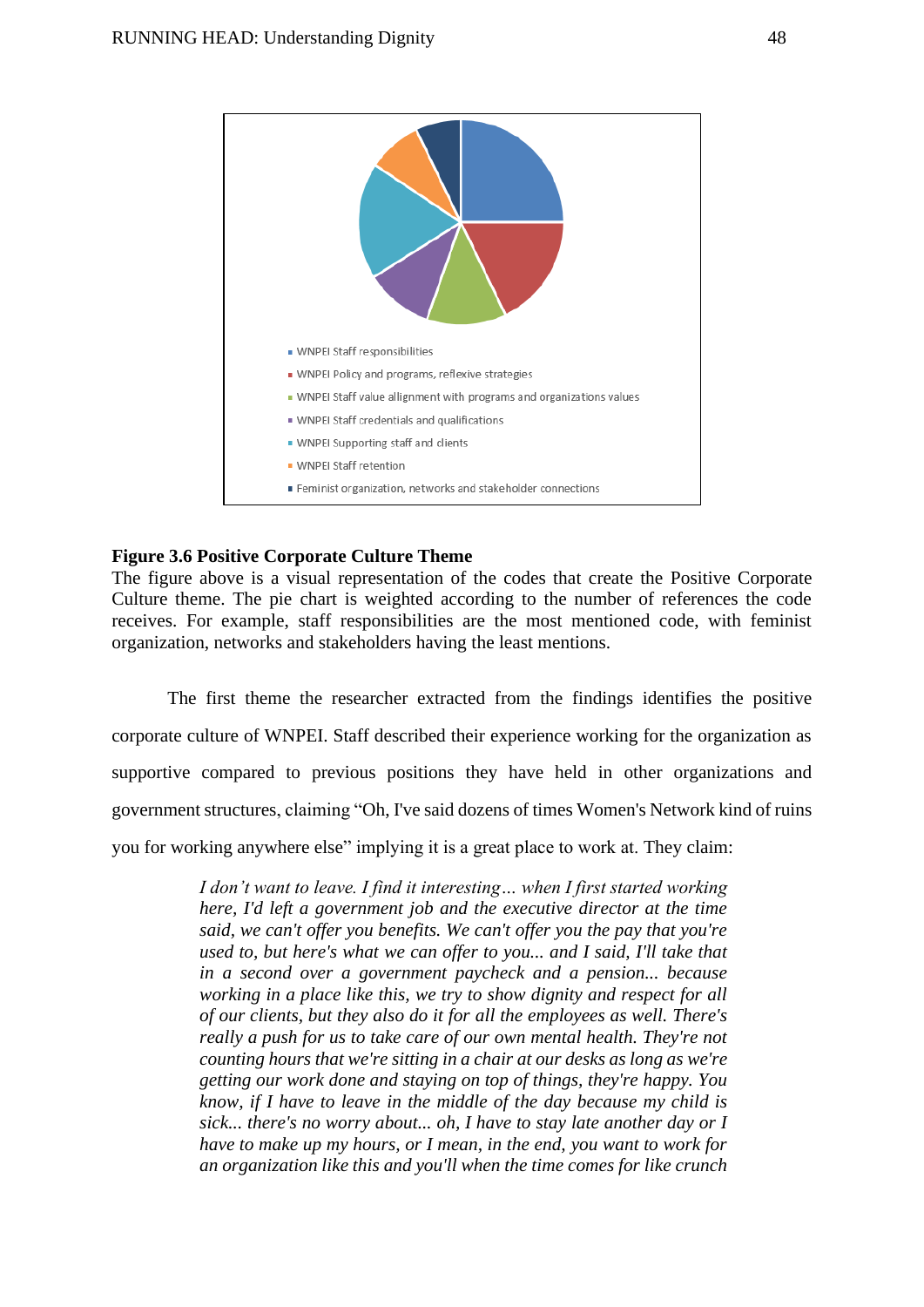- WNPEI Staff responsibilities
- WNPEI Policy and programs, reflexive strategies
- WNPEI Staff value allignment with programs and organizations values
- WNPEI Staff credentials and qualifications
- WNPEI Supporting staff and clients
- WNPEI Staff retention
- Feminist organization, networks and stakeholder connections

**Figure 3.6 Positive Corporate Culture Theme**

The figure above is a visual representation of the codes that create the Positive Corporate Culture theme. The pie chart is weighted according to the number of references the code receives. For example, staff responsibilities are the most mentioned code, with feminist organization, networks and stakeholders having the least mentions.

The first theme the researcher extracted from the findings identifies the positive corporate culture of WNPEI. Staff described their experience working for the organization as supportive compared to previous positions they have held in other organizations and government structures, claiming "Oh, I've said dozens of times Women's Network kind of ruins you for working anywhere else" implying it is a great place to work at. They claim:

> *I don't want to leave. I find it interesting… when I first started working here, I'd left a government job and the executive director at the time said, we can't offer you benefits. We can't offer you the pay that you're used to, but here's what we can offer to you... and I said, I'll take that in a second over a government paycheck and a pension... because working in a place like this, we try to show dignity and respect for all of our clients, but they also do it for all the employees as well. There's really a push for us to take care of our own mental health. They're not counting hours that we're sitting in a chair at our desks as long as we're getting our work done and staying on top of things, they're happy. You know, if I have to leave in the middle of the day because my child is sick... there's no worry about... oh, I have to stay late another day or I have to make up my hours, or I mean, in the end, you want to work for an organization like this and you'll when the time comes for like crunch*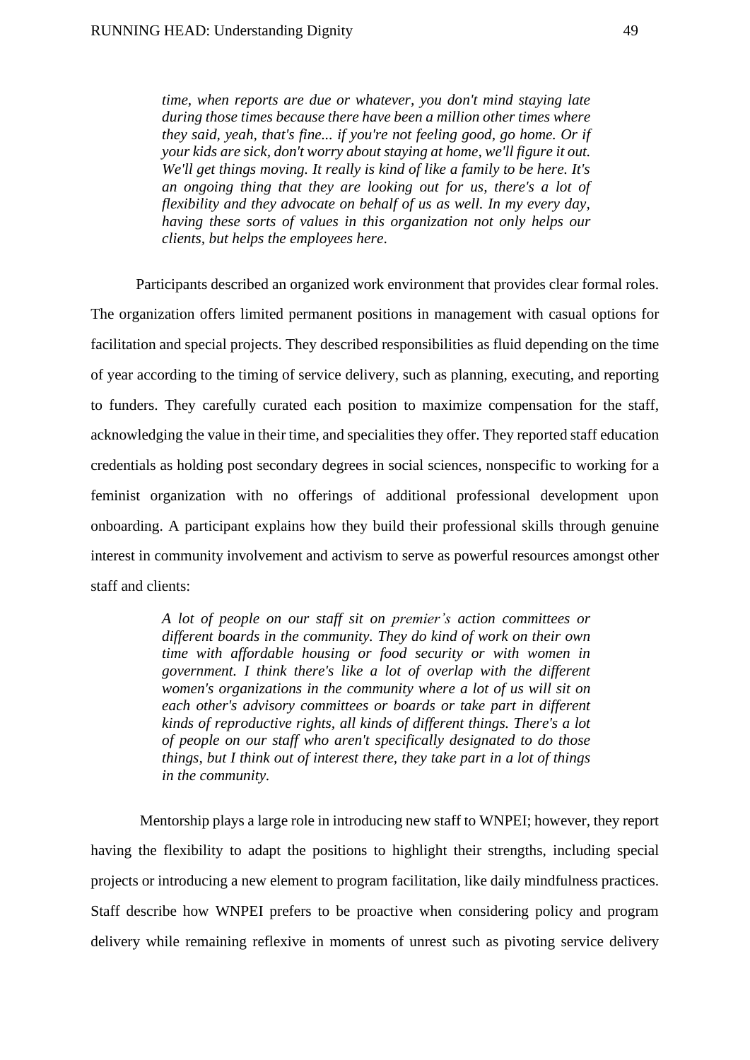> *time, when reports are due or whatever, you don't mind staying late during those times because there have been a million other times where they said, yeah, that's fine... if you're not feeling good, go home. Or if your kids are sick, don't worry about staying at home, we'll figure it out. We'll get things moving. It really is kind of like a family to be here. It's an ongoing thing that they are looking out for us, there's a lot of flexibility and they advocate on behalf of us as well. In my every day, having these sorts of values in this organization not only helps our clients, but helps the employees here*.

Participants described an organized work environment that provides clear formal roles. The organization offers limited permanent positions in management with casual options for facilitation and special projects. They described responsibilities as fluid depending on the time of year according to the timing of service delivery, such as planning, executing, and reporting to funders. They carefully curated each position to maximize compensation for the staff, acknowledging the value in their time, and specialities they offer. They reported staff education credentials as holding post secondary degrees in social sciences, nonspecific to working for a feminist organization with no offerings of additional professional development upon onboarding. A participant explains how they build their professional skills through genuine interest in community involvement and activism to serve as powerful resources amongst other staff and clients:

> *A lot of people on our staff sit on premier's action committees or different boards in the community. They do kind of work on their own time with affordable housing or food security or with women in government. I think there's like a lot of overlap with the different women's organizations in the community where a lot of us will sit on each other's advisory committees or boards or take part in different kinds of reproductive rights, all kinds of different things. There's a lot of people on our staff who aren't specifically designated to do those things, but I think out of interest there, they take part in a lot of things in the community.*

Mentorship plays a large role in introducing new staff to WNPEI; however, they report having the flexibility to adapt the positions to highlight their strengths, including special projects or introducing a new element to program facilitation, like daily mindfulness practices. Staff describe how WNPEI prefers to be proactive when considering policy and program delivery while remaining reflexive in moments of unrest such as pivoting service delivery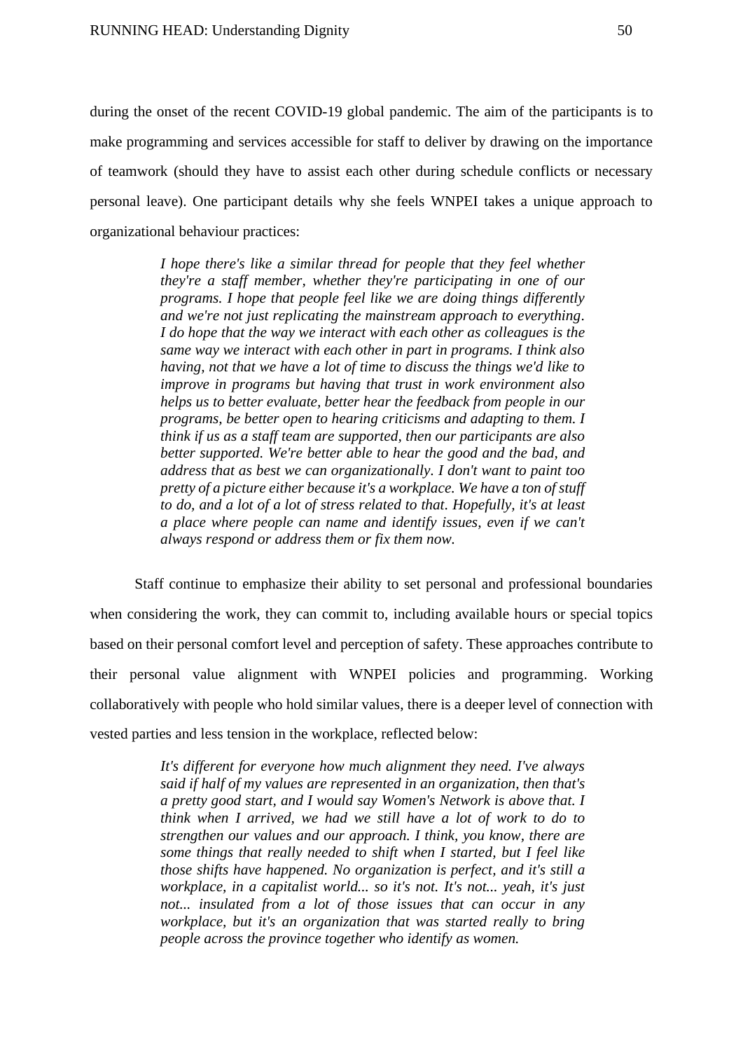during the onset of the recent COVID-19 global pandemic. The aim of the participants is to make programming and services accessible for staff to deliver by drawing on the importance of teamwork (should they have to assist each other during schedule conflicts or necessary personal leave). One participant details why she feels WNPEI takes a unique approach to organizational behaviour practices:

> *I hope there's like a similar thread for people that they feel whether they're a staff member, whether they're participating in one of our programs. I hope that people feel like we are doing things differently and we're not just replicating the mainstream approach to everything. I do hope that the way we interact with each other as colleagues is the same way we interact with each other in part in programs. I think also having, not that we have a lot of time to discuss the things we'd like to improve in programs but having that trust in work environment also helps us to better evaluate, better hear the feedback from people in our programs, be better open to hearing criticisms and adapting to them. I think if us as a staff team are supported, then our participants are also better supported. We're better able to hear the good and the bad, and address that as best we can organizationally. I don't want to paint too pretty of a picture either because it's a workplace. We have a ton of stuff to do, and a lot of a lot of stress related to that. Hopefully, it's at least a place where people can name and identify issues, even if we can't always respond or address them or fix them now.*

Staff continue to emphasize their ability to set personal and professional boundaries when considering the work, they can commit to, including available hours or special topics based on their personal comfort level and perception of safety. These approaches contribute to their personal value alignment with WNPEI policies and programming. Working collaboratively with people who hold similar values, there is a deeper level of connection with vested parties and less tension in the workplace, reflected below:

> *It's different for everyone how much alignment they need. I've always said if half of my values are represented in an organization, then that's a pretty good start, and I would say Women's Network is above that. I think when I arrived, we had we still have a lot of work to do to strengthen our values and our approach. I think, you know, there are some things that really needed to shift when I started, but I feel like those shifts have happened. No organization is perfect, and it's still a workplace, in a capitalist world... so it's not. It's not... yeah, it's just not... insulated from a lot of those issues that can occur in any workplace, but it's an organization that was started really to bring people across the province together who identify as women.*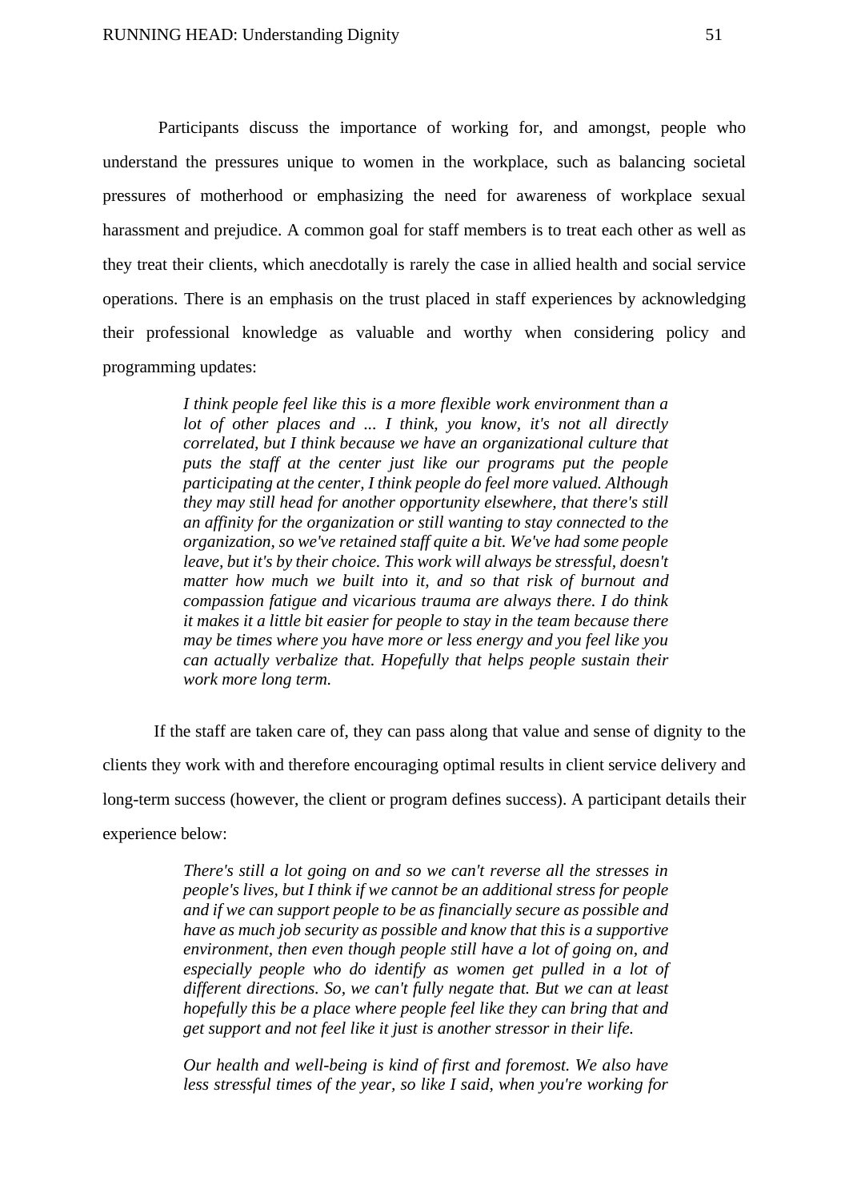Participants discuss the importance of working for, and amongst, people who understand the pressures unique to women in the workplace, such as balancing societal pressures of motherhood or emphasizing the need for awareness of workplace sexual harassment and prejudice. A common goal for staff members is to treat each other as well as they treat their clients, which anecdotally is rarely the case in allied health and social service operations. There is an emphasis on the trust placed in staff experiences by acknowledging their professional knowledge as valuable and worthy when considering policy and programming updates:

> *I think people feel like this is a more flexible work environment than a lot of other places and ... I think, you know, it's not all directly correlated, but I think because we have an organizational culture that puts the staff at the center just like our programs put the people participating at the center, I think people do feel more valued. Although they may still head for another opportunity elsewhere, that there's still an affinity for the organization or still wanting to stay connected to the organization, so we've retained staff quite a bit. We've had some people leave, but it's by their choice. This work will always be stressful, doesn't matter how much we built into it, and so that risk of burnout and compassion fatigue and vicarious trauma are always there. I do think it makes it a little bit easier for people to stay in the team because there may be times where you have more or less energy and you feel like you can actually verbalize that. Hopefully that helps people sustain their work more long term.*

If the staff are taken care of, they can pass along that value and sense of dignity to the clients they work with and therefore encouraging optimal results in client service delivery and long-term success (however, the client or program defines success). A participant details their experience below:

> *There's still a lot going on and so we can't reverse all the stresses in people's lives, but I think if we cannot be an additional stress for people and if we can support people to be as financially secure as possible and have as much job security as possible and know that this is a supportive environment, then even though people still have a lot of going on, and especially people who do identify as women get pulled in a lot of different directions. So, we can't fully negate that. But we can at least hopefully this be a place where people feel like they can bring that and get support and not feel like it just is another stressor in their life.*
>
> *Our health and well-being is kind of first and foremost. We also have less stressful times of the year, so like I said, when you're working for*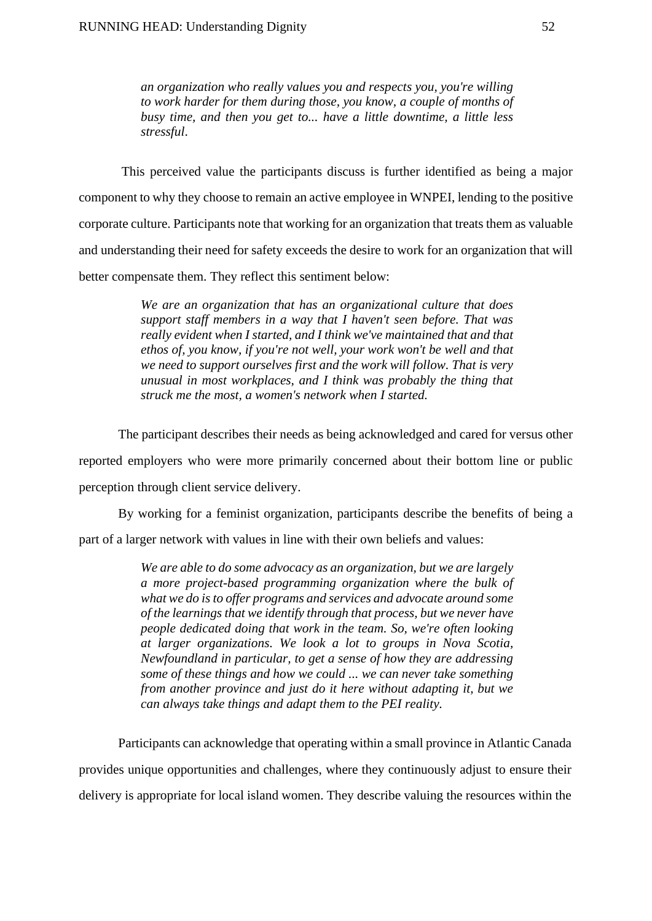> *an organization who really values you and respects you, you're willing to work harder for them during those, you know, a couple of months of busy time, and then you get to... have a little downtime, a little less stressful.*

This perceived value the participants discuss is further identified as being a major component to why they choose to remain an active employee in WNPEI, lending to the positive corporate culture. Participants note that working for an organization that treats them as valuable and understanding their need for safety exceeds the desire to work for an organization that will better compensate them. They reflect this sentiment below:

> *We are an organization that has an organizational culture that does support staff members in a way that I haven't seen before. That was really evident when I started, and I think we've maintained that and that ethos of, you know, if you're not well, your work won't be well and that we need to support ourselves first and the work will follow. That is very unusual in most workplaces, and I think was probably the thing that struck me the most, a women's network when I started.*

The participant describes their needs as being acknowledged and cared for versus other reported employers who were more primarily concerned about their bottom line or public perception through client service delivery.

By working for a feminist organization, participants describe the benefits of being a part of a larger network with values in line with their own beliefs and values:

> *We are able to do some advocacy as an organization, but we are largely a more project-based programming organization where the bulk of what we do is to offer programs and services and advocate around some of the learnings that we identify through that process, but we never have people dedicated doing that work in the team. So, we're often looking at larger organizations. We look a lot to groups in Nova Scotia, Newfoundland in particular, to get a sense of how they are addressing some of these things and how we could ... we can never take something from another province and just do it here without adapting it, but we can always take things and adapt them to the PEI reality.*

Participants can acknowledge that operating within a small province in Atlantic Canada provides unique opportunities and challenges, where they continuously adjust to ensure their delivery is appropriate for local island women. They describe valuing the resources within the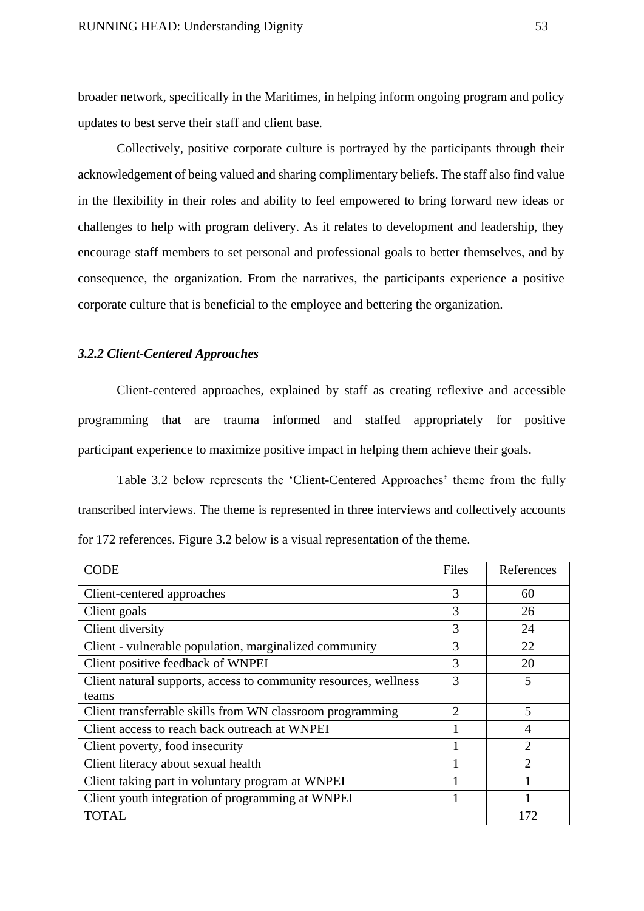broader network, specifically in the Maritimes, in helping inform ongoing program and policy updates to best serve their staff and client base.

Collectively, positive corporate culture is portrayed by the participants through their acknowledgement of being valued and sharing complimentary beliefs. The staff also find value in the flexibility in their roles and ability to feel empowered to bring forward new ideas or challenges to help with program delivery. As it relates to development and leadership, they encourage staff members to set personal and professional goals to better themselves, and by consequence, the organization. From the narratives, the participants experience a positive corporate culture that is beneficial to the employee and bettering the organization.

### *3.2.2 Client-Centered Approaches*

Client-centered approaches, explained by staff as creating reflexive and accessible programming that are trauma informed and staffed appropriately for positive participant experience to maximize positive impact in helping them achieve their goals.

Table 3.2 below represents the 'Client-Centered Approaches' theme from the fully transcribed interviews. The theme is represented in three interviews and collectively accounts for 172 references. Figure 3.2 below is a visual representation of the theme.

| CODE | Files | References |
|---|---|---|
| Client-centered approaches | 3 | 60 |
| Client goals | 3 | 26 |
| Client diversity | 3 | 24 |
| Client - vulnerable population, marginalized community | 3 | 22 |
| Client positive feedback of WNPEI | 3 | 20 |
| Client natural supports, access to community resources, wellness teams | 3 | 5 |
| Client transferrable skills from WN classroom programming | 2 | 5 |
| Client access to reach back outreach at WNPEI | 1 | 4 |
| Client poverty, food insecurity | 1 | 2 |
| Client literacy about sexual health | 1 | 2 |
| Client taking part in voluntary program at WNPEI | 1 | 1 |
| Client youth integration of programming at WNPEI | 1 | 1 |
| TOTAL | | 172 |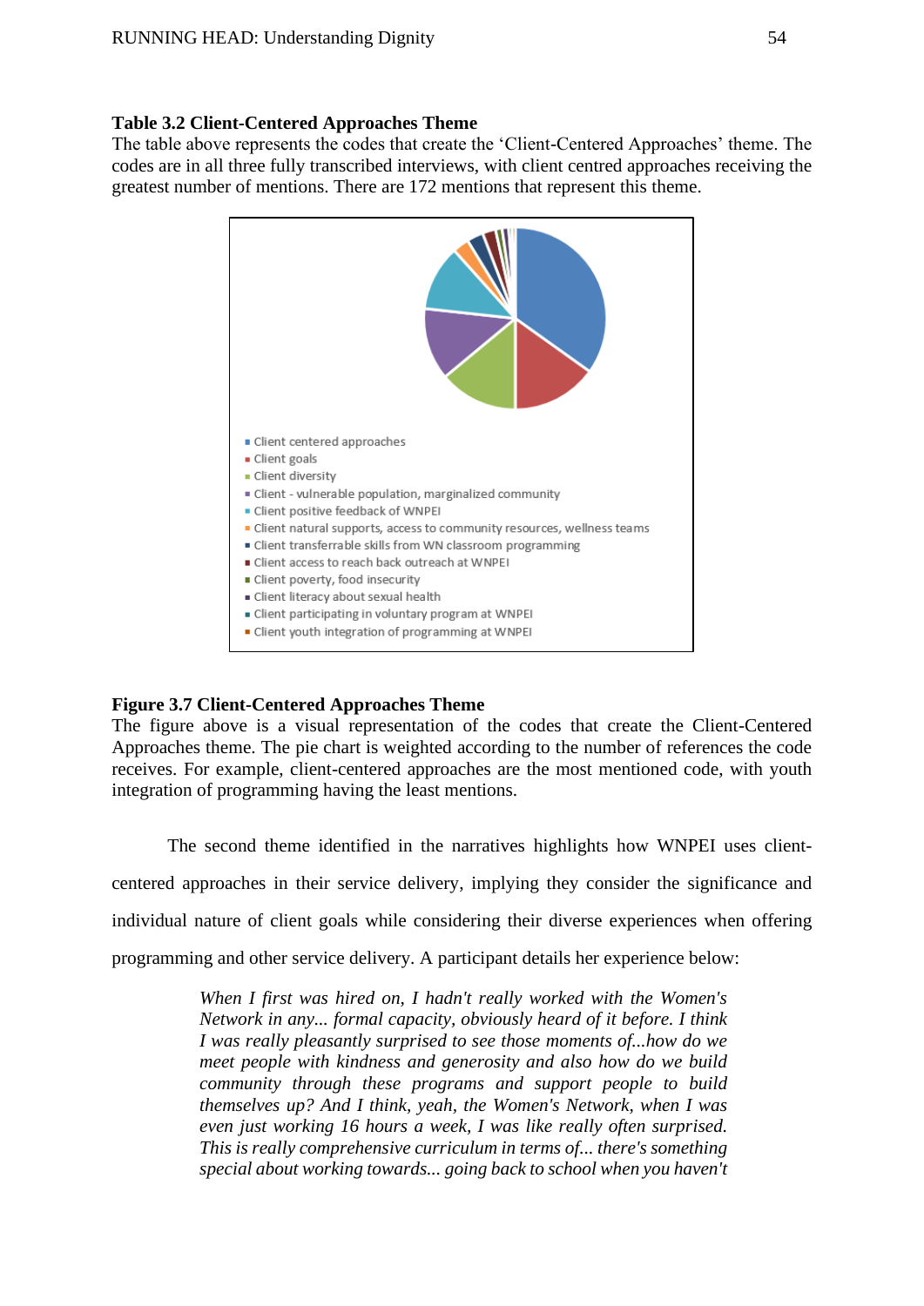**Table 3.2 Client-Centered Approaches Theme**

The table above represents the codes that create the 'Client-Centered Approaches' theme. The codes are in all three fully transcribed interviews, with client centred approaches receiving the greatest number of mentions. There are 172 mentions that represent this theme.

- Client centered approaches
- Client goals
- Client diversity
- Client - vulnerable population, marginalized community
- Client positive feedback of WNPEI
- Client natural supports, access to community resources, wellness teams
- Client transferrable skills from WN classroom programming
- Client access to reach back outreach at WNPEI
- Client poverty, food insecurity
- Client literacy about sexual health
- Client participating in voluntary program at WNPEI
- Client youth integration of programming at WNPEI

**Figure 3.7 Client-Centered Approaches Theme**

The figure above is a visual representation of the codes that create the Client-Centered Approaches theme. The pie chart is weighted according to the number of references the code receives. For example, client-centered approaches are the most mentioned code, with youth integration of programming having the least mentions.

The second theme identified in the narratives highlights how WNPEI uses client-centered approaches in their service delivery, implying they consider the significance and individual nature of client goals while considering their diverse experiences when offering programming and other service delivery. A participant details her experience below:

> *When I first was hired on, I hadn't really worked with the Women's Network in any... formal capacity, obviously heard of it before. I think I was really pleasantly surprised to see those moments of...how do we meet people with kindness and generosity and also how do we build community through these programs and support people to build themselves up? And I think, yeah, the Women's Network, when I was even just working 16 hours a week, I was like really often surprised. This is really comprehensive curriculum in terms of... there's something special about working towards... going back to school when you haven't*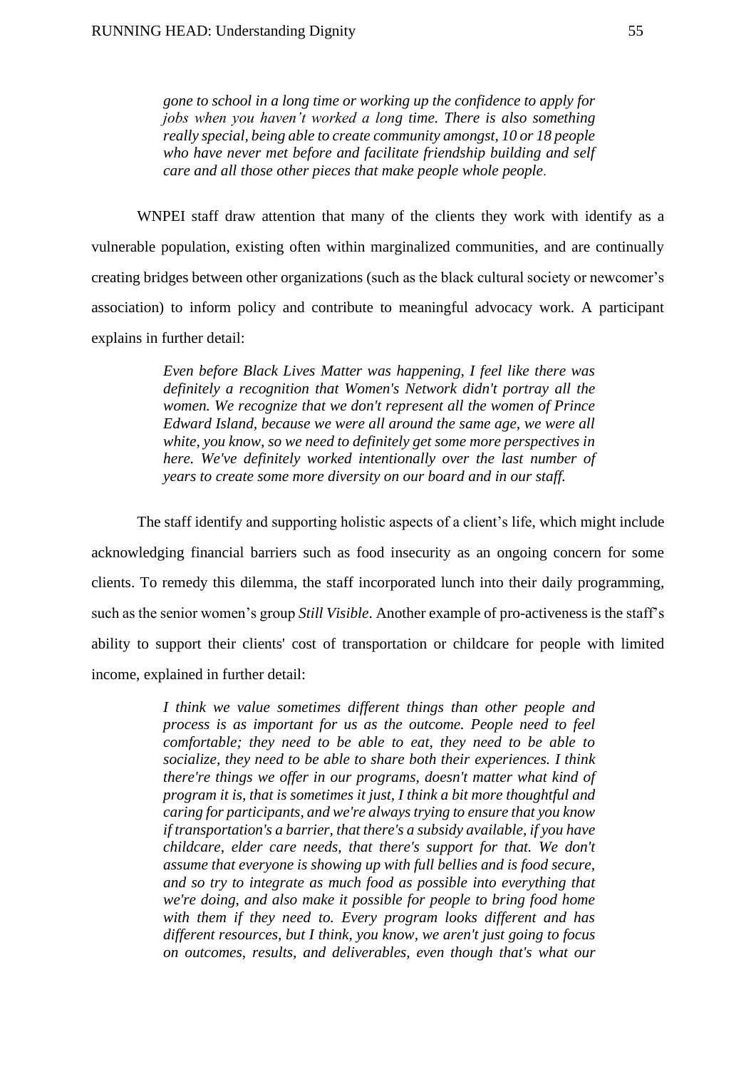> *gone to school in a long time or working up the confidence to apply for jobs when you haven't worked a long time. There is also something really special, being able to create community amongst, 10 or 18 people who have never met before and facilitate friendship building and self care and all those other pieces that make people whole people.*

WNPEI staff draw attention that many of the clients they work with identify as a vulnerable population, existing often within marginalized communities, and are continually creating bridges between other organizations (such as the black cultural society or newcomer's association) to inform policy and contribute to meaningful advocacy work. A participant explains in further detail:

> *Even before Black Lives Matter was happening, I feel like there was definitely a recognition that Women's Network didn't portray all the women. We recognize that we don't represent all the women of Prince Edward Island, because we were all around the same age, we were all white, you know, so we need to definitely get some more perspectives in here. We've definitely worked intentionally over the last number of years to create some more diversity on our board and in our staff.*

The staff identify and supporting holistic aspects of a client's life, which might include acknowledging financial barriers such as food insecurity as an ongoing concern for some clients. To remedy this dilemma, the staff incorporated lunch into their daily programming, such as the senior women's group *Still Visible*. Another example of pro-activeness is the staff's ability to support their clients' cost of transportation or childcare for people with limited income, explained in further detail:

> *I think we value sometimes different things than other people and process is as important for us as the outcome. People need to feel comfortable; they need to be able to eat, they need to be able to socialize, they need to be able to share both their experiences. I think there're things we offer in our programs, doesn't matter what kind of program it is, that is sometimes it just, I think a bit more thoughtful and caring for participants, and we're always trying to ensure that you know if transportation's a barrier, that there's a subsidy available, if you have childcare, elder care needs, that there's support for that. We don't assume that everyone is showing up with full bellies and is food secure, and so try to integrate as much food as possible into everything that we're doing, and also make it possible for people to bring food home with them if they need to. Every program looks different and has different resources, but I think, you know, we aren't just going to focus on outcomes, results, and deliverables, even though that's what our*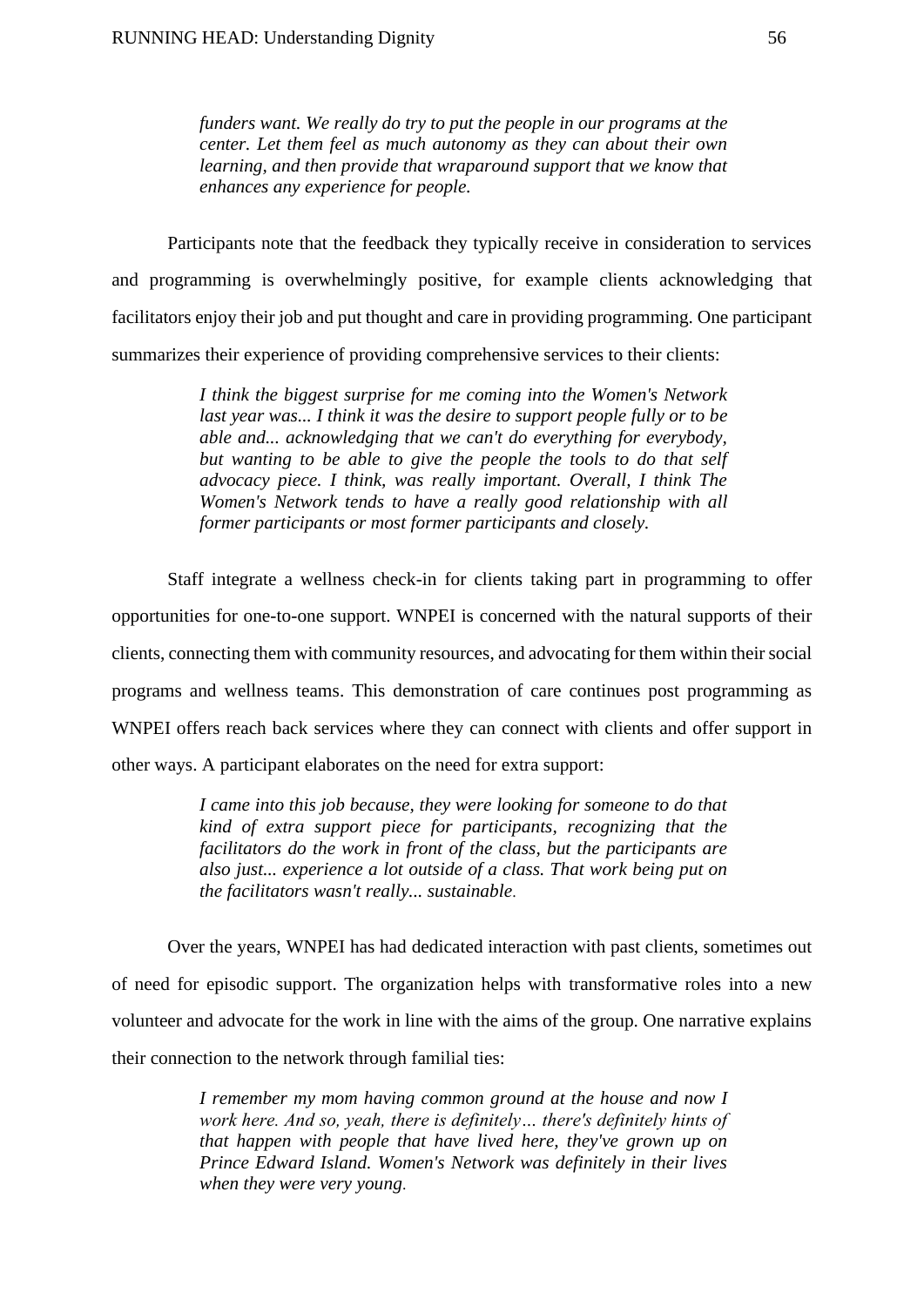> *funders want. We really do try to put the people in our programs at the center. Let them feel as much autonomy as they can about their own learning, and then provide that wraparound support that we know that enhances any experience for people.*

Participants note that the feedback they typically receive in consideration to services and programming is overwhelmingly positive, for example clients acknowledging that facilitators enjoy their job and put thought and care in providing programming. One participant summarizes their experience of providing comprehensive services to their clients:

> *I think the biggest surprise for me coming into the Women's Network last year was... I think it was the desire to support people fully or to be able and... acknowledging that we can't do everything for everybody, but wanting to be able to give the people the tools to do that self advocacy piece. I think, was really important. Overall, I think The Women's Network tends to have a really good relationship with all former participants or most former participants and closely.*

Staff integrate a wellness check-in for clients taking part in programming to offer opportunities for one-to-one support. WNPEI is concerned with the natural supports of their clients, connecting them with community resources, and advocating for them within their social programs and wellness teams. This demonstration of care continues post programming as WNPEI offers reach back services where they can connect with clients and offer support in other ways. A participant elaborates on the need for extra support:

> *I came into this job because, they were looking for someone to do that kind of extra support piece for participants, recognizing that the facilitators do the work in front of the class, but the participants are also just... experience a lot outside of a class. That work being put on the facilitators wasn't really... sustainable.*

Over the years, WNPEI has had dedicated interaction with past clients, sometimes out of need for episodic support. The organization helps with transformative roles into a new volunteer and advocate for the work in line with the aims of the group. One narrative explains their connection to the network through familial ties:

> *I remember my mom having common ground at the house and now I work here. And so, yeah, there is definitely… there's definitely hints of that happen with people that have lived here, they've grown up on Prince Edward Island. Women's Network was definitely in their lives when they were very young.*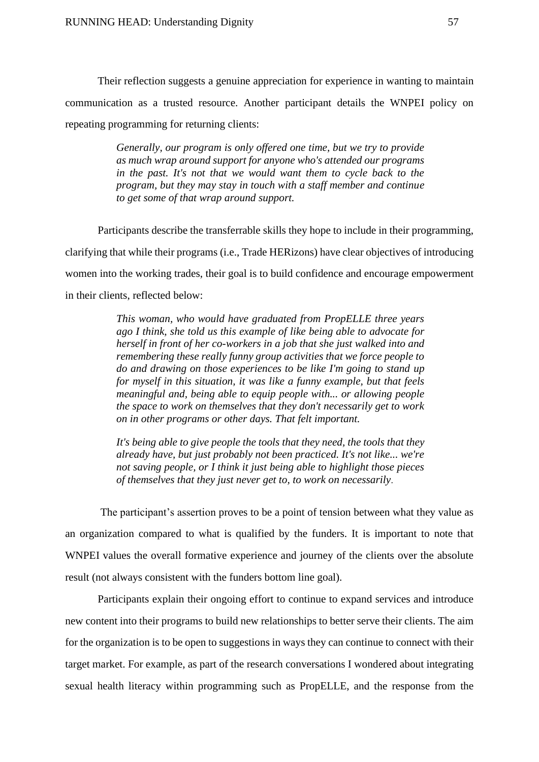Their reflection suggests a genuine appreciation for experience in wanting to maintain communication as a trusted resource. Another participant details the WNPEI policy on repeating programming for returning clients:

> *Generally, our program is only offered one time, but we try to provide as much wrap around support for anyone who's attended our programs in the past. It's not that we would want them to cycle back to the program, but they may stay in touch with a staff member and continue to get some of that wrap around support.*

Participants describe the transferrable skills they hope to include in their programming, clarifying that while their programs (i.e., Trade HERizons) have clear objectives of introducing women into the working trades, their goal is to build confidence and encourage empowerment in their clients, reflected below:

> *This woman, who would have graduated from PropELLE three years ago I think, she told us this example of like being able to advocate for herself in front of her co-workers in a job that she just walked into and remembering these really funny group activities that we force people to do and drawing on those experiences to be like I'm going to stand up for myself in this situation, it was like a funny example, but that feels meaningful and, being able to equip people with... or allowing people the space to work on themselves that they don't necessarily get to work on in other programs or other days. That felt important.*
>
> *It's being able to give people the tools that they need, the tools that they already have, but just probably not been practiced. It's not like... we're not saving people, or I think it just being able to highlight those pieces of themselves that they just never get to, to work on necessarily.*

The participant's assertion proves to be a point of tension between what they value as an organization compared to what is qualified by the funders. It is important to note that WNPEI values the overall formative experience and journey of the clients over the absolute result (not always consistent with the funders bottom line goal).

Participants explain their ongoing effort to continue to expand services and introduce new content into their programs to build new relationships to better serve their clients. The aim for the organization is to be open to suggestions in ways they can continue to connect with their target market. For example, as part of the research conversations I wondered about integrating sexual health literacy within programming such as PropELLE, and the response from the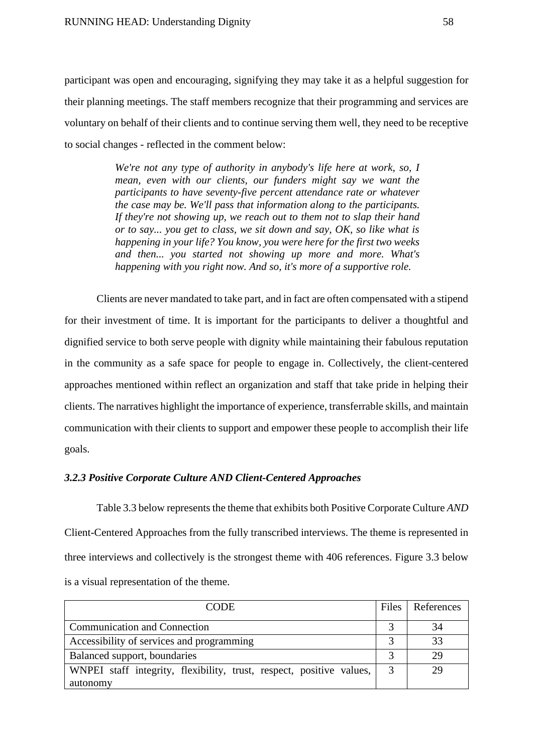participant was open and encouraging, signifying they may take it as a helpful suggestion for their planning meetings. The staff members recognize that their programming and services are voluntary on behalf of their clients and to continue serving them well, they need to be receptive to social changes - reflected in the comment below:

> *We're not any type of authority in anybody's life here at work, so, I mean, even with our clients, our funders might say we want the participants to have seventy-five percent attendance rate or whatever the case may be. We'll pass that information along to the participants. If they're not showing up, we reach out to them not to slap their hand or to say... you get to class, we sit down and say, OK, so like what is happening in your life? You know, you were here for the first two weeks and then... you started not showing up more and more. What's happening with you right now. And so, it's more of a supportive role.*

Clients are never mandated to take part, and in fact are often compensated with a stipend for their investment of time. It is important for the participants to deliver a thoughtful and dignified service to both serve people with dignity while maintaining their fabulous reputation in the community as a safe space for people to engage in. Collectively, the client-centered approaches mentioned within reflect an organization and staff that take pride in helping their clients. The narratives highlight the importance of experience, transferrable skills, and maintain communication with their clients to support and empower these people to accomplish their life goals.

### *3.2.3 Positive Corporate Culture AND Client-Centered Approaches*

Table 3.3 below represents the theme that exhibits both Positive Corporate Culture *AND* Client-Centered Approaches from the fully transcribed interviews. The theme is represented in three interviews and collectively is the strongest theme with 406 references. Figure 3.3 below is a visual representation of the theme.

| CODE | Files | References |
|---|---|---|
| Communication and Connection | 3 | 34 |
| Accessibility of services and programming | 3 | 33 |
| Balanced support, boundaries | 3 | 29 |
| WNPEI staff integrity, flexibility, trust, respect, positive values, autonomy | 3 | 29 |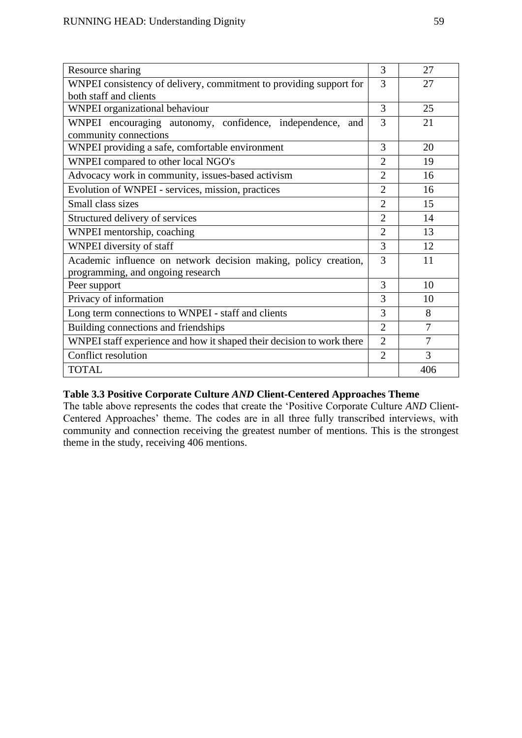| | | |
|---|---|---|
| Resource sharing | 3 | 27 |
| WNPEI consistency of delivery, commitment to providing support for both staff and clients | 3 | 27 |
| WNPEI organizational behaviour | 3 | 25 |
| WNPEI encouraging autonomy, confidence, independence, and community connections | 3 | 21 |
| WNPEI providing a safe, comfortable environment | 3 | 20 |
| WNPEI compared to other local NGO's | 2 | 19 |
| Advocacy work in community, issues-based activism | 2 | 16 |
| Evolution of WNPEI - services, mission, practices | 2 | 16 |
| Small class sizes | 2 | 15 |
| Structured delivery of services | 2 | 14 |
| WNPEI mentorship, coaching | 2 | 13 |
| WNPEI diversity of staff | 3 | 12 |
| Academic influence on network decision making, policy creation, programming, and ongoing research | 3 | 11 |
| Peer support | 3 | 10 |
| Privacy of information | 3 | 10 |
| Long term connections to WNPEI - staff and clients | 3 | 8 |
| Building connections and friendships | 2 | 7 |
| WNPEI staff experience and how it shaped their decision to work there | 2 | 7 |
| Conflict resolution | 2 | 3 |
| TOTAL | | 406 |

**Table 3.3 Positive Corporate Culture *AND* Client-Centered Approaches Theme**

The table above represents the codes that create the 'Positive Corporate Culture *AND* Client-Centered Approaches' theme. The codes are in all three fully transcribed interviews, with community and connection receiving the greatest number of mentions. This is the strongest theme in the study, receiving 406 mentions.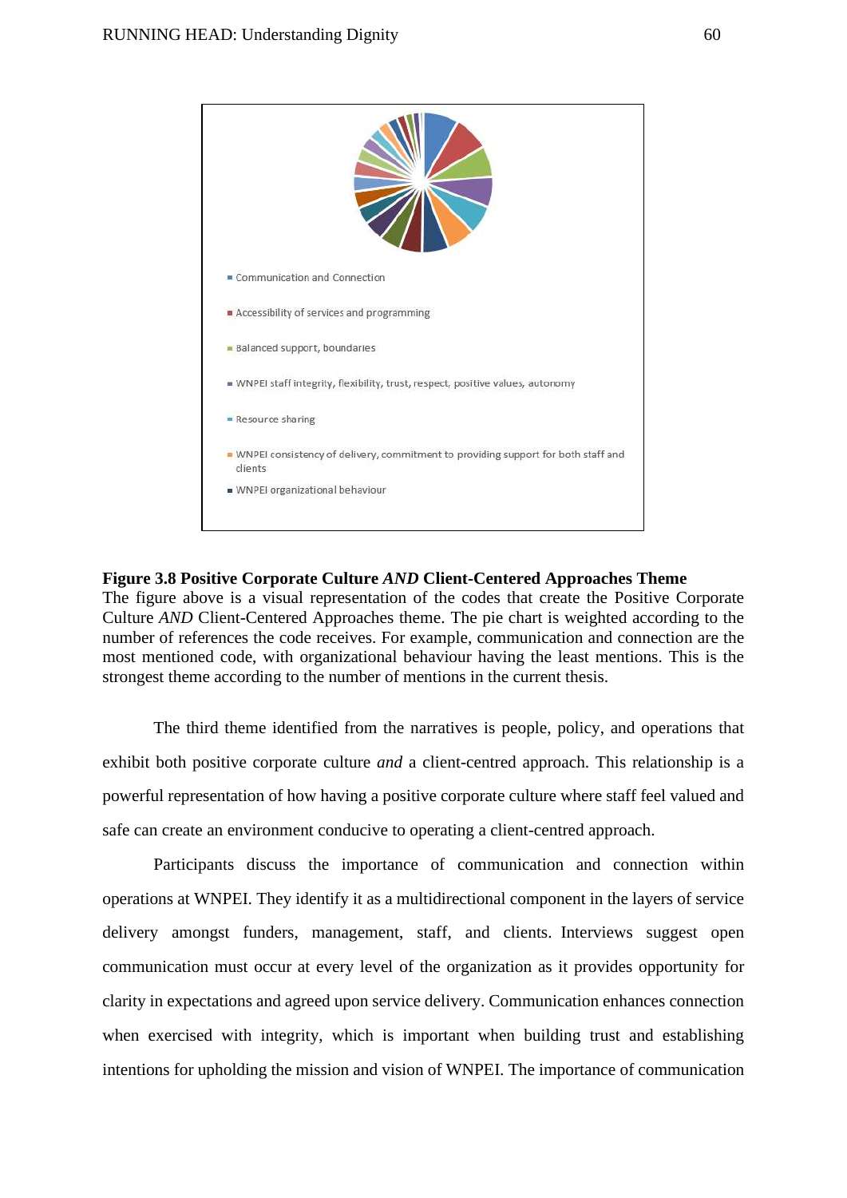- Communication and Connection
- Accessibility of services and programming
- Balanced support, boundaries
- WNPEI staff integrity, flexibility, trust, respect, positive values, autonomy
- Resource sharing
- WNPEI consistency of delivery, commitment to providing support for both staff and clients
- WNPEI organizational behaviour

**Figure 3.8 Positive Corporate Culture *AND* Client-Centered Approaches Theme**
The figure above is a visual representation of the codes that create the Positive Corporate Culture *AND* Client-Centered Approaches theme. The pie chart is weighted according to the number of references the code receives. For example, communication and connection are the most mentioned code, with organizational behaviour having the least mentions. This is the strongest theme according to the number of mentions in the current thesis.

The third theme identified from the narratives is people, policy, and operations that exhibit both positive corporate culture *and* a client-centred approach. This relationship is a powerful representation of how having a positive corporate culture where staff feel valued and safe can create an environment conducive to operating a client-centred approach.

Participants discuss the importance of communication and connection within operations at WNPEI. They identify it as a multidirectional component in the layers of service delivery amongst funders, management, staff, and clients. Interviews suggest open communication must occur at every level of the organization as it provides opportunity for clarity in expectations and agreed upon service delivery. Communication enhances connection when exercised with integrity, which is important when building trust and establishing intentions for upholding the mission and vision of WNPEI. The importance of communication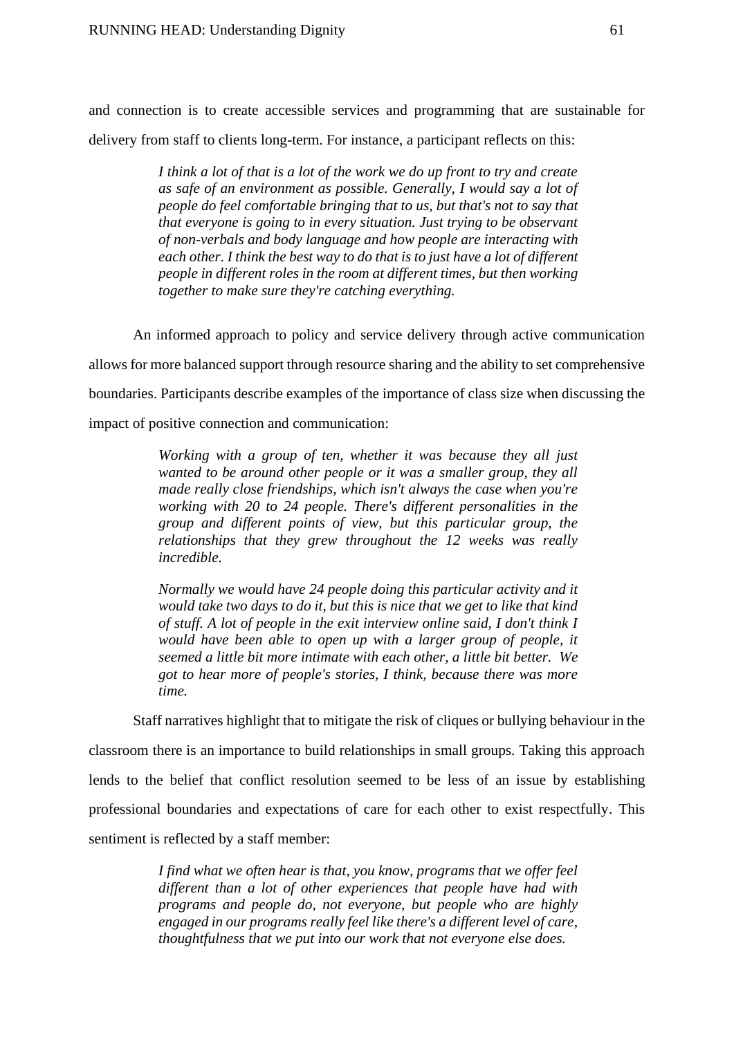and connection is to create accessible services and programming that are sustainable for delivery from staff to clients long-term. For instance, a participant reflects on this:

> *I think a lot of that is a lot of the work we do up front to try and create as safe of an environment as possible. Generally, I would say a lot of people do feel comfortable bringing that to us, but that's not to say that that everyone is going to in every situation. Just trying to be observant of non-verbals and body language and how people are interacting with each other. I think the best way to do that is to just have a lot of different people in different roles in the room at different times, but then working together to make sure they're catching everything.*

An informed approach to policy and service delivery through active communication allows for more balanced support through resource sharing and the ability to set comprehensive boundaries. Participants describe examples of the importance of class size when discussing the impact of positive connection and communication:

> *Working with a group of ten, whether it was because they all just wanted to be around other people or it was a smaller group, they all made really close friendships, which isn't always the case when you're working with 20 to 24 people. There's different personalities in the group and different points of view, but this particular group, the relationships that they grew throughout the 12 weeks was really incredible.*
>
> *Normally we would have 24 people doing this particular activity and it would take two days to do it, but this is nice that we get to like that kind of stuff. A lot of people in the exit interview online said, I don't think I would have been able to open up with a larger group of people, it seemed a little bit more intimate with each other, a little bit better. We got to hear more of people's stories, I think, because there was more time.*

Staff narratives highlight that to mitigate the risk of cliques or bullying behaviour in the classroom there is an importance to build relationships in small groups. Taking this approach lends to the belief that conflict resolution seemed to be less of an issue by establishing professional boundaries and expectations of care for each other to exist respectfully. This sentiment is reflected by a staff member:

> *I find what we often hear is that, you know, programs that we offer feel different than a lot of other experiences that people have had with programs and people do, not everyone, but people who are highly engaged in our programs really feel like there's a different level of care, thoughtfulness that we put into our work that not everyone else does.*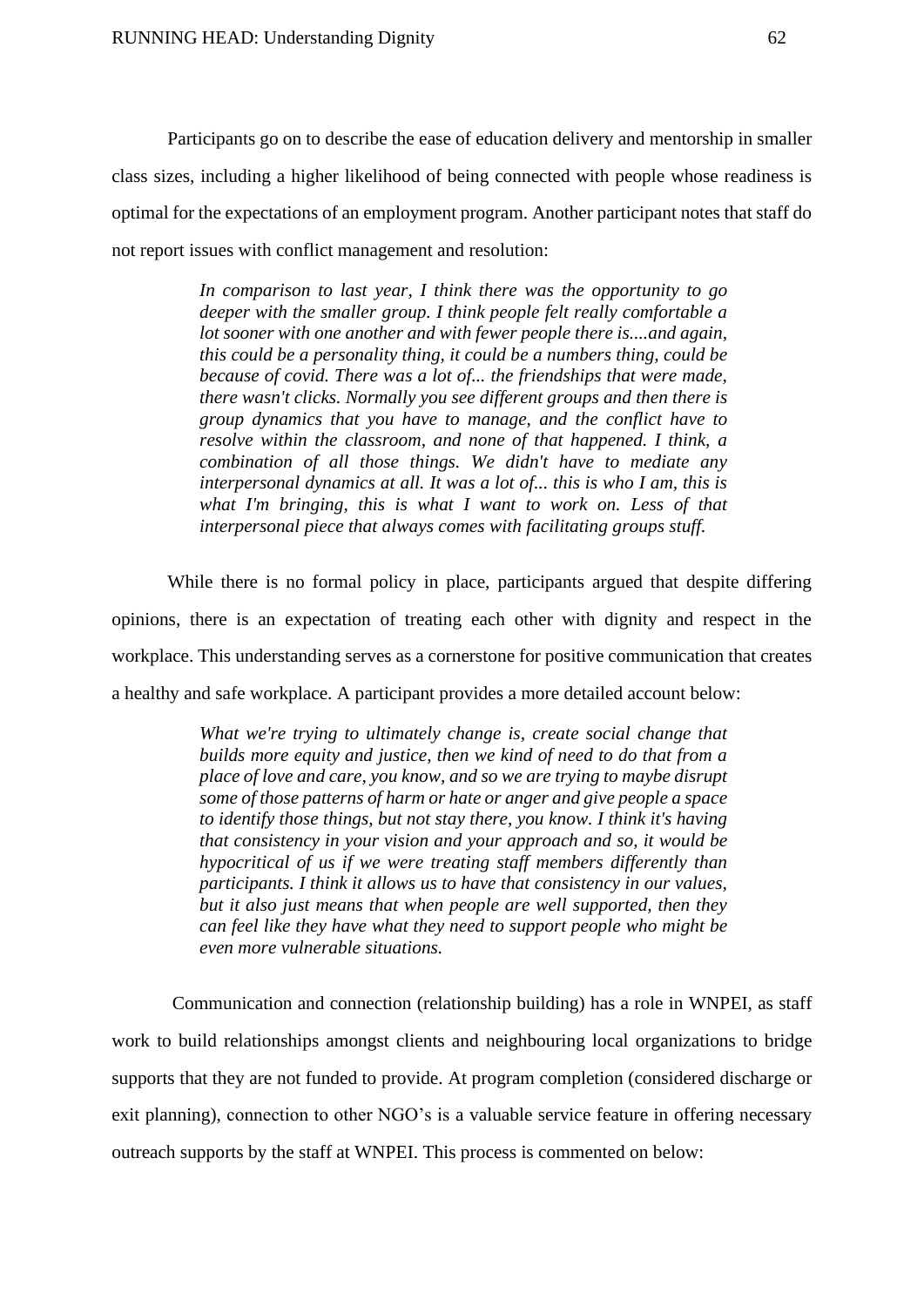Participants go on to describe the ease of education delivery and mentorship in smaller class sizes, including a higher likelihood of being connected with people whose readiness is optimal for the expectations of an employment program. Another participant notes that staff do not report issues with conflict management and resolution:

> *In comparison to last year, I think there was the opportunity to go deeper with the smaller group. I think people felt really comfortable a lot sooner with one another and with fewer people there is....and again, this could be a personality thing, it could be a numbers thing, could be because of covid. There was a lot of... the friendships that were made, there wasn't clicks. Normally you see different groups and then there is group dynamics that you have to manage, and the conflict have to resolve within the classroom, and none of that happened. I think, a combination of all those things. We didn't have to mediate any interpersonal dynamics at all. It was a lot of... this is who I am, this is what I'm bringing, this is what I want to work on. Less of that interpersonal piece that always comes with facilitating groups stuff.*

While there is no formal policy in place, participants argued that despite differing opinions, there is an expectation of treating each other with dignity and respect in the workplace. This understanding serves as a cornerstone for positive communication that creates a healthy and safe workplace. A participant provides a more detailed account below:

> *What we're trying to ultimately change is, create social change that builds more equity and justice, then we kind of need to do that from a place of love and care, you know, and so we are trying to maybe disrupt some of those patterns of harm or hate or anger and give people a space to identify those things, but not stay there, you know. I think it's having that consistency in your vision and your approach and so, it would be hypocritical of us if we were treating staff members differently than participants. I think it allows us to have that consistency in our values, but it also just means that when people are well supported, then they can feel like they have what they need to support people who might be even more vulnerable situations.*

Communication and connection (relationship building) has a role in WNPEI, as staff work to build relationships amongst clients and neighbouring local organizations to bridge supports that they are not funded to provide. At program completion (considered discharge or exit planning), connection to other NGO's is a valuable service feature in offering necessary outreach supports by the staff at WNPEI. This process is commented on below: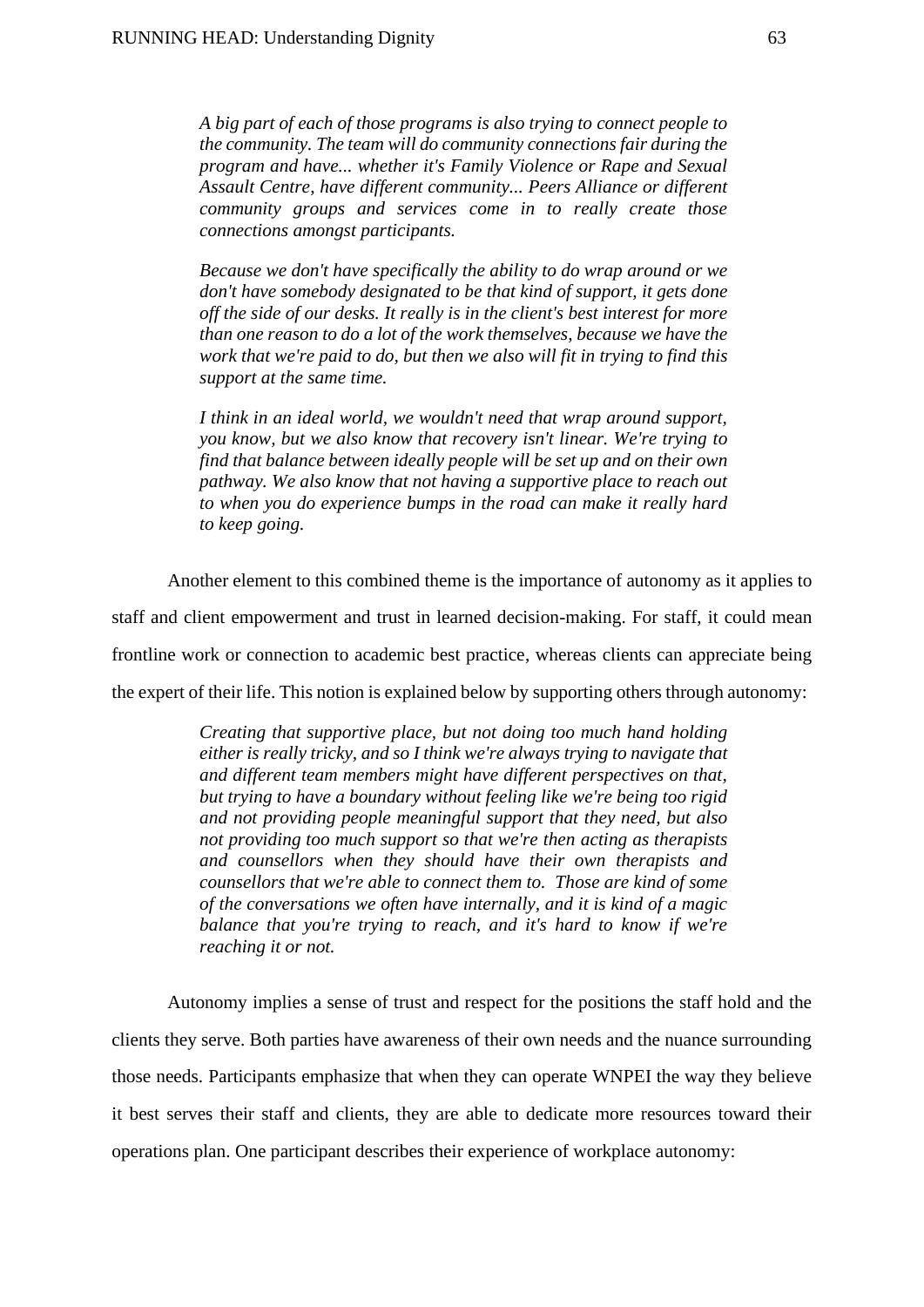> *A big part of each of those programs is also trying to connect people to the community. The team will do community connections fair during the program and have... whether it's Family Violence or Rape and Sexual Assault Centre, have different community... Peers Alliance or different community groups and services come in to really create those connections amongst participants.*
>
> *Because we don't have specifically the ability to do wrap around or we don't have somebody designated to be that kind of support, it gets done off the side of our desks. It really is in the client's best interest for more than one reason to do a lot of the work themselves, because we have the work that we're paid to do, but then we also will fit in trying to find this support at the same time.*
>
> *I think in an ideal world, we wouldn't need that wrap around support, you know, but we also know that recovery isn't linear. We're trying to find that balance between ideally people will be set up and on their own pathway. We also know that not having a supportive place to reach out to when you do experience bumps in the road can make it really hard to keep going.*

Another element to this combined theme is the importance of autonomy as it applies to staff and client empowerment and trust in learned decision-making. For staff, it could mean frontline work or connection to academic best practice, whereas clients can appreciate being the expert of their life. This notion is explained below by supporting others through autonomy:

> *Creating that supportive place, but not doing too much hand holding either is really tricky, and so I think we're always trying to navigate that and different team members might have different perspectives on that, but trying to have a boundary without feeling like we're being too rigid and not providing people meaningful support that they need, but also not providing too much support so that we're then acting as therapists and counsellors when they should have their own therapists and counsellors that we're able to connect them to. Those are kind of some of the conversations we often have internally, and it is kind of a magic balance that you're trying to reach, and it's hard to know if we're reaching it or not.*

Autonomy implies a sense of trust and respect for the positions the staff hold and the clients they serve. Both parties have awareness of their own needs and the nuance surrounding those needs. Participants emphasize that when they can operate WNPEI the way they believe it best serves their staff and clients, they are able to dedicate more resources toward their operations plan. One participant describes their experience of workplace autonomy: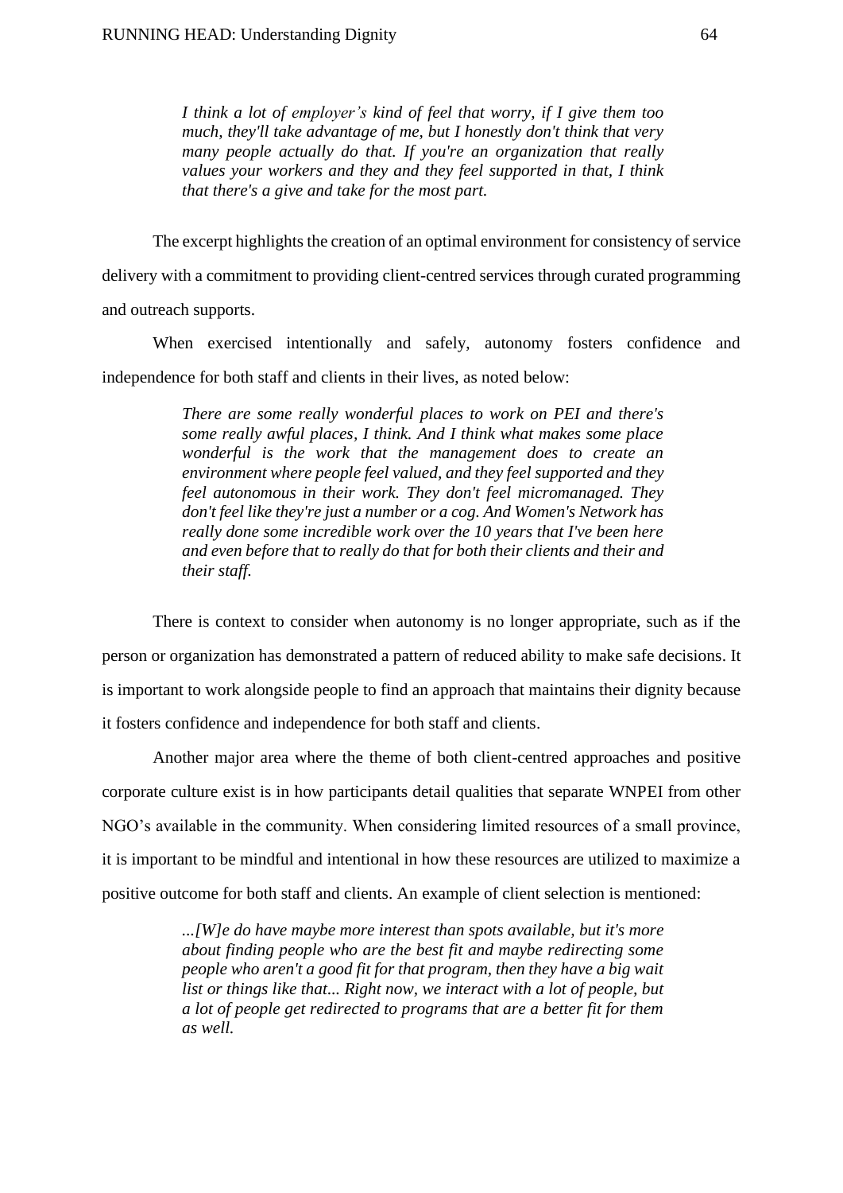> *I think a lot of employer's kind of feel that worry, if I give them too much, they'll take advantage of me, but I honestly don't think that very many people actually do that. If you're an organization that really values your workers and they and they feel supported in that, I think that there's a give and take for the most part.*

The excerpt highlights the creation of an optimal environment for consistency of service delivery with a commitment to providing client-centred services through curated programming and outreach supports.

When exercised intentionally and safely, autonomy fosters confidence and independence for both staff and clients in their lives, as noted below:

> *There are some really wonderful places to work on PEI and there's some really awful places, I think. And I think what makes some place wonderful is the work that the management does to create an environment where people feel valued, and they feel supported and they feel autonomous in their work. They don't feel micromanaged. They don't feel like they're just a number or a cog. And Women's Network has really done some incredible work over the 10 years that I've been here and even before that to really do that for both their clients and their and their staff.*

There is context to consider when autonomy is no longer appropriate, such as if the person or organization has demonstrated a pattern of reduced ability to make safe decisions. It is important to work alongside people to find an approach that maintains their dignity because it fosters confidence and independence for both staff and clients.

Another major area where the theme of both client-centred approaches and positive corporate culture exist is in how participants detail qualities that separate WNPEI from other NGO's available in the community. When considering limited resources of a small province, it is important to be mindful and intentional in how these resources are utilized to maximize a positive outcome for both staff and clients. An example of client selection is mentioned:

> *...[W]e do have maybe more interest than spots available, but it's more about finding people who are the best fit and maybe redirecting some people who aren't a good fit for that program, then they have a big wait list or things like that... Right now, we interact with a lot of people, but a lot of people get redirected to programs that are a better fit for them as well.*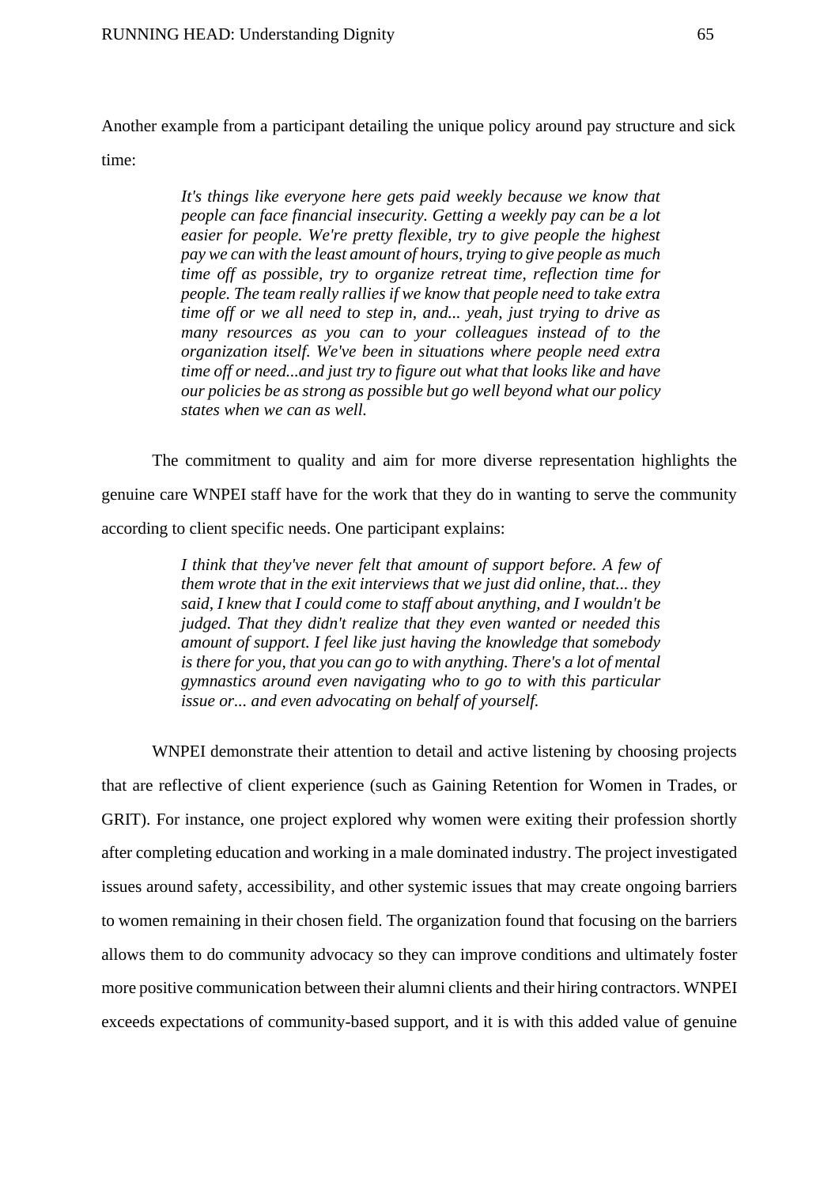Another example from a participant detailing the unique policy around pay structure and sick time:

> *It's things like everyone here gets paid weekly because we know that people can face financial insecurity. Getting a weekly pay can be a lot easier for people. We're pretty flexible, try to give people the highest pay we can with the least amount of hours, trying to give people as much time off as possible, try to organize retreat time, reflection time for people. The team really rallies if we know that people need to take extra time off or we all need to step in, and... yeah, just trying to drive as many resources as you can to your colleagues instead of to the organization itself. We've been in situations where people need extra time off or need...and just try to figure out what that looks like and have our policies be as strong as possible but go well beyond what our policy states when we can as well.*

The commitment to quality and aim for more diverse representation highlights the genuine care WNPEI staff have for the work that they do in wanting to serve the community according to client specific needs. One participant explains:

> *I think that they've never felt that amount of support before. A few of them wrote that in the exit interviews that we just did online, that... they said, I knew that I could come to staff about anything, and I wouldn't be judged. That they didn't realize that they even wanted or needed this amount of support. I feel like just having the knowledge that somebody is there for you, that you can go to with anything. There's a lot of mental gymnastics around even navigating who to go to with this particular issue or... and even advocating on behalf of yourself.*

WNPEI demonstrate their attention to detail and active listening by choosing projects that are reflective of client experience (such as Gaining Retention for Women in Trades, or GRIT). For instance, one project explored why women were exiting their profession shortly after completing education and working in a male dominated industry. The project investigated issues around safety, accessibility, and other systemic issues that may create ongoing barriers to women remaining in their chosen field. The organization found that focusing on the barriers allows them to do community advocacy so they can improve conditions and ultimately foster more positive communication between their alumni clients and their hiring contractors. WNPEI exceeds expectations of community-based support, and it is with this added value of genuine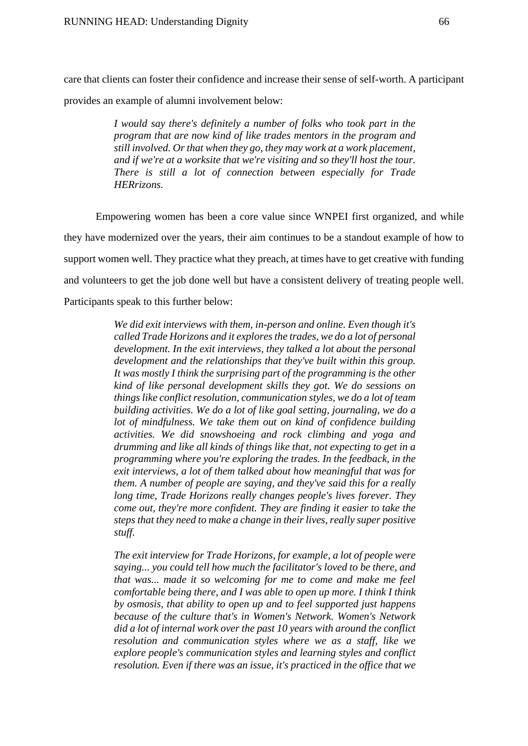care that clients can foster their confidence and increase their sense of self-worth. A participant provides an example of alumni involvement below:

> *I would say there's definitely a number of folks who took part in the program that are now kind of like trades mentors in the program and still involved. Or that when they go, they may work at a work placement, and if we're at a worksite that we're visiting and so they'll host the tour. There is still a lot of connection between especially for Trade HERrizons.*

Empowering women has been a core value since WNPEI first organized, and while they have modernized over the years, their aim continues to be a standout example of how to support women well. They practice what they preach, at times have to get creative with funding and volunteers to get the job done well but have a consistent delivery of treating people well. Participants speak to this further below:

> *We did exit interviews with them, in-person and online. Even though it's called Trade Horizons and it explores the trades, we do a lot of personal development. In the exit interviews, they talked a lot about the personal development and the relationships that they've built within this group. It was mostly I think the surprising part of the programming is the other kind of like personal development skills they got. We do sessions on things like conflict resolution, communication styles, we do a lot of team building activities. We do a lot of like goal setting, journaling, we do a lot of mindfulness. We take them out on kind of confidence building activities. We did snowshoeing and rock climbing and yoga and drumming and like all kinds of things like that, not expecting to get in a programming where you're exploring the trades. In the feedback, in the exit interviews, a lot of them talked about how meaningful that was for them. A number of people are saying, and they've said this for a really long time, Trade Horizons really changes people's lives forever. They come out, they're more confident. They are finding it easier to take the steps that they need to make a change in their lives, really super positive stuff.*

> *The exit interview for Trade Horizons, for example, a lot of people were saying... you could tell how much the facilitator's loved to be there, and that was... made it so welcoming for me to come and make me feel comfortable being there, and I was able to open up more. I think I think by osmosis, that ability to open up and to feel supported just happens because of the culture that's in Women's Network. Women's Network did a lot of internal work over the past 10 years with around the conflict resolution and communication styles where we as a staff, like we explore people's communication styles and learning styles and conflict resolution. Even if there was an issue, it's practiced in the office that we*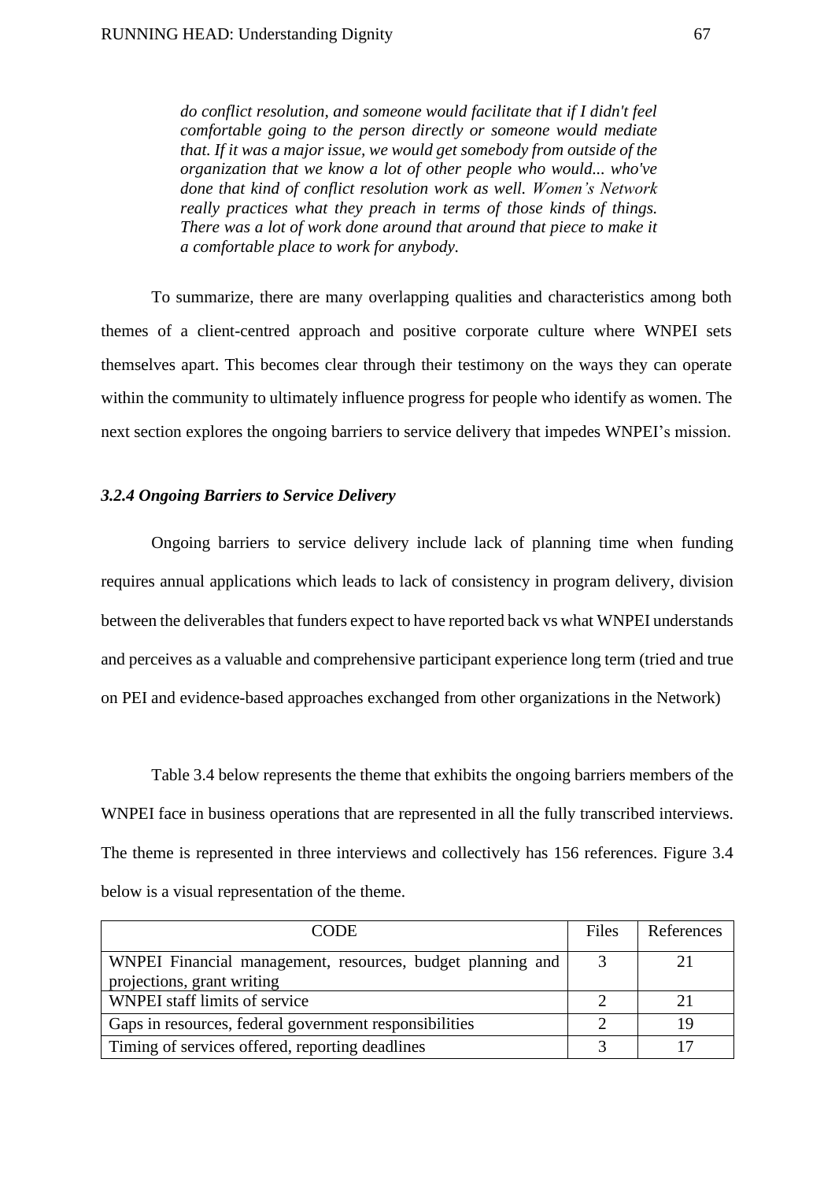> *do conflict resolution, and someone would facilitate that if I didn't feel comfortable going to the person directly or someone would mediate that. If it was a major issue, we would get somebody from outside of the organization that we know a lot of other people who would... who've done that kind of conflict resolution work as well. Women's Network really practices what they preach in terms of those kinds of things. There was a lot of work done around that around that piece to make it a comfortable place to work for anybody.*

To summarize, there are many overlapping qualities and characteristics among both themes of a client-centred approach and positive corporate culture where WNPEI sets themselves apart. This becomes clear through their testimony on the ways they can operate within the community to ultimately influence progress for people who identify as women. The next section explores the ongoing barriers to service delivery that impedes WNPEI's mission.

### *3.2.4 Ongoing Barriers to Service Delivery*

Ongoing barriers to service delivery include lack of planning time when funding requires annual applications which leads to lack of consistency in program delivery, division between the deliverables that funders expect to have reported back vs what WNPEI understands and perceives as a valuable and comprehensive participant experience long term (tried and true on PEI and evidence-based approaches exchanged from other organizations in the Network)

Table 3.4 below represents the theme that exhibits the ongoing barriers members of the WNPEI face in business operations that are represented in all the fully transcribed interviews. The theme is represented in three interviews and collectively has 156 references. Figure 3.4 below is a visual representation of the theme.

| CODE | Files | References |
|---|---|---|
| WNPEI Financial management, resources, budget planning and projections, grant writing | 3 | 21 |
| WNPEI staff limits of service | 2 | 21 |
| Gaps in resources, federal government responsibilities | 2 | 19 |
| Timing of services offered, reporting deadlines | 3 | 17 |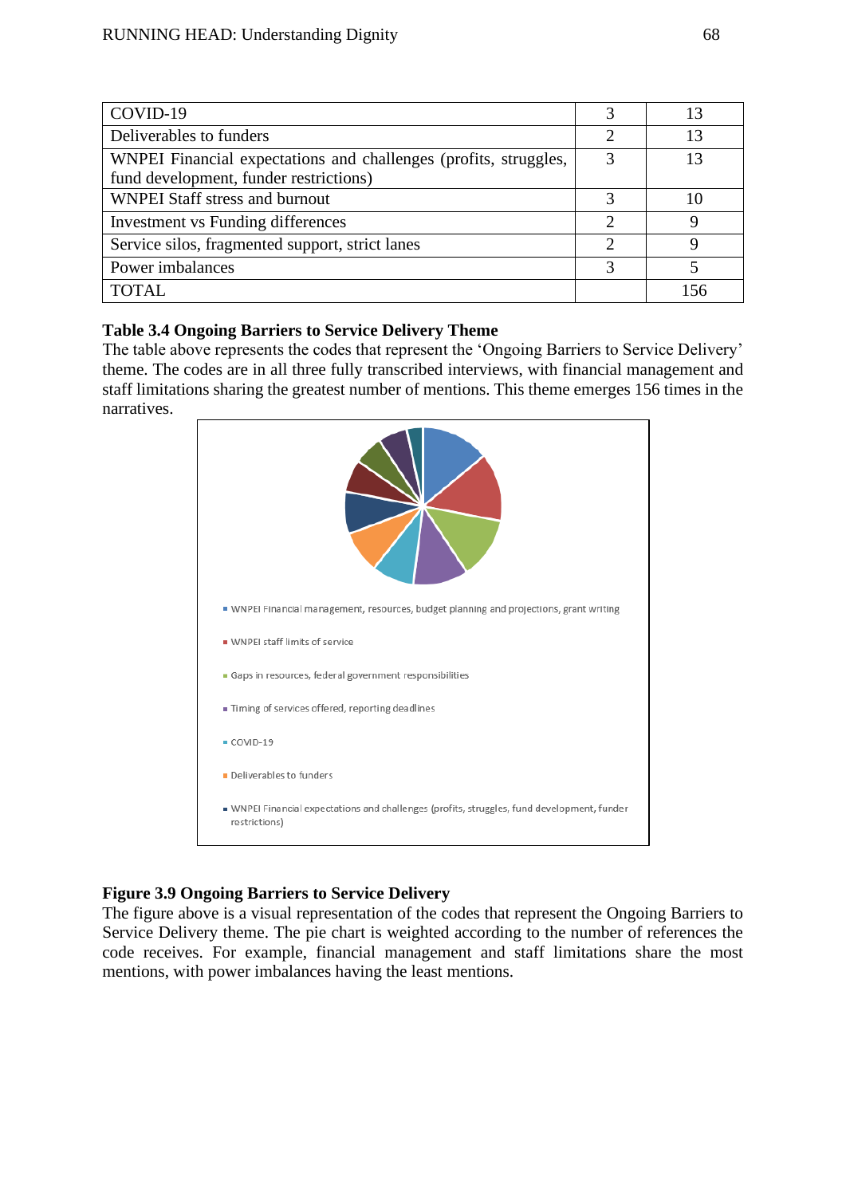| | | |
|---|---|---|
| COVID-19 | 3 | 13 |
| Deliverables to funders | 2 | 13 |
| WNPEI Financial expectations and challenges (profits, struggles, fund development, funder restrictions) | 3 | 13 |
| WNPEI Staff stress and burnout | 3 | 10 |
| Investment vs Funding differences | 2 | 9 |
| Service silos, fragmented support, strict lanes | 2 | 9 |
| Power imbalances | 3 | 5 |
| TOTAL | | 156 |

**Table 3.4 Ongoing Barriers to Service Delivery Theme**

The table above represents the codes that represent the 'Ongoing Barriers to Service Delivery' theme. The codes are in all three fully transcribed interviews, with financial management and staff limitations sharing the greatest number of mentions. This theme emerges 156 times in the narratives.

- WNPEI Financial management, resources, budget planning and projections, grant writing
- WNPEI staff limits of service
- Gaps in resources, federal government responsibilities
- Timing of services offered, reporting deadlines
- COVID-19
- Deliverables to funders
- WNPEI Financial expectations and challenges (profits, struggles, fund development, funder restrictions)

**Figure 3.9 Ongoing Barriers to Service Delivery**

The figure above is a visual representation of the codes that represent the Ongoing Barriers to Service Delivery theme. The pie chart is weighted according to the number of references the code receives. For example, financial management and staff limitations share the most mentions, with power imbalances having the least mentions.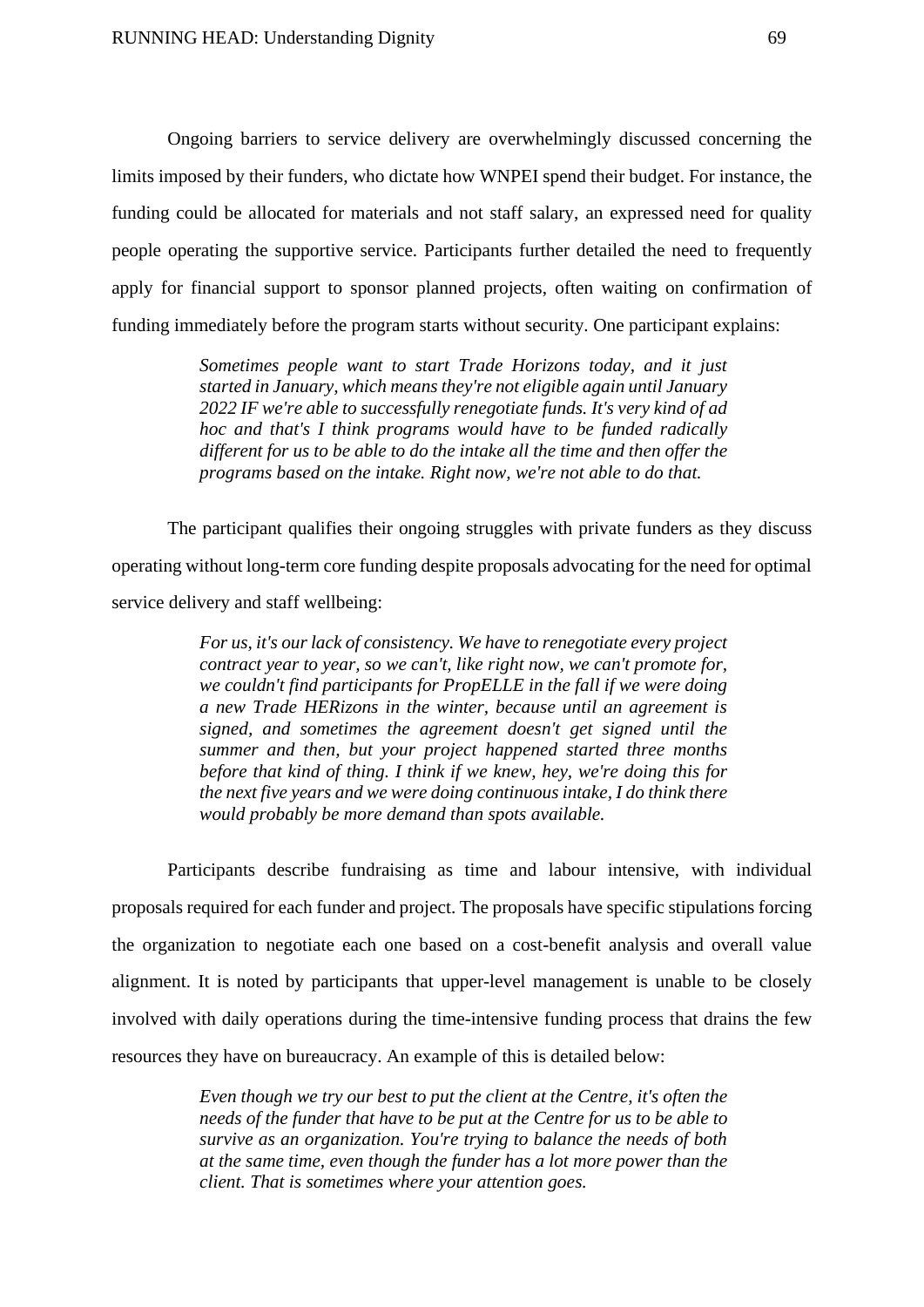Ongoing barriers to service delivery are overwhelmingly discussed concerning the limits imposed by their funders, who dictate how WNPEI spend their budget. For instance, the funding could be allocated for materials and not staff salary, an expressed need for quality people operating the supportive service. Participants further detailed the need to frequently apply for financial support to sponsor planned projects, often waiting on confirmation of funding immediately before the program starts without security. One participant explains:

> *Sometimes people want to start Trade Horizons today, and it just started in January, which means they're not eligible again until January 2022 IF we're able to successfully renegotiate funds. It's very kind of ad hoc and that's I think programs would have to be funded radically different for us to be able to do the intake all the time and then offer the programs based on the intake. Right now, we're not able to do that.*

The participant qualifies their ongoing struggles with private funders as they discuss operating without long-term core funding despite proposals advocating for the need for optimal service delivery and staff wellbeing:

> *For us, it's our lack of consistency. We have to renegotiate every project contract year to year, so we can't, like right now, we can't promote for, we couldn't find participants for PropELLE in the fall if we were doing a new Trade HERizons in the winter, because until an agreement is signed, and sometimes the agreement doesn't get signed until the summer and then, but your project happened started three months before that kind of thing. I think if we knew, hey, we're doing this for the next five years and we were doing continuous intake, I do think there would probably be more demand than spots available.*

Participants describe fundraising as time and labour intensive, with individual proposals required for each funder and project. The proposals have specific stipulations forcing the organization to negotiate each one based on a cost-benefit analysis and overall value alignment. It is noted by participants that upper-level management is unable to be closely involved with daily operations during the time-intensive funding process that drains the few resources they have on bureaucracy. An example of this is detailed below:

> *Even though we try our best to put the client at the Centre, it's often the needs of the funder that have to be put at the Centre for us to be able to survive as an organization. You're trying to balance the needs of both at the same time, even though the funder has a lot more power than the client. That is sometimes where your attention goes.*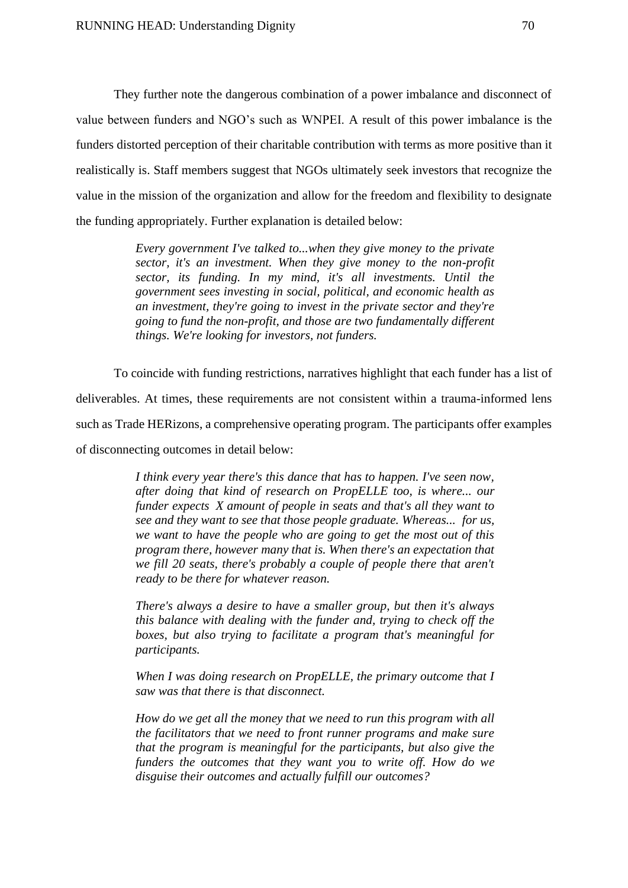They further note the dangerous combination of a power imbalance and disconnect of value between funders and NGO's such as WNPEI. A result of this power imbalance is the funders distorted perception of their charitable contribution with terms as more positive than it realistically is. Staff members suggest that NGOs ultimately seek investors that recognize the value in the mission of the organization and allow for the freedom and flexibility to designate the funding appropriately. Further explanation is detailed below:

> *Every government I've talked to...when they give money to the private sector, it's an investment. When they give money to the non-profit sector, its funding. In my mind, it's all investments. Until the government sees investing in social, political, and economic health as an investment, they're going to invest in the private sector and they're going to fund the non-profit, and those are two fundamentally different things. We're looking for investors, not funders.*

To coincide with funding restrictions, narratives highlight that each funder has a list of deliverables. At times, these requirements are not consistent within a trauma-informed lens such as Trade HERizons, a comprehensive operating program. The participants offer examples of disconnecting outcomes in detail below:

> *I think every year there's this dance that has to happen. I've seen now, after doing that kind of research on PropELLE too, is where... our funder expects X amount of people in seats and that's all they want to see and they want to see that those people graduate. Whereas... for us, we want to have the people who are going to get the most out of this program there, however many that is. When there's an expectation that we fill 20 seats, there's probably a couple of people there that aren't ready to be there for whatever reason.*
>
> *There's always a desire to have a smaller group, but then it's always this balance with dealing with the funder and, trying to check off the boxes, but also trying to facilitate a program that's meaningful for participants.*
>
> *When I was doing research on PropELLE, the primary outcome that I saw was that there is that disconnect.*
>
> *How do we get all the money that we need to run this program with all the facilitators that we need to front runner programs and make sure that the program is meaningful for the participants, but also give the funders the outcomes that they want you to write off. How do we disguise their outcomes and actually fulfill our outcomes?*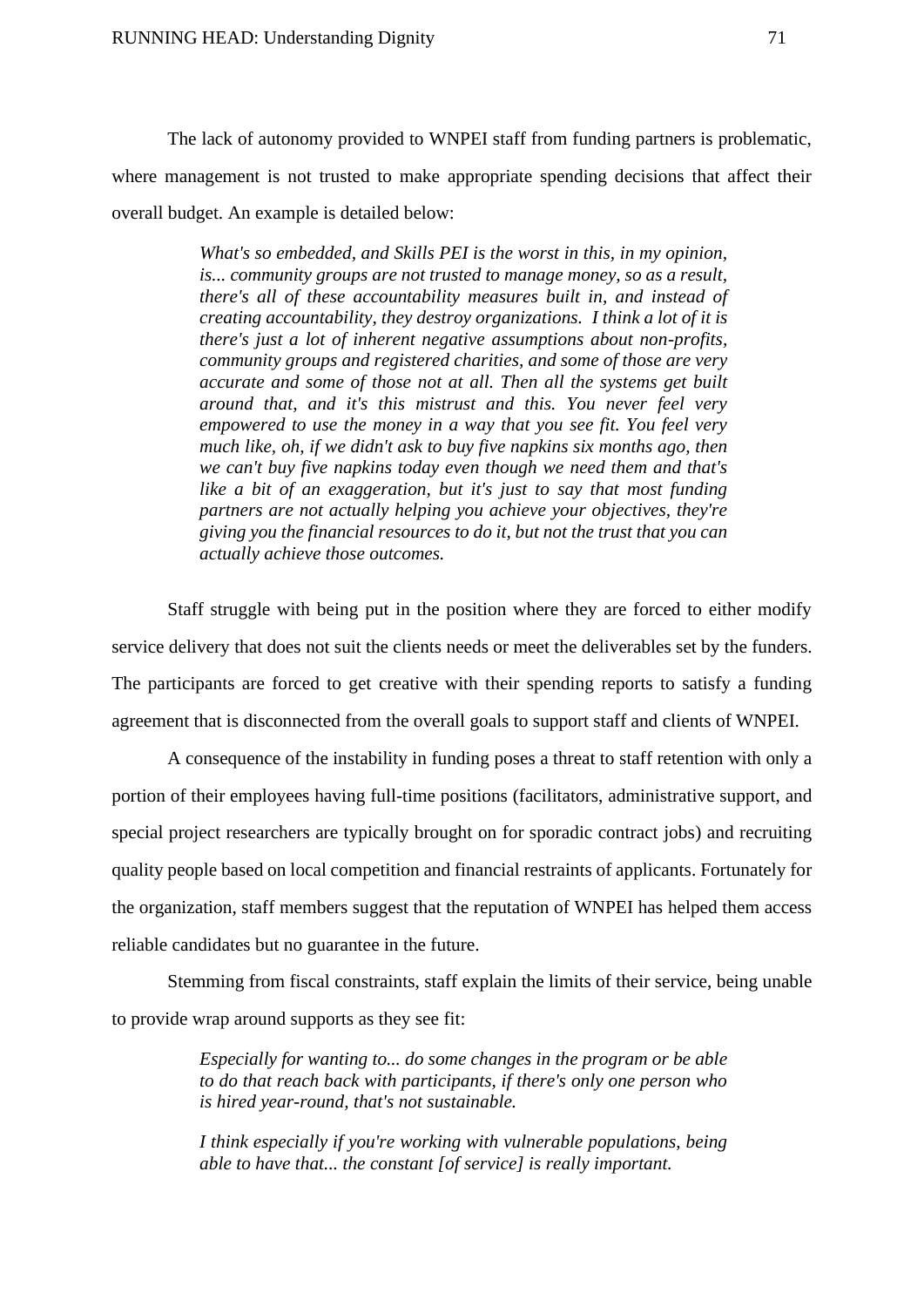The lack of autonomy provided to WNPEI staff from funding partners is problematic, where management is not trusted to make appropriate spending decisions that affect their overall budget. An example is detailed below:

> *What's so embedded, and Skills PEI is the worst in this, in my opinion, is... community groups are not trusted to manage money, so as a result, there's all of these accountability measures built in, and instead of creating accountability, they destroy organizations. I think a lot of it is there's just a lot of inherent negative assumptions about non-profits, community groups and registered charities, and some of those are very accurate and some of those not at all. Then all the systems get built around that, and it's this mistrust and this. You never feel very empowered to use the money in a way that you see fit. You feel very much like, oh, if we didn't ask to buy five napkins six months ago, then we can't buy five napkins today even though we need them and that's like a bit of an exaggeration, but it's just to say that most funding partners are not actually helping you achieve your objectives, they're giving you the financial resources to do it, but not the trust that you can actually achieve those outcomes.*

Staff struggle with being put in the position where they are forced to either modify service delivery that does not suit the clients needs or meet the deliverables set by the funders. The participants are forced to get creative with their spending reports to satisfy a funding agreement that is disconnected from the overall goals to support staff and clients of WNPEI.

A consequence of the instability in funding poses a threat to staff retention with only a portion of their employees having full-time positions (facilitators, administrative support, and special project researchers are typically brought on for sporadic contract jobs) and recruiting quality people based on local competition and financial restraints of applicants. Fortunately for the organization, staff members suggest that the reputation of WNPEI has helped them access reliable candidates but no guarantee in the future.

Stemming from fiscal constraints, staff explain the limits of their service, being unable to provide wrap around supports as they see fit:

> *Especially for wanting to... do some changes in the program or be able to do that reach back with participants, if there's only one person who is hired year-round, that's not sustainable.*

> *I think especially if you're working with vulnerable populations, being able to have that... the constant [of service] is really important.*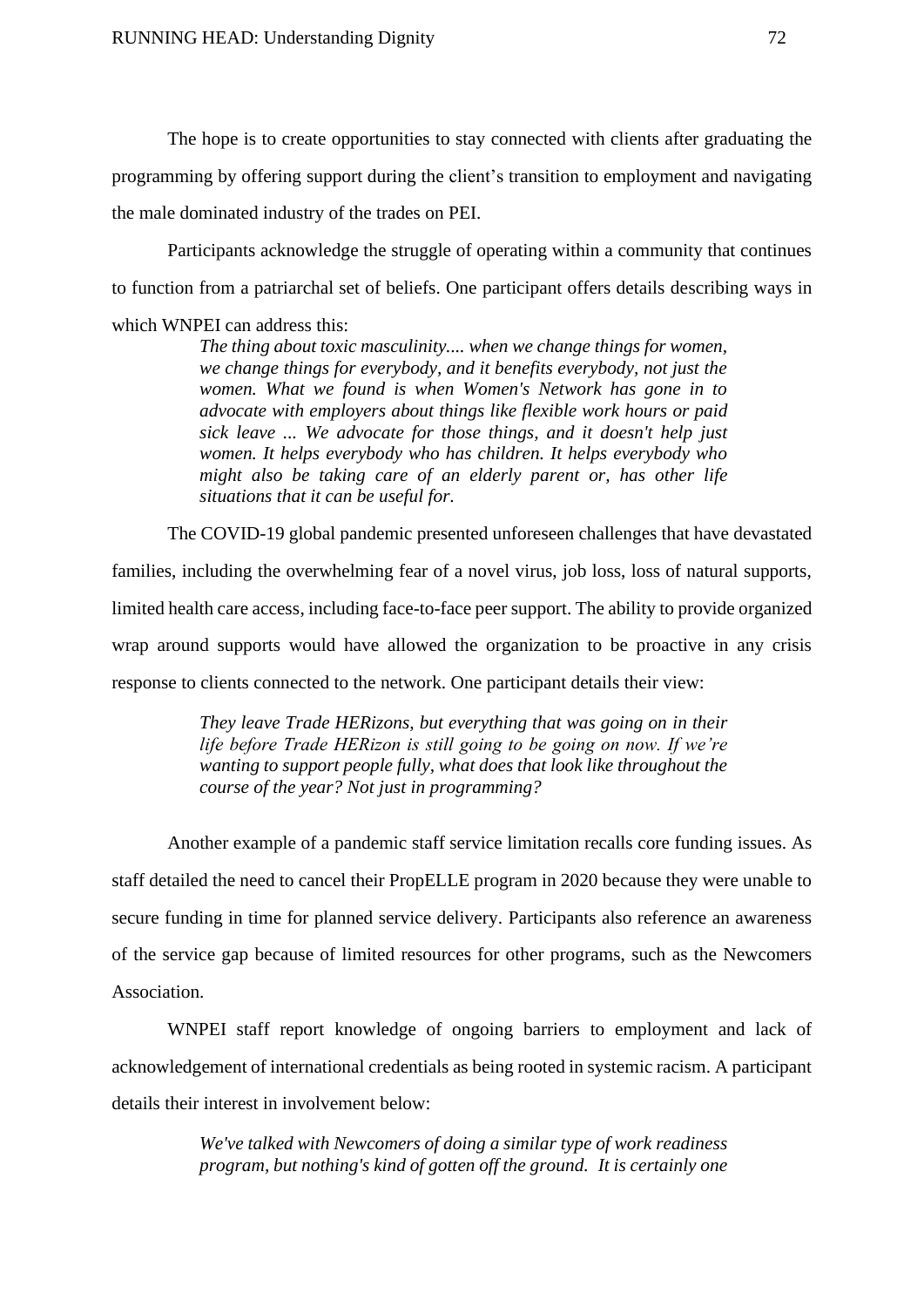The hope is to create opportunities to stay connected with clients after graduating the programming by offering support during the client's transition to employment and navigating the male dominated industry of the trades on PEI.

Participants acknowledge the struggle of operating within a community that continues to function from a patriarchal set of beliefs. One participant offers details describing ways in which WNPEI can address this:

> *The thing about toxic masculinity.... when we change things for women, we change things for everybody, and it benefits everybody, not just the women. What we found is when Women's Network has gone in to advocate with employers about things like flexible work hours or paid sick leave ... We advocate for those things, and it doesn't help just women. It helps everybody who has children. It helps everybody who might also be taking care of an elderly parent or, has other life situations that it can be useful for.*

The COVID-19 global pandemic presented unforeseen challenges that have devastated families, including the overwhelming fear of a novel virus, job loss, loss of natural supports, limited health care access, including face-to-face peer support. The ability to provide organized wrap around supports would have allowed the organization to be proactive in any crisis response to clients connected to the network. One participant details their view:

> *They leave Trade HERizons, but everything that was going on in their life before Trade HERizon is still going to be going on now. If we're wanting to support people fully, what does that look like throughout the course of the year? Not just in programming?*

Another example of a pandemic staff service limitation recalls core funding issues. As staff detailed the need to cancel their PropELLE program in 2020 because they were unable to secure funding in time for planned service delivery. Participants also reference an awareness of the service gap because of limited resources for other programs, such as the Newcomers Association.

WNPEI staff report knowledge of ongoing barriers to employment and lack of acknowledgement of international credentials as being rooted in systemic racism. A participant details their interest in involvement below:

> *We've talked with Newcomers of doing a similar type of work readiness program, but nothing's kind of gotten off the ground. It is certainly one*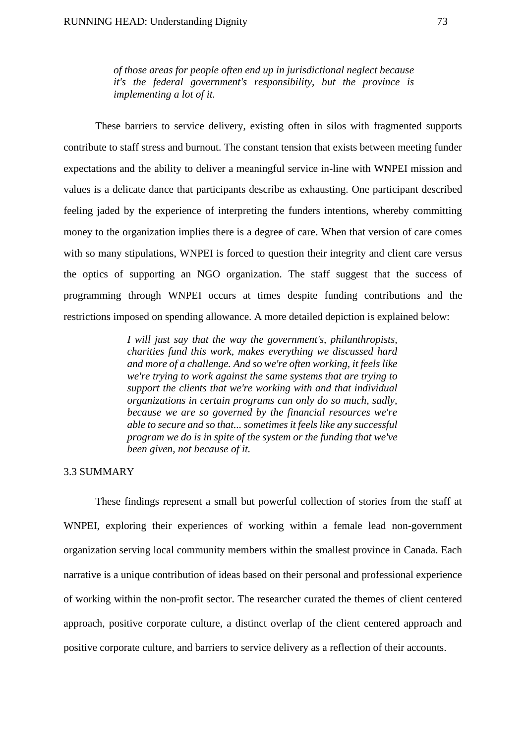> *of those areas for people often end up in jurisdictional neglect because it's the federal government's responsibility, but the province is implementing a lot of it.*

These barriers to service delivery, existing often in silos with fragmented supports contribute to staff stress and burnout. The constant tension that exists between meeting funder expectations and the ability to deliver a meaningful service in-line with WNPEI mission and values is a delicate dance that participants describe as exhausting. One participant described feeling jaded by the experience of interpreting the funders intentions, whereby committing money to the organization implies there is a degree of care. When that version of care comes with so many stipulations, WNPEI is forced to question their integrity and client care versus the optics of supporting an NGO organization. The staff suggest that the success of programming through WNPEI occurs at times despite funding contributions and the restrictions imposed on spending allowance. A more detailed depiction is explained below:

> *I will just say that the way the government's, philanthropists, charities fund this work, makes everything we discussed hard and more of a challenge. And so we're often working, it feels like we're trying to work against the same systems that are trying to support the clients that we're working with and that individual organizations in certain programs can only do so much, sadly, because we are so governed by the financial resources we're able to secure and so that... sometimes it feels like any successful program we do is in spite of the system or the funding that we've been given, not because of it.*

## 3.3 SUMMARY

These findings represent a small but powerful collection of stories from the staff at WNPEI, exploring their experiences of working within a female lead non-government organization serving local community members within the smallest province in Canada. Each narrative is a unique contribution of ideas based on their personal and professional experience of working within the non-profit sector. The researcher curated the themes of client centered approach, positive corporate culture, a distinct overlap of the client centered approach and positive corporate culture, and barriers to service delivery as a reflection of their accounts.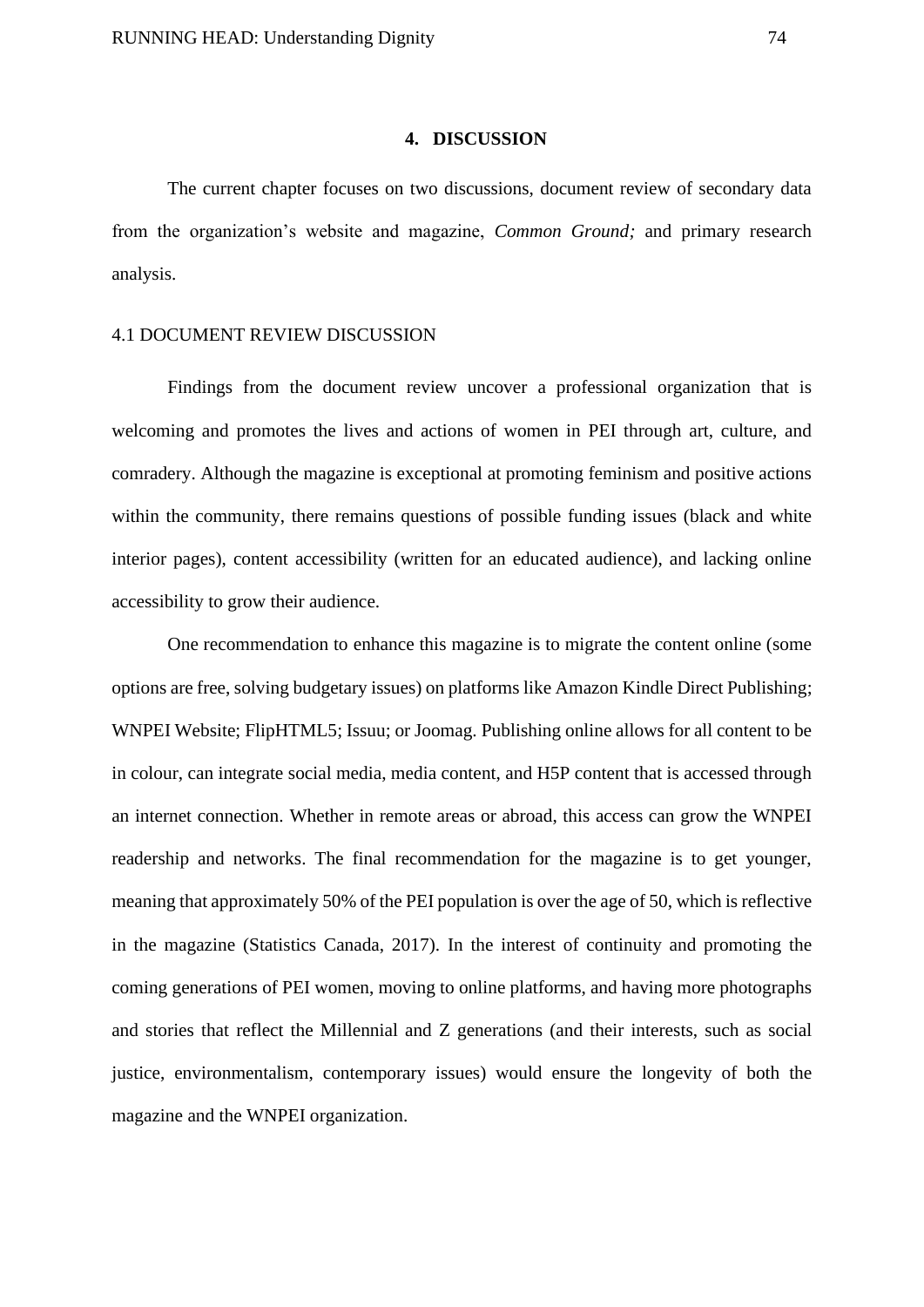# 4. DISCUSSION

The current chapter focuses on two discussions, document review of secondary data from the organization's website and magazine, *Common Ground;* and primary research analysis.

## 4.1 DOCUMENT REVIEW DISCUSSION

Findings from the document review uncover a professional organization that is welcoming and promotes the lives and actions of women in PEI through art, culture, and comradery. Although the magazine is exceptional at promoting feminism and positive actions within the community, there remains questions of possible funding issues (black and white interior pages), content accessibility (written for an educated audience), and lacking online accessibility to grow their audience.

One recommendation to enhance this magazine is to migrate the content online (some options are free, solving budgetary issues) on platforms like Amazon Kindle Direct Publishing; WNPEI Website; FlipHTML5; Issuu; or Joomag. Publishing online allows for all content to be in colour, can integrate social media, media content, and H5P content that is accessed through an internet connection. Whether in remote areas or abroad, this access can grow the WNPEI readership and networks. The final recommendation for the magazine is to get younger, meaning that approximately 50% of the PEI population is over the age of 50, which is reflective in the magazine (Statistics Canada, 2017). In the interest of continuity and promoting the coming generations of PEI women, moving to online platforms, and having more photographs and stories that reflect the Millennial and Z generations (and their interests, such as social justice, environmentalism, contemporary issues) would ensure the longevity of both the magazine and the WNPEI organization.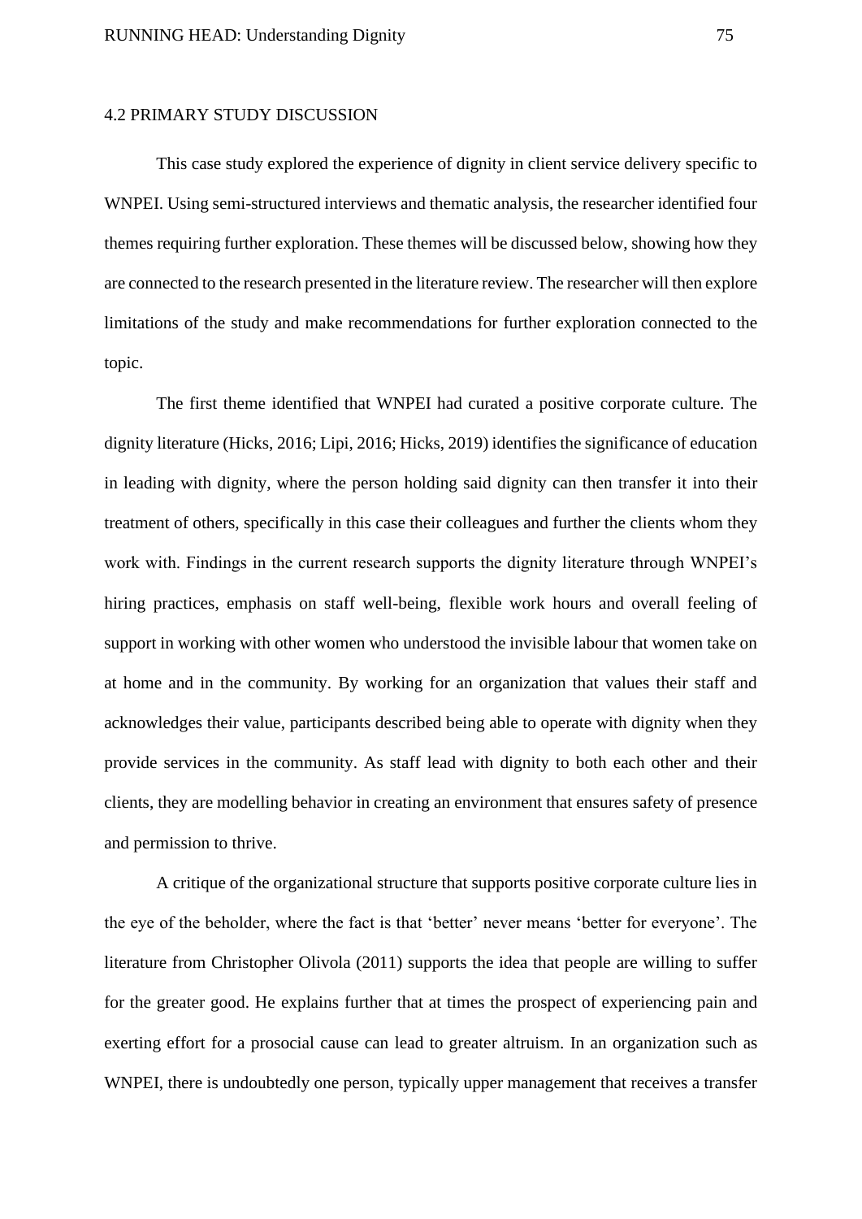## 4.2 PRIMARY STUDY DISCUSSION

This case study explored the experience of dignity in client service delivery specific to WNPEI. Using semi-structured interviews and thematic analysis, the researcher identified four themes requiring further exploration. These themes will be discussed below, showing how they are connected to the research presented in the literature review. The researcher will then explore limitations of the study and make recommendations for further exploration connected to the topic.

The first theme identified that WNPEI had curated a positive corporate culture. The dignity literature (Hicks, 2016; Lipi, 2016; Hicks, 2019) identifies the significance of education in leading with dignity, where the person holding said dignity can then transfer it into their treatment of others, specifically in this case their colleagues and further the clients whom they work with. Findings in the current research supports the dignity literature through WNPEI's hiring practices, emphasis on staff well-being, flexible work hours and overall feeling of support in working with other women who understood the invisible labour that women take on at home and in the community. By working for an organization that values their staff and acknowledges their value, participants described being able to operate with dignity when they provide services in the community. As staff lead with dignity to both each other and their clients, they are modelling behavior in creating an environment that ensures safety of presence and permission to thrive.

A critique of the organizational structure that supports positive corporate culture lies in the eye of the beholder, where the fact is that 'better' never means 'better for everyone'. The literature from Christopher Olivola (2011) supports the idea that people are willing to suffer for the greater good. He explains further that at times the prospect of experiencing pain and exerting effort for a prosocial cause can lead to greater altruism. In an organization such as WNPEI, there is undoubtedly one person, typically upper management that receives a transfer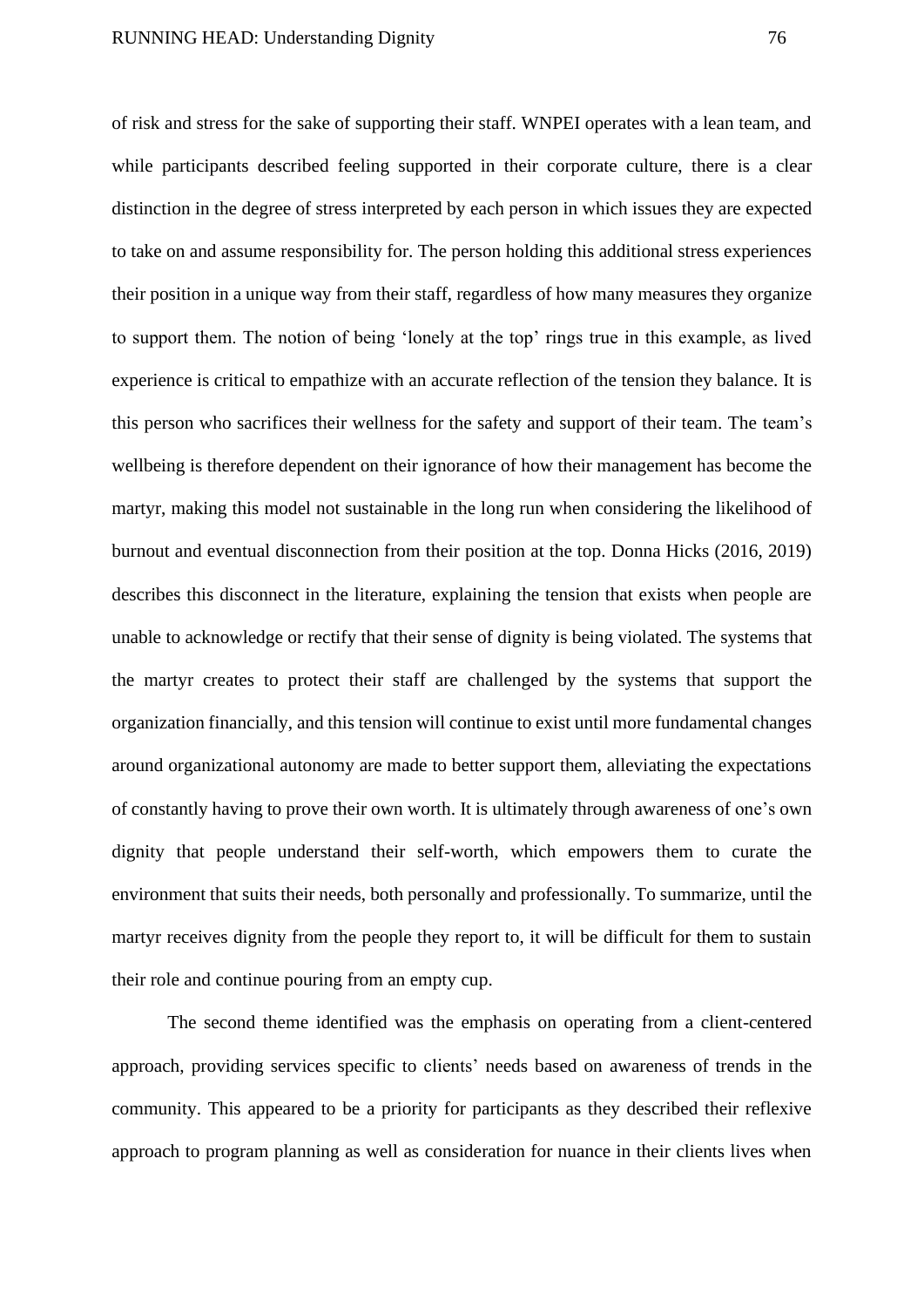of risk and stress for the sake of supporting their staff. WNPEI operates with a lean team, and while participants described feeling supported in their corporate culture, there is a clear distinction in the degree of stress interpreted by each person in which issues they are expected to take on and assume responsibility for. The person holding this additional stress experiences their position in a unique way from their staff, regardless of how many measures they organize to support them. The notion of being 'lonely at the top' rings true in this example, as lived experience is critical to empathize with an accurate reflection of the tension they balance. It is this person who sacrifices their wellness for the safety and support of their team. The team's wellbeing is therefore dependent on their ignorance of how their management has become the martyr, making this model not sustainable in the long run when considering the likelihood of burnout and eventual disconnection from their position at the top. Donna Hicks (2016, 2019) describes this disconnect in the literature, explaining the tension that exists when people are unable to acknowledge or rectify that their sense of dignity is being violated. The systems that the martyr creates to protect their staff are challenged by the systems that support the organization financially, and this tension will continue to exist until more fundamental changes around organizational autonomy are made to better support them, alleviating the expectations of constantly having to prove their own worth. It is ultimately through awareness of one's own dignity that people understand their self-worth, which empowers them to curate the environment that suits their needs, both personally and professionally. To summarize, until the martyr receives dignity from the people they report to, it will be difficult for them to sustain their role and continue pouring from an empty cup.

The second theme identified was the emphasis on operating from a client-centered approach, providing services specific to clients' needs based on awareness of trends in the community. This appeared to be a priority for participants as they described their reflexive approach to program planning as well as consideration for nuance in their clients lives when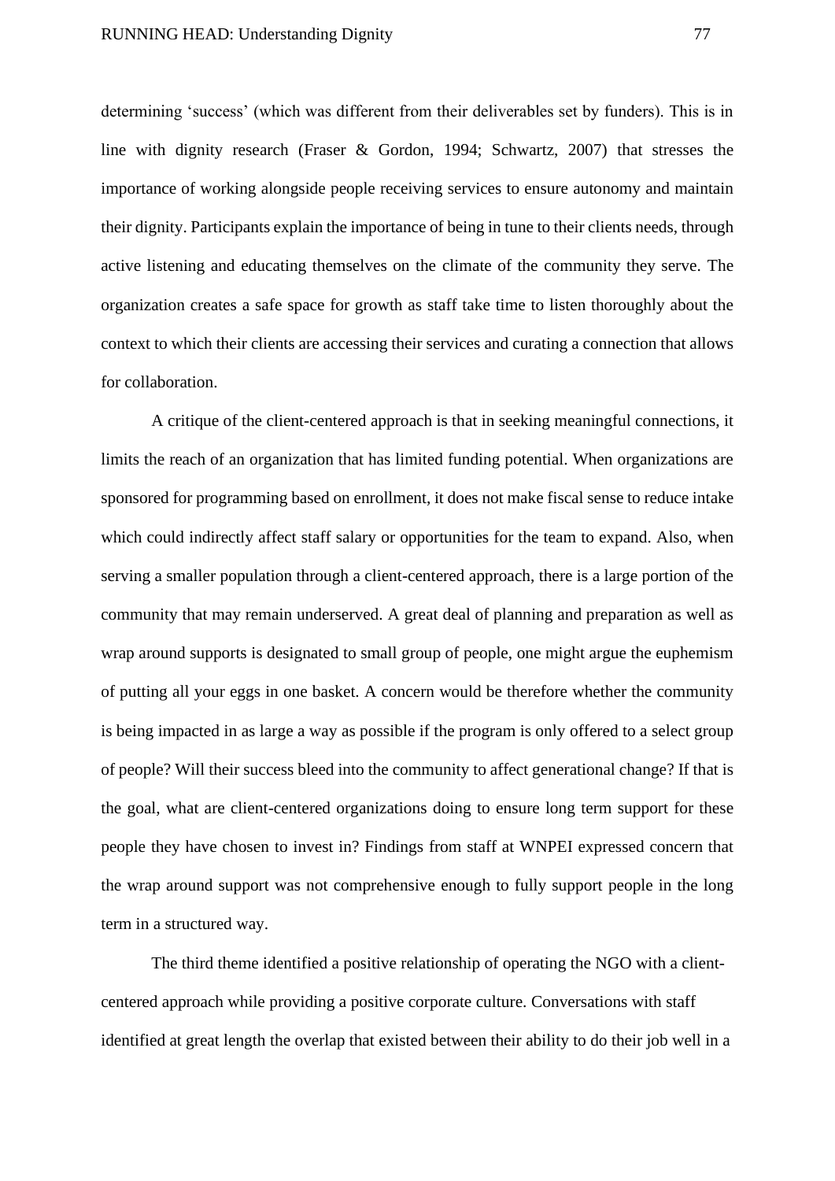determining 'success' (which was different from their deliverables set by funders). This is in line with dignity research (Fraser & Gordon, 1994; Schwartz, 2007) that stresses the importance of working alongside people receiving services to ensure autonomy and maintain their dignity. Participants explain the importance of being in tune to their clients needs, through active listening and educating themselves on the climate of the community they serve. The organization creates a safe space for growth as staff take time to listen thoroughly about the context to which their clients are accessing their services and curating a connection that allows for collaboration.

A critique of the client-centered approach is that in seeking meaningful connections, it limits the reach of an organization that has limited funding potential. When organizations are sponsored for programming based on enrollment, it does not make fiscal sense to reduce intake which could indirectly affect staff salary or opportunities for the team to expand. Also, when serving a smaller population through a client-centered approach, there is a large portion of the community that may remain underserved. A great deal of planning and preparation as well as wrap around supports is designated to small group of people, one might argue the euphemism of putting all your eggs in one basket. A concern would be therefore whether the community is being impacted in as large a way as possible if the program is only offered to a select group of people? Will their success bleed into the community to affect generational change? If that is the goal, what are client-centered organizations doing to ensure long term support for these people they have chosen to invest in? Findings from staff at WNPEI expressed concern that the wrap around support was not comprehensive enough to fully support people in the long term in a structured way.

The third theme identified a positive relationship of operating the NGO with a client-centered approach while providing a positive corporate culture. Conversations with staff identified at great length the overlap that existed between their ability to do their job well in a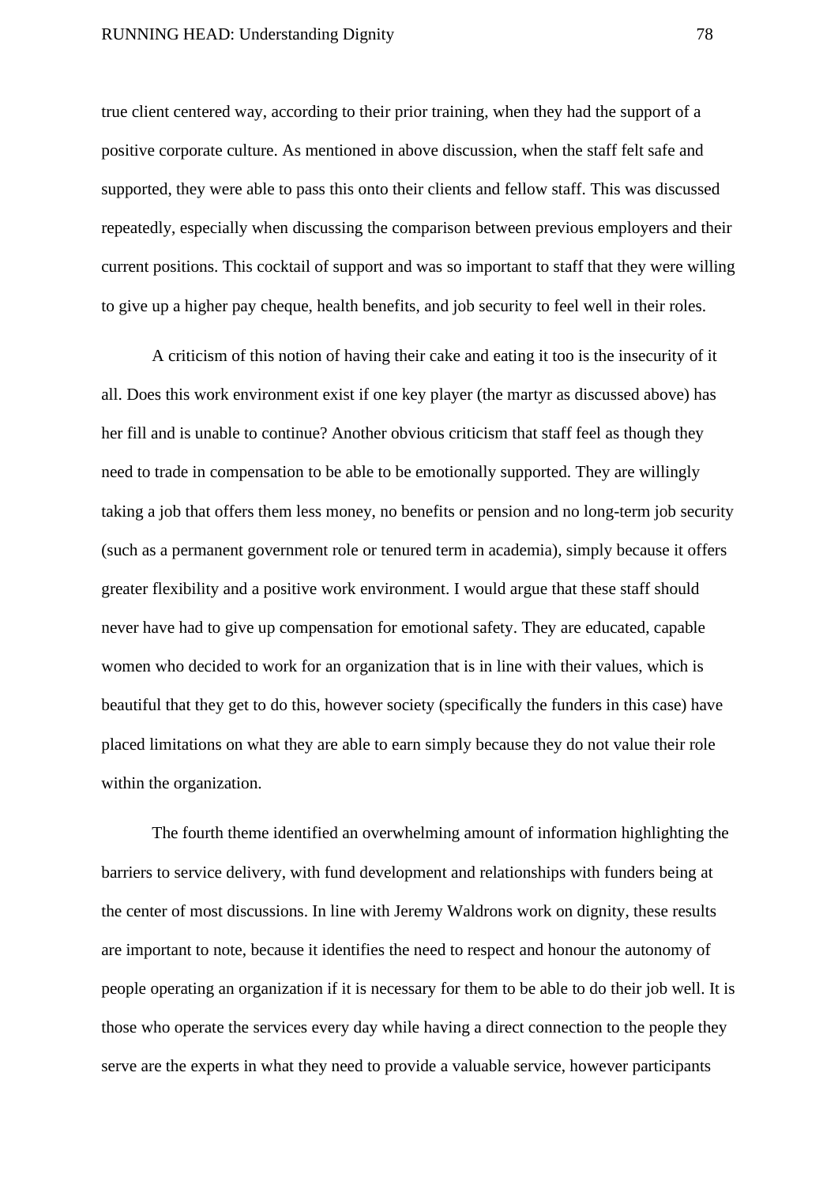true client centered way, according to their prior training, when they had the support of a positive corporate culture. As mentioned in above discussion, when the staff felt safe and supported, they were able to pass this onto their clients and fellow staff. This was discussed repeatedly, especially when discussing the comparison between previous employers and their current positions. This cocktail of support and was so important to staff that they were willing to give up a higher pay cheque, health benefits, and job security to feel well in their roles.

A criticism of this notion of having their cake and eating it too is the insecurity of it all. Does this work environment exist if one key player (the martyr as discussed above) has her fill and is unable to continue? Another obvious criticism that staff feel as though they need to trade in compensation to be able to be emotionally supported. They are willingly taking a job that offers them less money, no benefits or pension and no long-term job security (such as a permanent government role or tenured term in academia), simply because it offers greater flexibility and a positive work environment. I would argue that these staff should never have had to give up compensation for emotional safety. They are educated, capable women who decided to work for an organization that is in line with their values, which is beautiful that they get to do this, however society (specifically the funders in this case) have placed limitations on what they are able to earn simply because they do not value their role within the organization.

The fourth theme identified an overwhelming amount of information highlighting the barriers to service delivery, with fund development and relationships with funders being at the center of most discussions. In line with Jeremy Waldrons work on dignity, these results are important to note, because it identifies the need to respect and honour the autonomy of people operating an organization if it is necessary for them to be able to do their job well. It is those who operate the services every day while having a direct connection to the people they serve are the experts in what they need to provide a valuable service, however participants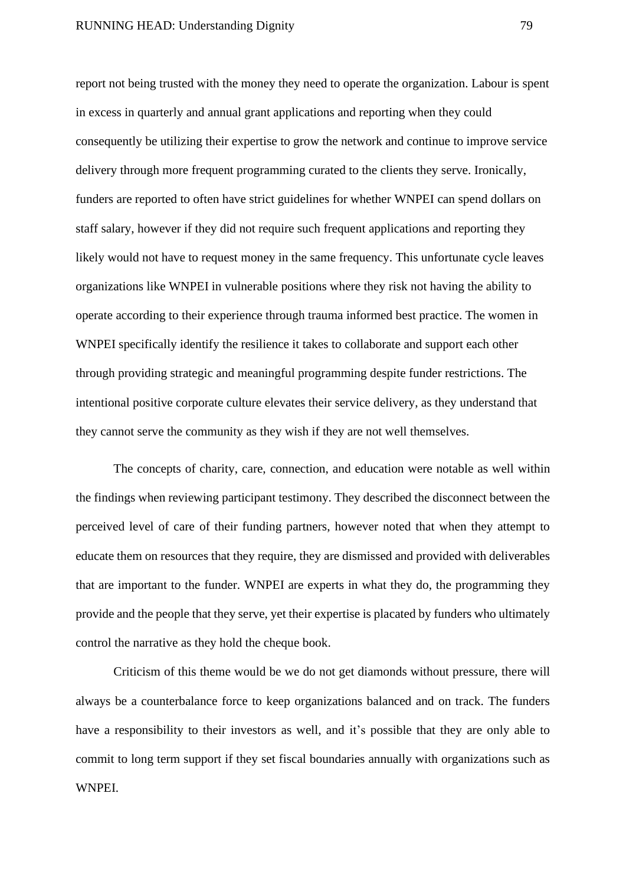report not being trusted with the money they need to operate the organization. Labour is spent in excess in quarterly and annual grant applications and reporting when they could consequently be utilizing their expertise to grow the network and continue to improve service delivery through more frequent programming curated to the clients they serve. Ironically, funders are reported to often have strict guidelines for whether WNPEI can spend dollars on staff salary, however if they did not require such frequent applications and reporting they likely would not have to request money in the same frequency. This unfortunate cycle leaves organizations like WNPEI in vulnerable positions where they risk not having the ability to operate according to their experience through trauma informed best practice. The women in WNPEI specifically identify the resilience it takes to collaborate and support each other through providing strategic and meaningful programming despite funder restrictions. The intentional positive corporate culture elevates their service delivery, as they understand that they cannot serve the community as they wish if they are not well themselves.

The concepts of charity, care, connection, and education were notable as well within the findings when reviewing participant testimony. They described the disconnect between the perceived level of care of their funding partners, however noted that when they attempt to educate them on resources that they require, they are dismissed and provided with deliverables that are important to the funder. WNPEI are experts in what they do, the programming they provide and the people that they serve, yet their expertise is placated by funders who ultimately control the narrative as they hold the cheque book.

Criticism of this theme would be we do not get diamonds without pressure, there will always be a counterbalance force to keep organizations balanced and on track. The funders have a responsibility to their investors as well, and it's possible that they are only able to commit to long term support if they set fiscal boundaries annually with organizations such as WNPEI.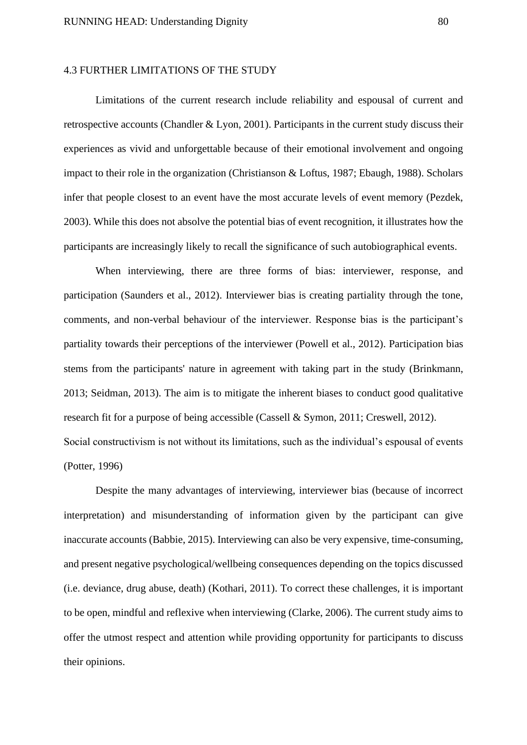## 4.3 FURTHER LIMITATIONS OF THE STUDY

Limitations of the current research include reliability and espousal of current and retrospective accounts (Chandler & Lyon, 2001). Participants in the current study discuss their experiences as vivid and unforgettable because of their emotional involvement and ongoing impact to their role in the organization (Christianson & Loftus, 1987; Ebaugh, 1988). Scholars infer that people closest to an event have the most accurate levels of event memory (Pezdek, 2003). While this does not absolve the potential bias of event recognition, it illustrates how the participants are increasingly likely to recall the significance of such autobiographical events.

When interviewing, there are three forms of bias: interviewer, response, and participation (Saunders et al., 2012). Interviewer bias is creating partiality through the tone, comments, and non-verbal behaviour of the interviewer. Response bias is the participant's partiality towards their perceptions of the interviewer (Powell et al., 2012). Participation bias stems from the participants' nature in agreement with taking part in the study (Brinkmann, 2013; Seidman, 2013). The aim is to mitigate the inherent biases to conduct good qualitative research fit for a purpose of being accessible (Cassell & Symon, 2011; Creswell, 2012).
Social constructivism is not without its limitations, such as the individual's espousal of events (Potter, 1996)

Despite the many advantages of interviewing, interviewer bias (because of incorrect interpretation) and misunderstanding of information given by the participant can give inaccurate accounts (Babbie, 2015). Interviewing can also be very expensive, time-consuming, and present negative psychological/wellbeing consequences depending on the topics discussed (i.e. deviance, drug abuse, death) (Kothari, 2011). To correct these challenges, it is important to be open, mindful and reflexive when interviewing (Clarke, 2006). The current study aims to offer the utmost respect and attention while providing opportunity for participants to discuss their opinions.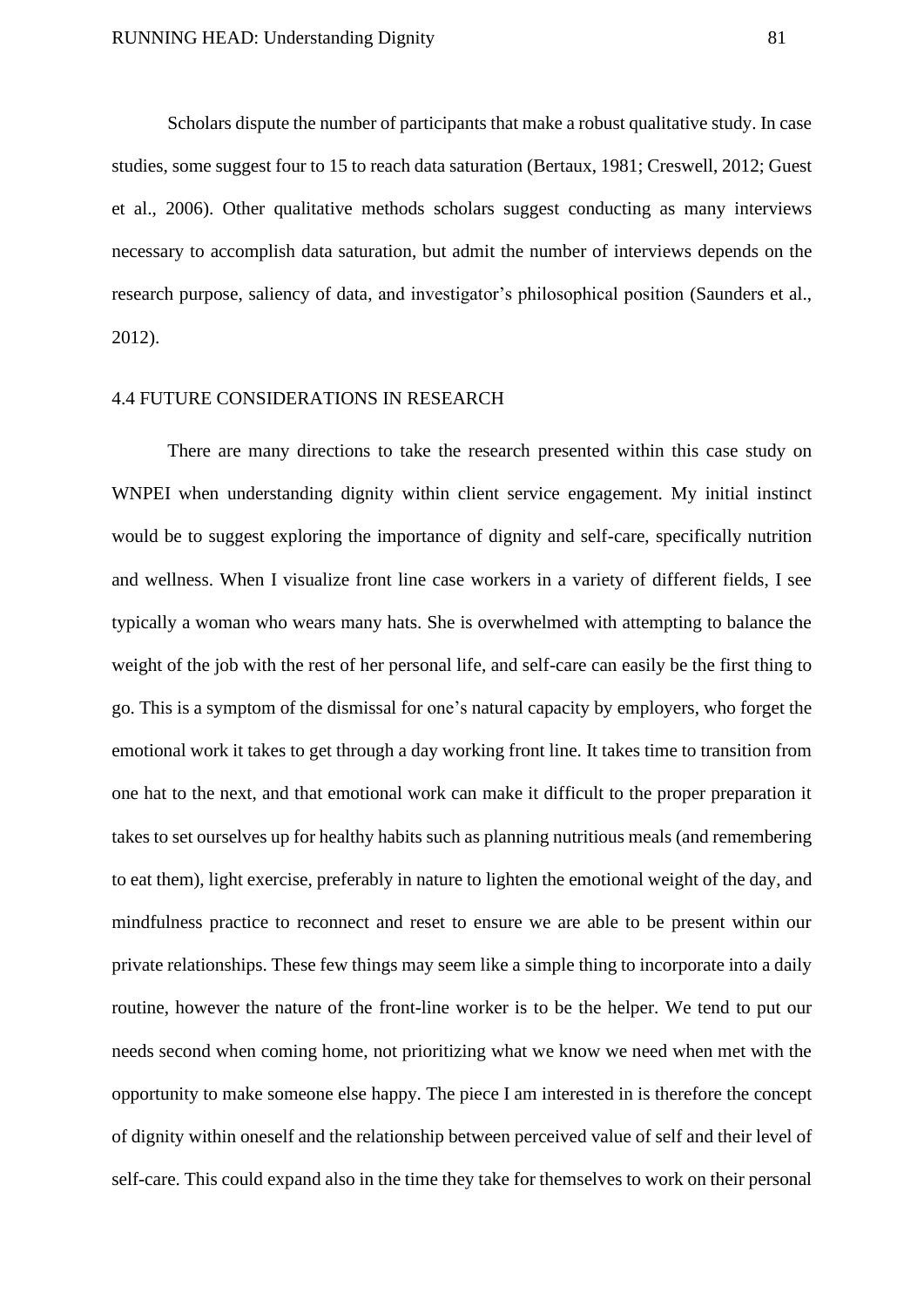Scholars dispute the number of participants that make a robust qualitative study. In case studies, some suggest four to 15 to reach data saturation (Bertaux, 1981; Creswell, 2012; Guest et al., 2006). Other qualitative methods scholars suggest conducting as many interviews necessary to accomplish data saturation, but admit the number of interviews depends on the research purpose, saliency of data, and investigator's philosophical position (Saunders et al., 2012).

## 4.4 FUTURE CONSIDERATIONS IN RESEARCH

There are many directions to take the research presented within this case study on WNPEI when understanding dignity within client service engagement. My initial instinct would be to suggest exploring the importance of dignity and self-care, specifically nutrition and wellness. When I visualize front line case workers in a variety of different fields, I see typically a woman who wears many hats. She is overwhelmed with attempting to balance the weight of the job with the rest of her personal life, and self-care can easily be the first thing to go. This is a symptom of the dismissal for one's natural capacity by employers, who forget the emotional work it takes to get through a day working front line. It takes time to transition from one hat to the next, and that emotional work can make it difficult to the proper preparation it takes to set ourselves up for healthy habits such as planning nutritious meals (and remembering to eat them), light exercise, preferably in nature to lighten the emotional weight of the day, and mindfulness practice to reconnect and reset to ensure we are able to be present within our private relationships. These few things may seem like a simple thing to incorporate into a daily routine, however the nature of the front-line worker is to be the helper. We tend to put our needs second when coming home, not prioritizing what we know we need when met with the opportunity to make someone else happy. The piece I am interested in is therefore the concept of dignity within oneself and the relationship between perceived value of self and their level of self-care. This could expand also in the time they take for themselves to work on their personal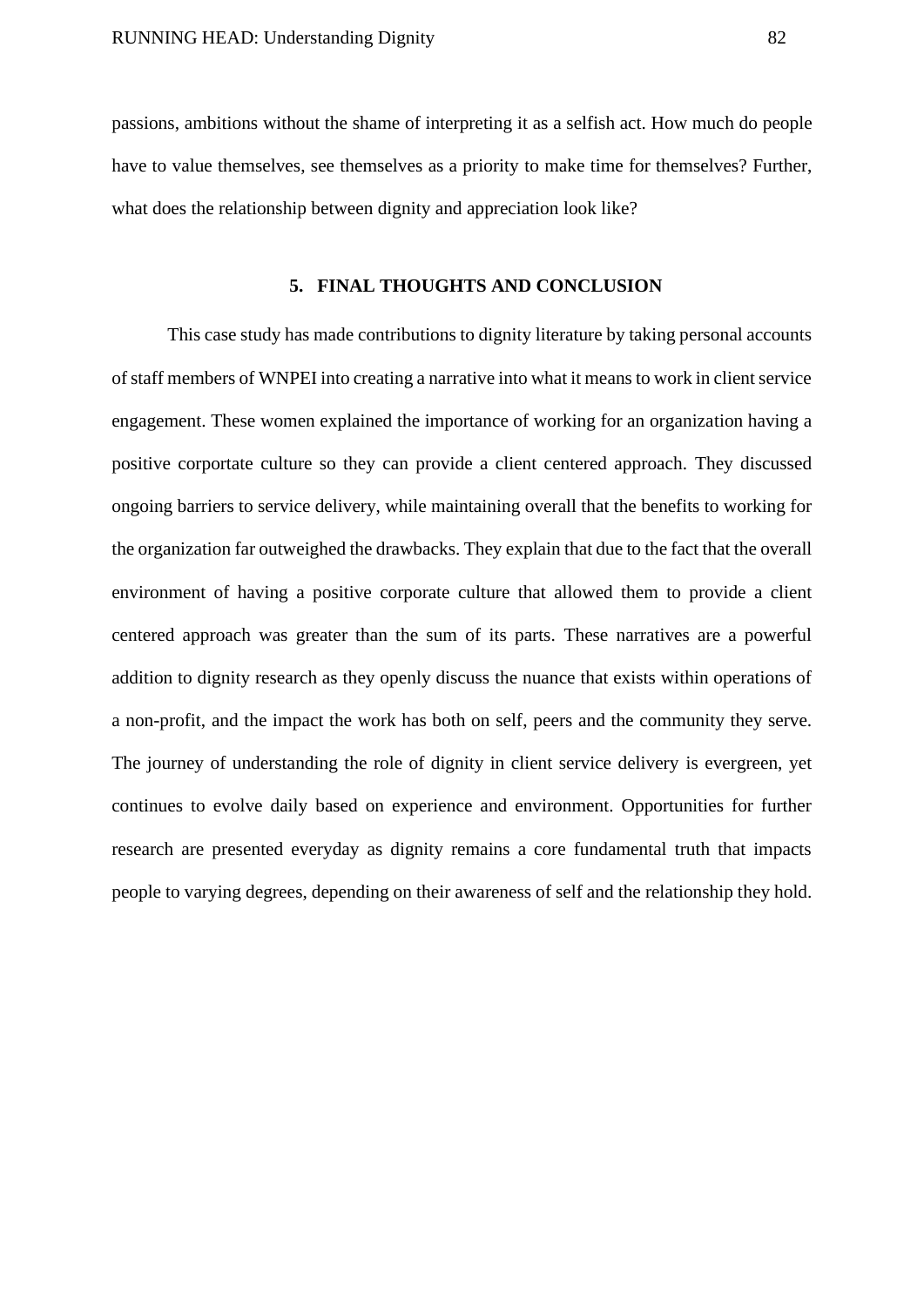passions, ambitions without the shame of interpreting it as a selfish act. How much do people have to value themselves, see themselves as a priority to make time for themselves? Further, what does the relationship between dignity and appreciation look like?

## 5. FINAL THOUGHTS AND CONCLUSION

This case study has made contributions to dignity literature by taking personal accounts of staff members of WNPEI into creating a narrative into what it means to work in client service engagement. These women explained the importance of working for an organization having a positive corportate culture so they can provide a client centered approach. They discussed ongoing barriers to service delivery, while maintaining overall that the benefits to working for the organization far outweighed the drawbacks. They explain that due to the fact that the overall environment of having a positive corporate culture that allowed them to provide a client centered approach was greater than the sum of its parts. These narratives are a powerful addition to dignity research as they openly discuss the nuance that exists within operations of a non-profit, and the impact the work has both on self, peers and the community they serve. The journey of understanding the role of dignity in client service delivery is evergreen, yet continues to evolve daily based on experience and environment. Opportunities for further research are presented everyday as dignity remains a core fundamental truth that impacts people to varying degrees, depending on their awareness of self and the relationship they hold.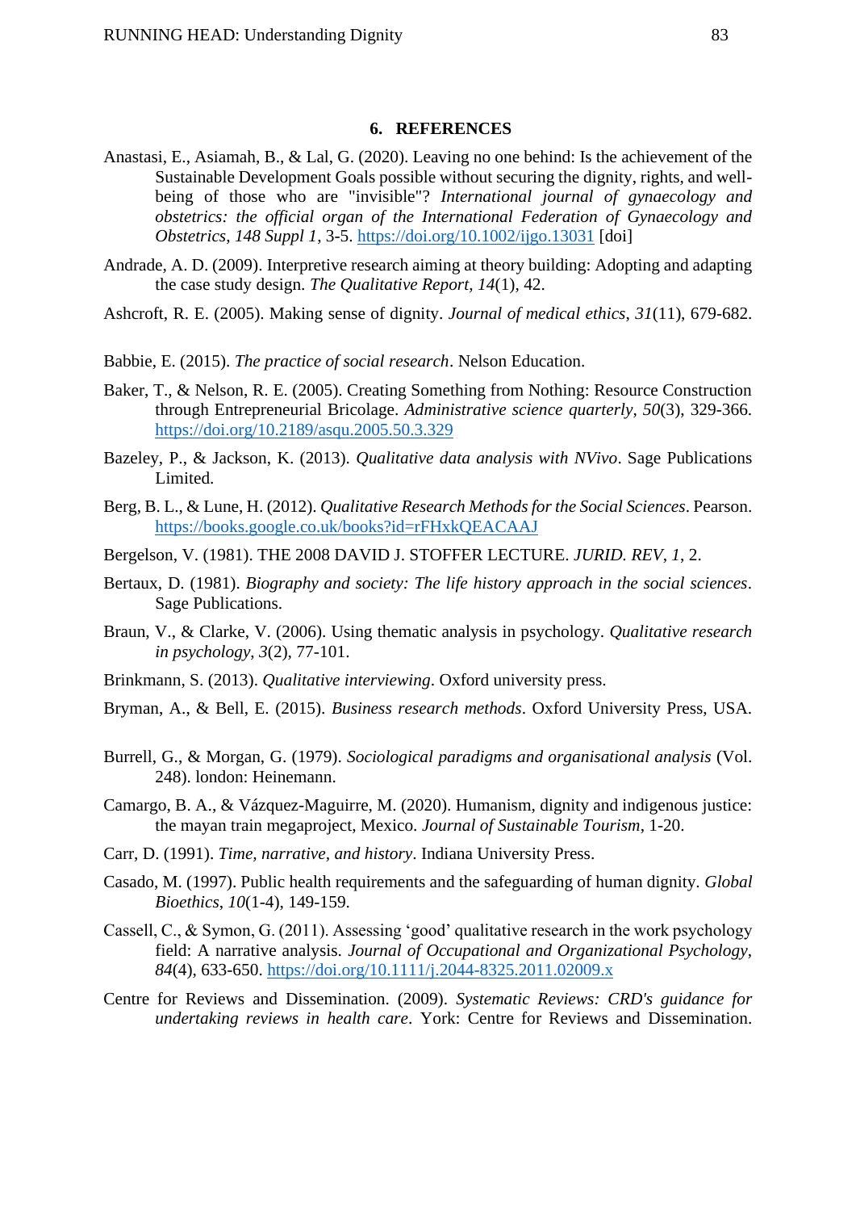## 6. REFERENCES

Anastasi, E., Asiamah, B., & Lal, G. (2020). Leaving no one behind: Is the achievement of the Sustainable Development Goals possible without securing the dignity, rights, and well-being of those who are "invisible"? *International journal of gynaecology and obstetrics: the official organ of the International Federation of Gynaecology and Obstetrics*, *148 Suppl 1*, 3-5. https://doi.org/10.1002/ijgo.13031 [doi]

Andrade, A. D. (2009). Interpretive research aiming at theory building: Adopting and adapting the case study design. *The Qualitative Report*, *14*(1), 42.

Ashcroft, R. E. (2005). Making sense of dignity. *Journal of medical ethics*, *31*(11), 679-682.

Babbie, E. (2015). *The practice of social research*. Nelson Education.

Baker, T., & Nelson, R. E. (2005). Creating Something from Nothing: Resource Construction through Entrepreneurial Bricolage. *Administrative science quarterly*, *50*(3), 329-366. https://doi.org/10.2189/asqu.2005.50.3.329

Bazeley, P., & Jackson, K. (2013). *Qualitative data analysis with NVivo*. Sage Publications Limited.

Berg, B. L., & Lune, H. (2012). *Qualitative Research Methods for the Social Sciences*. Pearson. https://books.google.co.uk/books?id=rFHxkQEACAAJ

Bergelson, V. (1981). THE 2008 DAVID J. STOFFER LECTURE. *JURID. REV*, *1*, 2.

Bertaux, D. (1981). *Biography and society: The life history approach in the social sciences*. Sage Publications.

Braun, V., & Clarke, V. (2006). Using thematic analysis in psychology. *Qualitative research in psychology*, *3*(2), 77-101.

Brinkmann, S. (2013). *Qualitative interviewing*. Oxford university press.

Bryman, A., & Bell, E. (2015). *Business research methods*. Oxford University Press, USA.

Burrell, G., & Morgan, G. (1979). *Sociological paradigms and organisational analysis* (Vol. 248). london: Heinemann.

Camargo, B. A., & Vázquez-Maguirre, M. (2020). Humanism, dignity and indigenous justice: the mayan train megaproject, Mexico. *Journal of Sustainable Tourism*, 1-20.

Carr, D. (1991). *Time, narrative, and history*. Indiana University Press.

Casado, M. (1997). Public health requirements and the safeguarding of human dignity. *Global Bioethics*, *10*(1-4), 149-159.

Cassell, C., & Symon, G. (2011). Assessing 'good' qualitative research in the work psychology field: A narrative analysis. *Journal of Occupational and Organizational Psychology*, *84*(4), 633-650. https://doi.org/10.1111/j.2044-8325.2011.02009.x

Centre for Reviews and Dissemination. (2009). *Systematic Reviews: CRD's guidance for undertaking reviews in health care*. York: Centre for Reviews and Dissemination.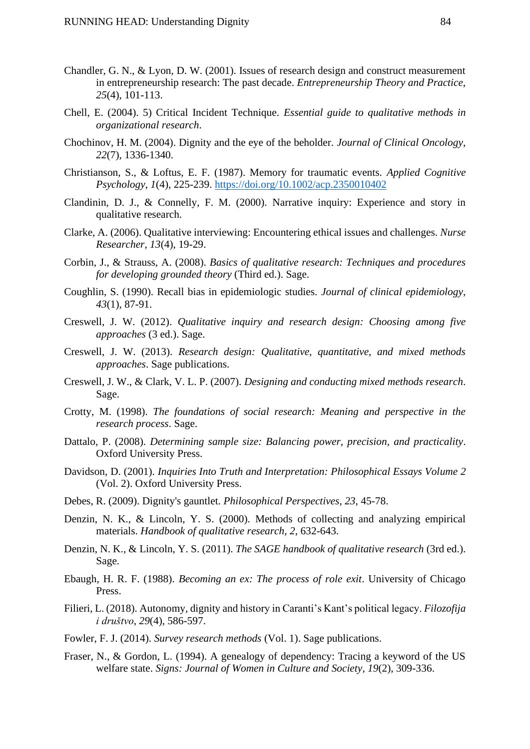Chandler, G. N., & Lyon, D. W. (2001). Issues of research design and construct measurement in entrepreneurship research: The past decade. *Entrepreneurship Theory and Practice*, *25*(4), 101-113.

Chell, E. (2004). 5) Critical Incident Technique. *Essential guide to qualitative methods in organizational research*.

Chochinov, H. M. (2004). Dignity and the eye of the beholder. *Journal of Clinical Oncology*, *22*(7), 1336-1340.

Christianson, S., & Loftus, E. F. (1987). Memory for traumatic events. *Applied Cognitive Psychology*, *1*(4), 225-239. https://doi.org/10.1002/acp.2350010402

Clandinin, D. J., & Connelly, F. M. (2000). Narrative inquiry: Experience and story in qualitative research.

Clarke, A. (2006). Qualitative interviewing: Encountering ethical issues and challenges. *Nurse Researcher*, *13*(4), 19-29.

Corbin, J., & Strauss, A. (2008). *Basics of qualitative research: Techniques and procedures for developing grounded theory* (Third ed.). Sage.

Coughlin, S. (1990). Recall bias in epidemiologic studies. *Journal of clinical epidemiology*, *43*(1), 87-91.

Creswell, J. W. (2012). *Qualitative inquiry and research design: Choosing among five approaches* (3 ed.). Sage.

Creswell, J. W. (2013). *Research design: Qualitative, quantitative, and mixed methods approaches*. Sage publications.

Creswell, J. W., & Clark, V. L. P. (2007). *Designing and conducting mixed methods research*. Sage.

Crotty, M. (1998). *The foundations of social research: Meaning and perspective in the research process*. Sage.

Dattalo, P. (2008). *Determining sample size: Balancing power, precision, and practicality*. Oxford University Press.

Davidson, D. (2001). *Inquiries Into Truth and Interpretation: Philosophical Essays Volume 2* (Vol. 2). Oxford University Press.

Debes, R. (2009). Dignity's gauntlet. *Philosophical Perspectives*, *23*, 45-78.

Denzin, N. K., & Lincoln, Y. S. (2000). Methods of collecting and analyzing empirical materials. *Handbook of qualitative research*, *2*, 632-643.

Denzin, N. K., & Lincoln, Y. S. (2011). *The SAGE handbook of qualitative research* (3rd ed.). Sage.

Ebaugh, H. R. F. (1988). *Becoming an ex: The process of role exit*. University of Chicago Press.

Filieri, L. (2018). Autonomy, dignity and history in Caranti's Kant's political legacy. *Filozofija i društvo*, *29*(4), 586-597.

Fowler, F. J. (2014). *Survey research methods* (Vol. 1). Sage publications.

Fraser, N., & Gordon, L. (1994). A genealogy of dependency: Tracing a keyword of the US welfare state. *Signs: Journal of Women in Culture and Society*, *19*(2), 309-336.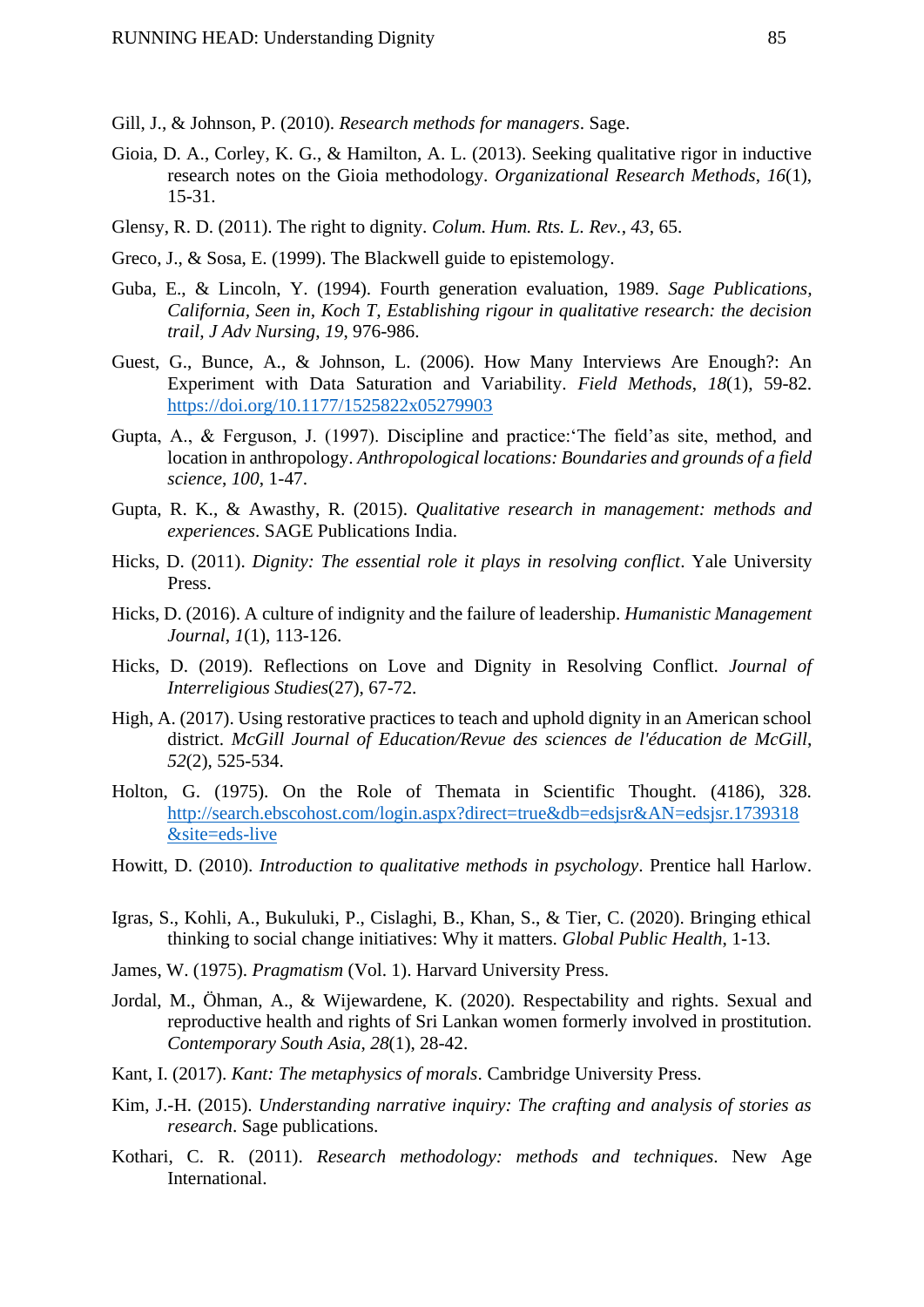Gill, J., & Johnson, P. (2010). *Research methods for managers*. Sage.

Gioia, D. A., Corley, K. G., & Hamilton, A. L. (2013). Seeking qualitative rigor in inductive research notes on the Gioia methodology. *Organizational Research Methods*, *16*(1), 15-31.

Glensy, R. D. (2011). The right to dignity. *Colum. Hum. Rts. L. Rev.*, *43*, 65.

Greco, J., & Sosa, E. (1999). The Blackwell guide to epistemology.

Guba, E., & Lincoln, Y. (1994). Fourth generation evaluation, 1989. *Sage Publications, California*, *Seen in, Koch T, Establishing rigour in qualitative research: the decision trail, J Adv Nursing*, *19*, 976-986.

Guest, G., Bunce, A., & Johnson, L. (2006). How Many Interviews Are Enough?: An Experiment with Data Saturation and Variability. *Field Methods*, *18*(1), 59-82. https://doi.org/10.1177/1525822x05279903

Gupta, A., & Ferguson, J. (1997). Discipline and practice:'The field'as site, method, and location in anthropology. *Anthropological locations: Boundaries and grounds of a field science*, *100*, 1-47.

Gupta, R. K., & Awasthy, R. (2015). *Qualitative research in management: methods and experiences*. SAGE Publications India.

Hicks, D. (2011). *Dignity: The essential role it plays in resolving conflict*. Yale University Press.

Hicks, D. (2016). A culture of indignity and the failure of leadership. *Humanistic Management Journal*, *1*(1), 113-126.

Hicks, D. (2019). Reflections on Love and Dignity in Resolving Conflict. *Journal of Interreligious Studies*(27), 67-72.

High, A. (2017). Using restorative practices to teach and uphold dignity in an American school district. *McGill Journal of Education/Revue des sciences de l'éducation de McGill*, *52*(2), 525-534.

Holton, G. (1975). On the Role of Themata in Scientific Thought. (4186), 328. http://search.ebscohost.com/login.aspx?direct=true&db=edsjsr&AN=edsjsr.1739318&site=eds-live

Howitt, D. (2010). *Introduction to qualitative methods in psychology*. Prentice hall Harlow.

Igras, S., Kohli, A., Bukuluki, P., Cislaghi, B., Khan, S., & Tier, C. (2020). Bringing ethical thinking to social change initiatives: Why it matters. *Global Public Health*, 1-13.

James, W. (1975). *Pragmatism* (Vol. 1). Harvard University Press.

Jordal, M., Öhman, A., & Wijewardene, K. (2020). Respectability and rights. Sexual and reproductive health and rights of Sri Lankan women formerly involved in prostitution. *Contemporary South Asia*, *28*(1), 28-42.

Kant, I. (2017). *Kant: The metaphysics of morals*. Cambridge University Press.

Kim, J.-H. (2015). *Understanding narrative inquiry: The crafting and analysis of stories as research*. Sage publications.

Kothari, C. R. (2011). *Research methodology: methods and techniques*. New Age International.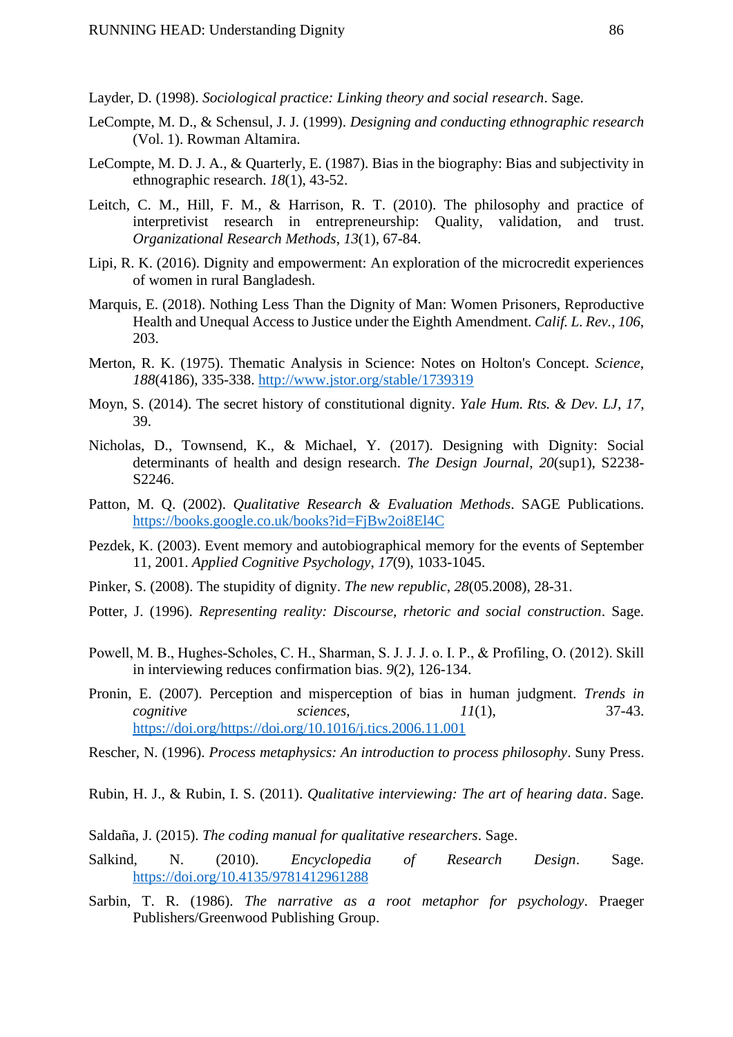Layder, D. (1998). *Sociological practice: Linking theory and social research*. Sage.

LeCompte, M. D., & Schensul, J. J. (1999). *Designing and conducting ethnographic research* (Vol. 1). Rowman Altamira.

LeCompte, M. D. J. A., & Quarterly, E. (1987). Bias in the biography: Bias and subjectivity in ethnographic research. *18*(1), 43-52.

Leitch, C. M., Hill, F. M., & Harrison, R. T. (2010). The philosophy and practice of interpretivist research in entrepreneurship: Quality, validation, and trust. *Organizational Research Methods*, *13*(1), 67-84.

Lipi, R. K. (2016). Dignity and empowerment: An exploration of the microcredit experiences of women in rural Bangladesh.

Marquis, E. (2018). Nothing Less Than the Dignity of Man: Women Prisoners, Reproductive Health and Unequal Access to Justice under the Eighth Amendment. *Calif. L. Rev.*, *106*, 203.

Merton, R. K. (1975). Thematic Analysis in Science: Notes on Holton's Concept. *Science*, *188*(4186), 335-338. http://www.jstor.org/stable/1739319

Moyn, S. (2014). The secret history of constitutional dignity. *Yale Hum. Rts. & Dev. LJ*, *17*, 39.

Nicholas, D., Townsend, K., & Michael, Y. (2017). Designing with Dignity: Social determinants of health and design research. *The Design Journal*, *20*(sup1), S2238-S2246.

Patton, M. Q. (2002). *Qualitative Research & Evaluation Methods*. SAGE Publications. https://books.google.co.uk/books?id=FjBw2oi8El4C

Pezdek, K. (2003). Event memory and autobiographical memory for the events of September 11, 2001. *Applied Cognitive Psychology*, *17*(9), 1033-1045.

Pinker, S. (2008). The stupidity of dignity. *The new republic*, *28*(05.2008), 28-31.

Potter, J. (1996). *Representing reality: Discourse, rhetoric and social construction*. Sage.

Powell, M. B., Hughes-Scholes, C. H., Sharman, S. J. J. o. I. P., & Profiling, O. (2012). Skill in interviewing reduces confirmation bias. *9*(2), 126-134.

Pronin, E. (2007). Perception and misperception of bias in human judgment. *Trends in cognitive sciences*, *11*(1), 37-43. https://doi.org/https://doi.org/10.1016/j.tics.2006.11.001

Rescher, N. (1996). *Process metaphysics: An introduction to process philosophy*. Suny Press.

Rubin, H. J., & Rubin, I. S. (2011). *Qualitative interviewing: The art of hearing data*. Sage.

Saldaña, J. (2015). *The coding manual for qualitative researchers*. Sage.

Salkind, N. (2010). *Encyclopedia of Research Design*. Sage. https://doi.org/10.4135/9781412961288

Sarbin, T. R. (1986). *The narrative as a root metaphor for psychology*. Praeger Publishers/Greenwood Publishing Group.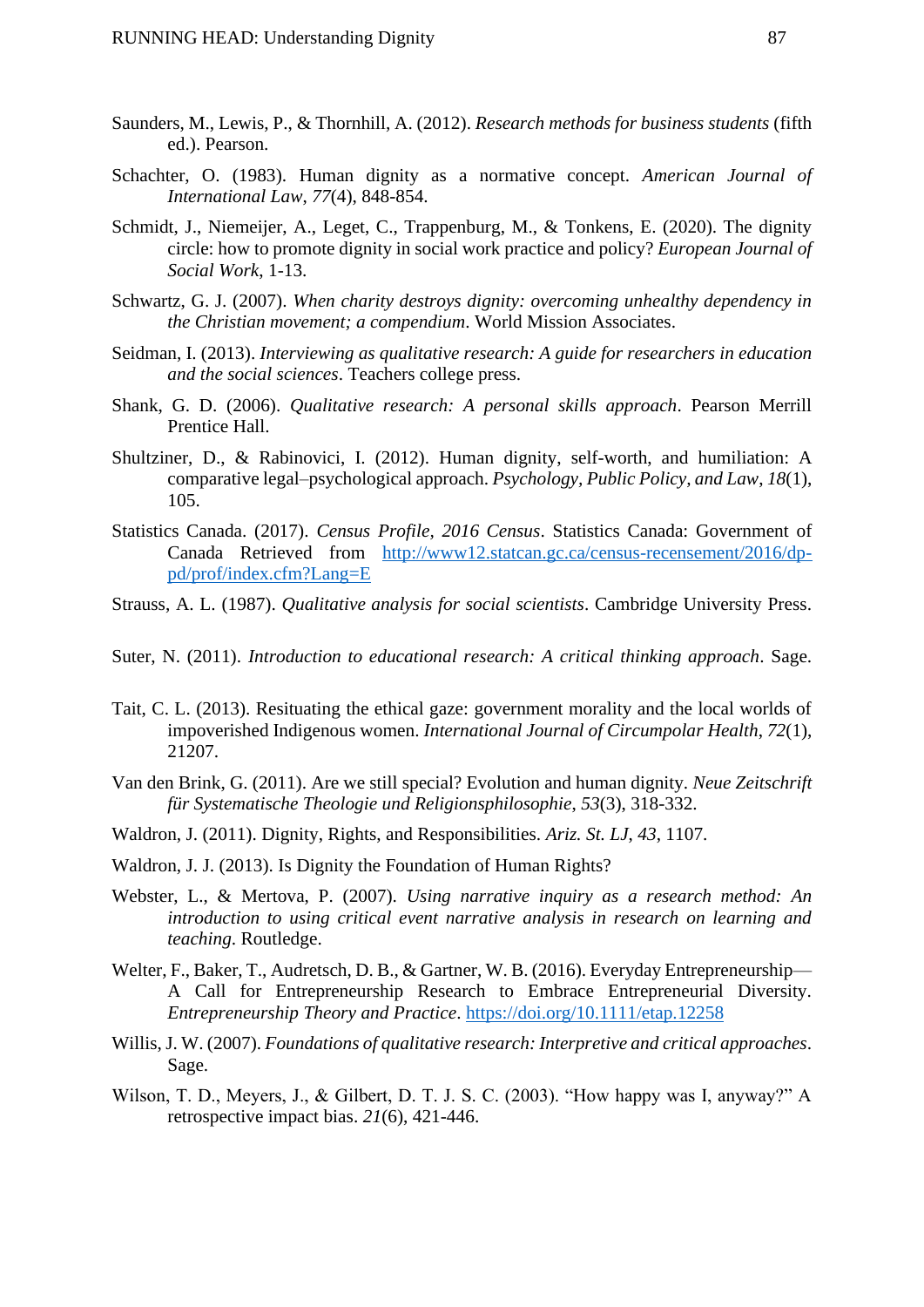Saunders, M., Lewis, P., & Thornhill, A. (2012). *Research methods for business students* (fifth ed.). Pearson.

Schachter, O. (1983). Human dignity as a normative concept. *American Journal of International Law*, *77*(4), 848-854.

Schmidt, J., Niemeijer, A., Leget, C., Trappenburg, M., & Tonkens, E. (2020). The dignity circle: how to promote dignity in social work practice and policy? *European Journal of Social Work*, 1-13.

Schwartz, G. J. (2007). *When charity destroys dignity: overcoming unhealthy dependency in the Christian movement; a compendium*. World Mission Associates.

Seidman, I. (2013). *Interviewing as qualitative research: A guide for researchers in education and the social sciences*. Teachers college press.

Shank, G. D. (2006). *Qualitative research: A personal skills approach*. Pearson Merrill Prentice Hall.

Shultziner, D., & Rabinovici, I. (2012). Human dignity, self-worth, and humiliation: A comparative legal–psychological approach. *Psychology, Public Policy, and Law*, *18*(1), 105.

Statistics Canada. (2017). *Census Profile, 2016 Census*. Statistics Canada: Government of Canada Retrieved from http://www12.statcan.gc.ca/census-recensement/2016/dp-pd/prof/index.cfm?Lang=E

Strauss, A. L. (1987). *Qualitative analysis for social scientists*. Cambridge University Press.

Suter, N. (2011). *Introduction to educational research: A critical thinking approach*. Sage.

Tait, C. L. (2013). Resituating the ethical gaze: government morality and the local worlds of impoverished Indigenous women. *International Journal of Circumpolar Health*, *72*(1), 21207.

Van den Brink, G. (2011). Are we still special? Evolution and human dignity. *Neue Zeitschrift für Systematische Theologie und Religionsphilosophie*, *53*(3), 318-332.

Waldron, J. (2011). Dignity, Rights, and Responsibilities. *Ariz. St. LJ*, *43*, 1107.

Waldron, J. J. (2013). Is Dignity the Foundation of Human Rights?

Webster, L., & Mertova, P. (2007). *Using narrative inquiry as a research method: An introduction to using critical event narrative analysis in research on learning and teaching*. Routledge.

Welter, F., Baker, T., Audretsch, D. B., & Gartner, W. B. (2016). Everyday Entrepreneurship—A Call for Entrepreneurship Research to Embrace Entrepreneurial Diversity. *Entrepreneurship Theory and Practice*. https://doi.org/10.1111/etap.12258

Willis, J. W. (2007). *Foundations of qualitative research: Interpretive and critical approaches*. Sage.

Wilson, T. D., Meyers, J., & Gilbert, D. T. J. S. C. (2003). "How happy was I, anyway?" A retrospective impact bias. *21*(6), 421-446.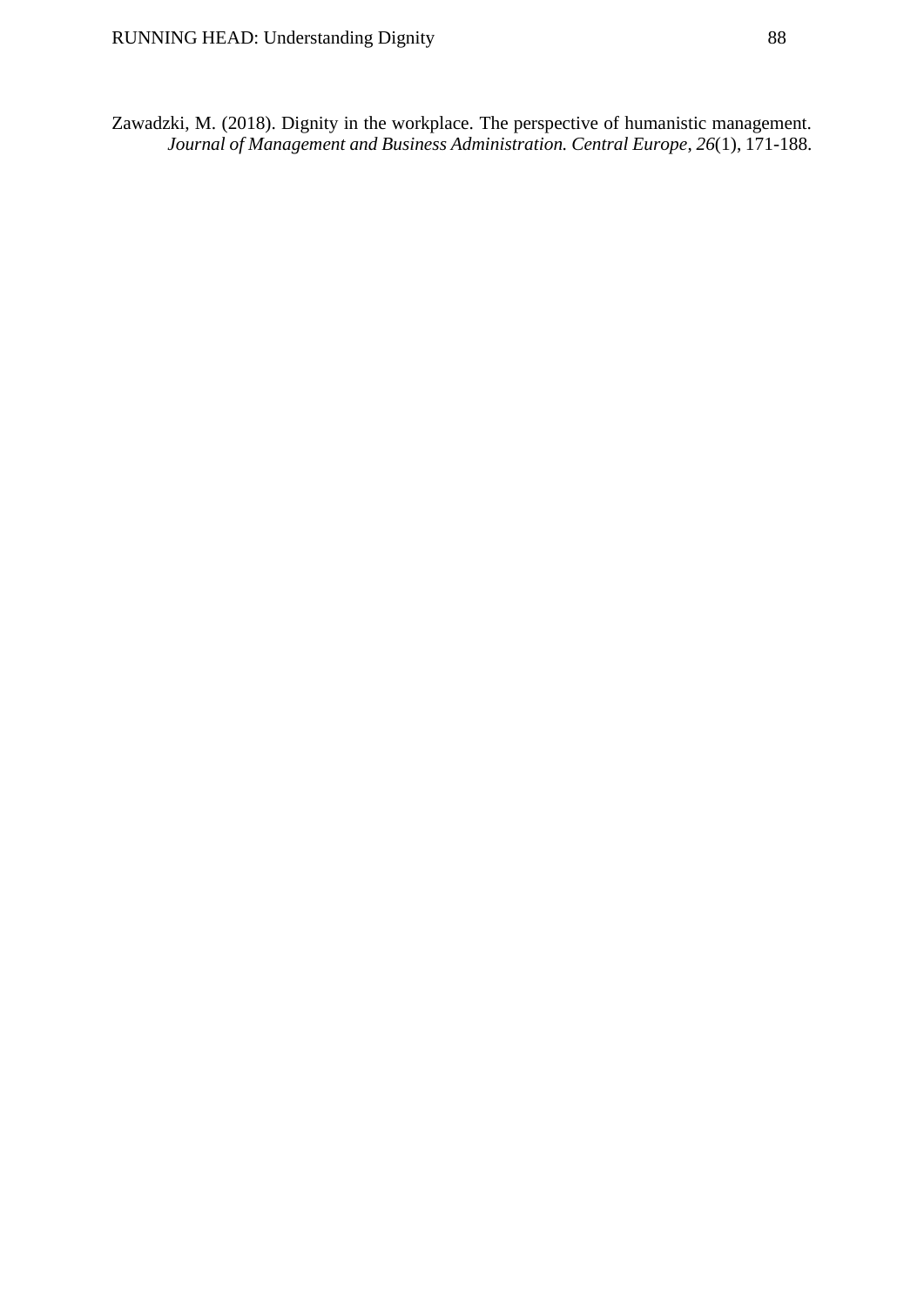Zawadzki, M. (2018). Dignity in the workplace. The perspective of humanistic management. *Journal of Management and Business Administration. Central Europe*, *26*(1), 171-188.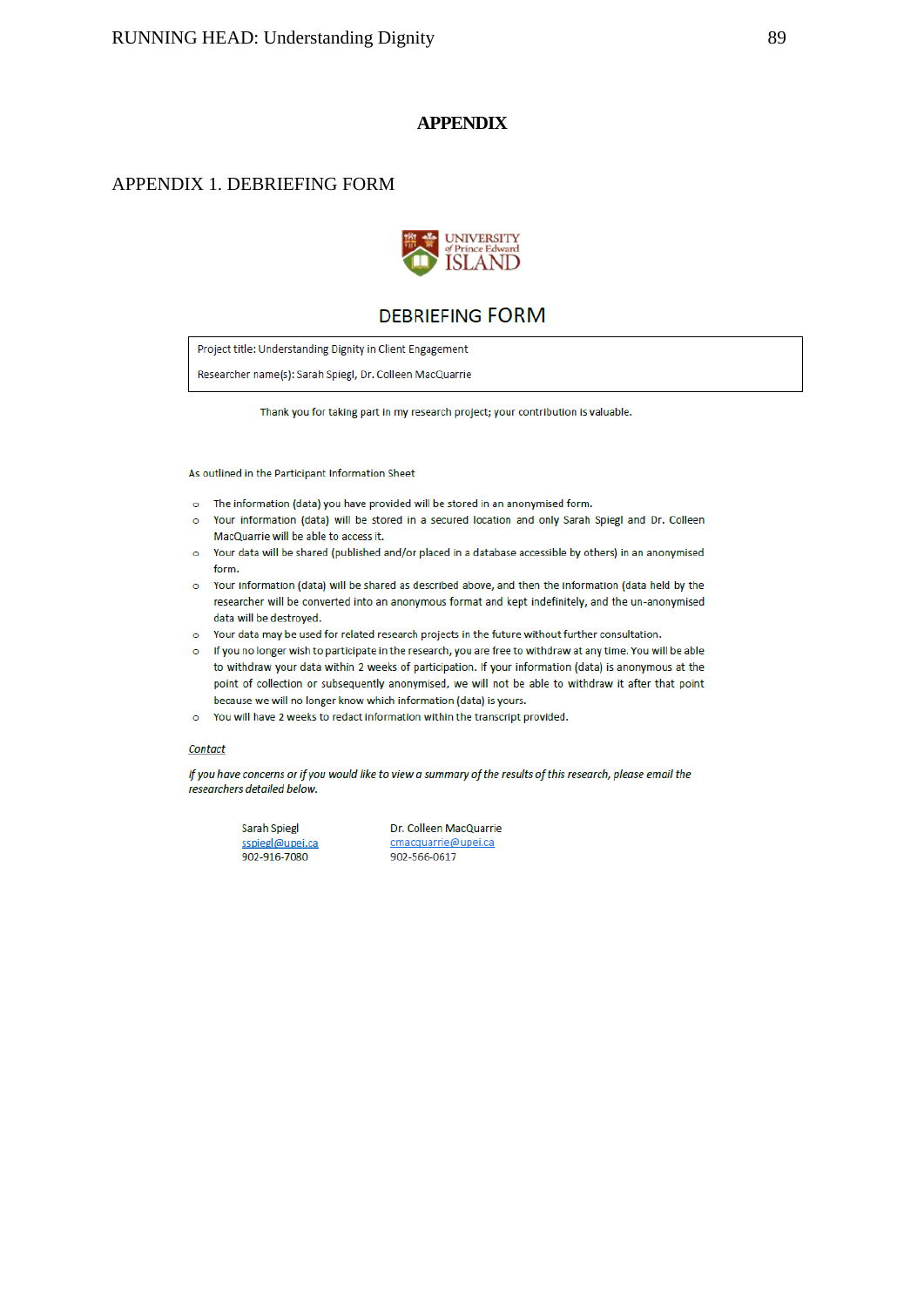# APPENDIX

## APPENDIX 1. DEBRIEFING FORM

UNIVERSITY of Prince Edward ISLAND

### DEBRIEFING FORM

Project title: Understanding Dignity in Client Engagement

Researcher name(s): Sarah Spiegl, Dr. Colleen MacQuarrie

Thank you for taking part in my research project; your contribution is valuable.

As outlined in the Participant Information Sheet

- The information (data) you have provided will be stored in an anonymised form.
- Your information (data) will be stored in a secured location and only Sarah Spiegl and Dr. Colleen MacQuarrie will be able to access it.
- Your data will be shared (published and/or placed in a database accessible by others) in an anonymised form.
- Your information (data) will be shared as described above, and then the information (data held by the researcher will be converted into an anonymous format and kept indefinitely, and the un-anonymised data will be destroyed.
- Your data may be used for related research projects in the future without further consultation.
- If you no longer wish to participate in the research, you are free to withdraw at any time. You will be able to withdraw your data within 2 weeks of participation. If your information (data) is anonymous at the point of collection or subsequently anonymised, we will not be able to withdraw it after that point because we will no longer know which information (data) is yours.
- You will have 2 weeks to redact information within the transcript provided.

*Contact*

*If you have concerns or if you would like to view a summary of the results of this research, please email the researchers detailed below.*

Sarah Spiegl
sspiegl@upei.ca
902-916-7080

Dr. Colleen MacQuarrie
cmacquarrie@upei.ca
902-566-0617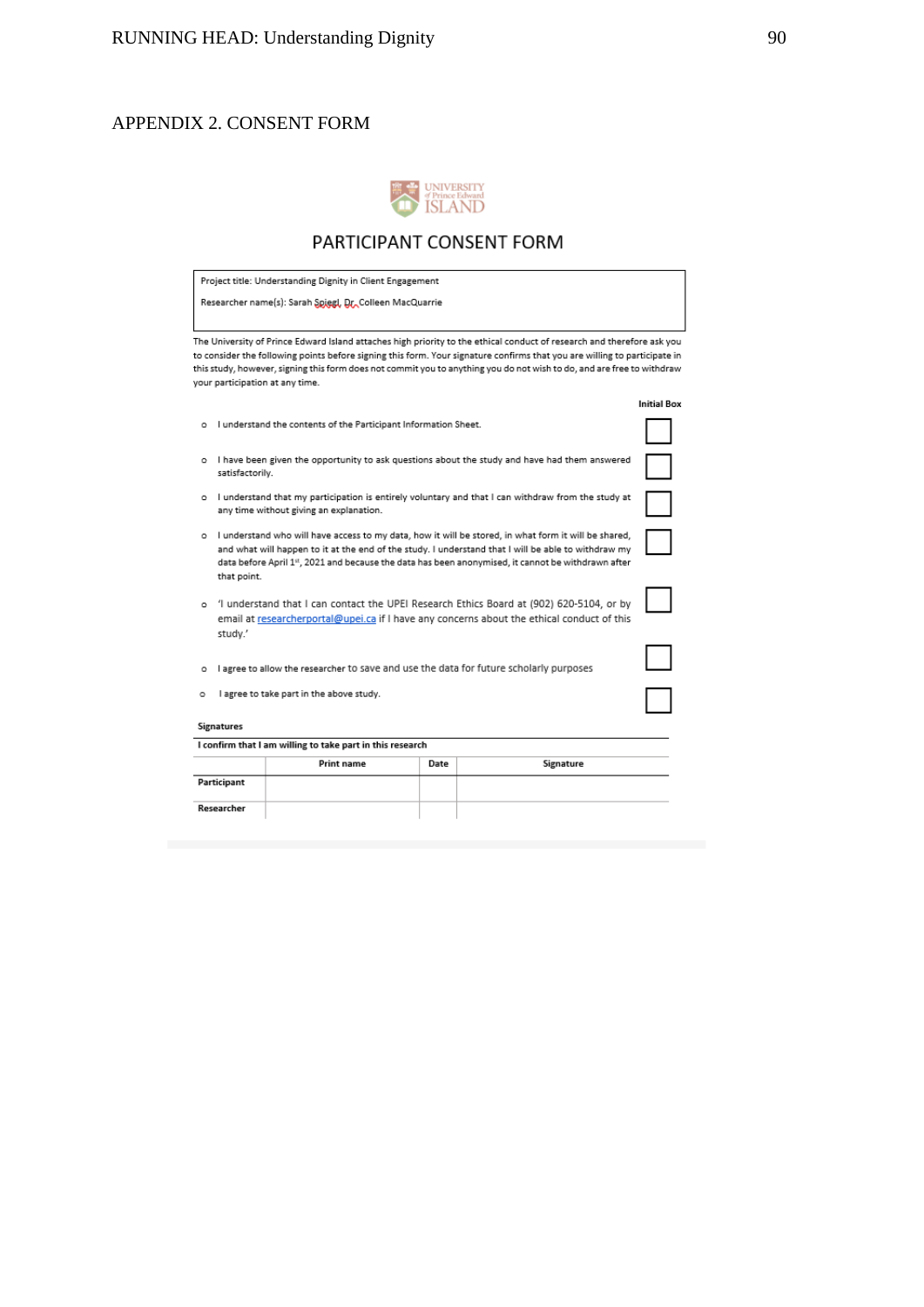APPENDIX 2. CONSENT FORM

UNIVERSITY of Prince Edward ISLAND

## PARTICIPANT CONSENT FORM

| Project title: Understanding Dignity in Client Engagement |
|---|
| Researcher name(s): Sarah Spiegl, Dr. Colleen MacQuarrie |

The University of Prince Edward Island attaches high priority to the ethical conduct of research and therefore ask you to consider the following points before signing this form. Your signature confirms that you are willing to participate in this study, however, signing this form does not commit you to anything you do not wish to do, and are free to withdraw your participation at any time.

| | Initial Box |
|---|---|
| I understand the contents of the Participant Information Sheet. | ☐ |
| I have been given the opportunity to ask questions about the study and have had them answered satisfactorily. | ☐ |
| I understand that my participation is entirely voluntary and that I can withdraw from the study at any time without giving an explanation. | ☐ |
| I understand who will have access to my data, how it will be stored, in what form it will be shared, and what will happen to it at the end of the study. I understand that I will be able to withdraw my data before April 1st, 2021 and because the data has been anonymised, it cannot be withdrawn after that point. | ☐ |
| 'I understand that I can contact the UPEI Research Ethics Board at (902) 620-5104, or by email at researcherportal@upei.ca if I have any concerns about the ethical conduct of this study.' | ☐ |
| I agree to allow the researcher to save and use the data for future scholarly purposes | ☐ |
| I agree to take part in the above study. | ☐ |

**Signatures**

**I confirm that I am willing to take part in this research**

| | Print name | Date | Signature |
|---|---|---|---|
| **Participant** | | | |
| **Researcher** | | | |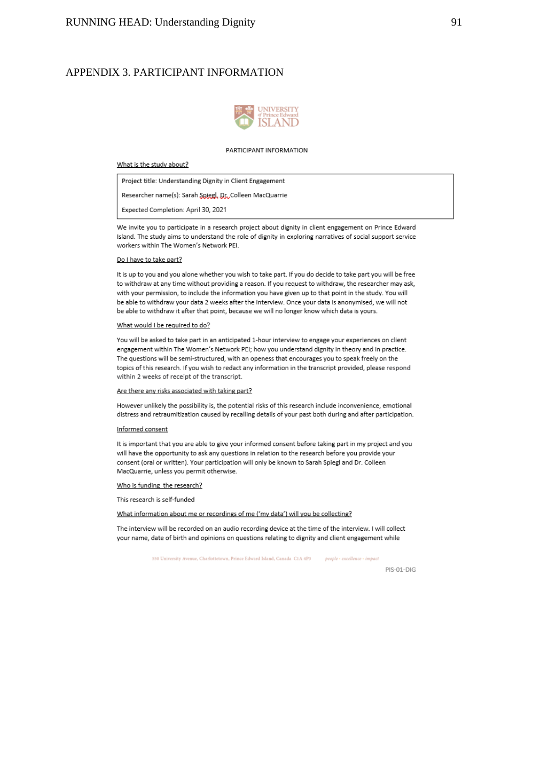## APPENDIX 3. PARTICIPANT INFORMATION

UNIVERSITY of Prince Edward ISLAND

PARTICIPANT INFORMATION

What is the study about?

| Project title: Understanding Dignity in Client Engagement |
|---|
| Researcher name(s): Sarah Spiegl, Dr. Colleen MacQuarrie |
| Expected Completion: April 30, 2021 |

We invite you to participate in a research project about dignity in client engagement on Prince Edward Island. The study aims to understand the role of dignity in exploring narratives of social support service workers within The Women's Network PEI.

Do I have to take part?

It is up to you and you alone whether you wish to take part. If you do decide to take part you will be free to withdraw at any time without providing a reason. If you request to withdraw, the researcher may ask, with your permission, to include the information you have given up to that point in the study. You will be able to withdraw your data 2 weeks after the interview. Once your data is anonymised, we will not be able to withdraw it after that point, because we will no longer know which data is yours.

What would I be required to do?

You will be asked to take part in an anticipated 1-hour interview to engage your experiences on client engagement within The Women's Network PEI; how you understand dignity in theory and in practice. The questions will be semi-structured, with an openess that encourages you to speak freely on the topics of this research. If you wish to redact any information in the transcript provided, please respond within 2 weeks of receipt of the transcript.

Are there any risks associated with taking part?

However unlikely the possibility is, the potential risks of this research include inconvenience, emotional distress and retraumitization caused by recalling details of your past both during and after participation.

Informed consent

It is important that you are able to give your informed consent before taking part in my project and you will have the opportunity to ask any questions in relation to the research before you provide your consent (oral or written). Your participation will only be known to Sarah Spiegl and Dr. Colleen MacQuarrie, unless you permit otherwise.

Who is funding the research?

This research is self-funded

What information about me or recordings of me ('my data') will you be collecting?

The interview will be recorded on an audio recording device at the time of the interview. I will collect your name, date of birth and opinions on questions relating to dignity and client engagement while

550 University Avenue, Charlottetown, Prince Edward Island, Canada C1A 4P3 people · excellence · impact

PIS-01-DIG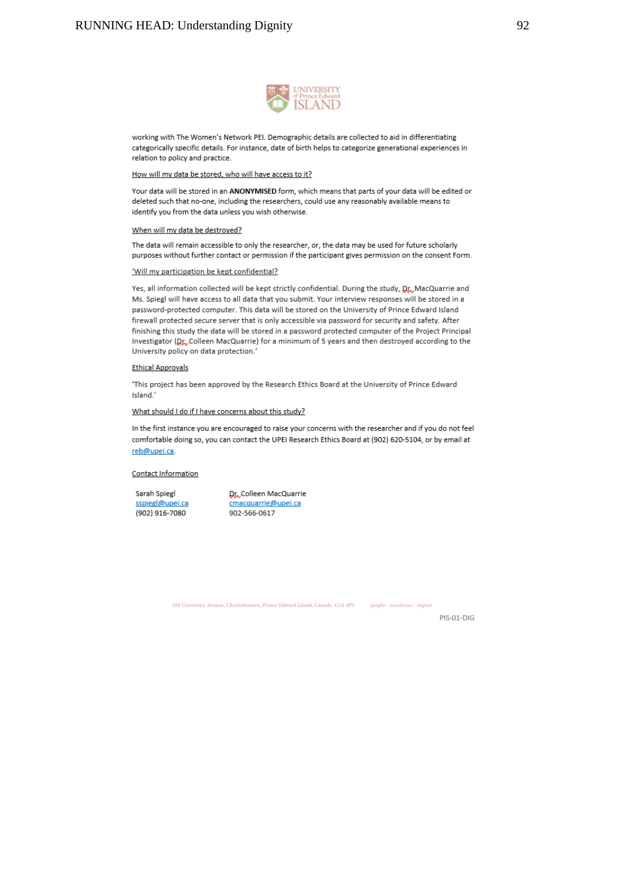working with The Women's Network PEI. Demographic details are collected to aid in differentiating categorically specific details. For instance, date of birth helps to categorize generational experiences in relation to policy and practice.

How will my data be stored, who will have access to it?

Your data will be stored in an **ANONYMISED** form, which means that parts of your data will be edited or deleted such that no-one, including the researchers, could use any reasonably available means to identify you from the data unless you wish otherwise.

When will my data be destroyed?

The data will remain accessible to only the researcher, or, the data may be used for future scholarly purposes without further contact or permission if the participant gives permission on the consent Form.

'Will my participation be kept confidential?

Yes, all information collected will be kept strictly confidential. During the study, Dr. MacQuarrie and Ms. Spiegl will have access to all data that you submit. Your interview responses will be stored in a password-protected computer. This data will be stored on the University of Prince Edward Island firewall protected secure server that is only accessible via password for security and safety. After finishing this study the data will be stored in a password protected computer of the Project Principal Investigator (Dr. Colleen MacQuarrie) for a minimum of 5 years and then destroyed according to the University policy on data protection.'

Ethical Approvals

'This project has been approved by the Research Ethics Board at the University of Prince Edward Island.'

What should I do if I have concerns about this study?

In the first instance you are encouraged to raise your concerns with the researcher and if you do not feel comfortable doing so, you can contact the UPEI Research Ethics Board at (902) 620-5104, or by email at reb@upei.ca.

Contact Information

| Sarah Spiegl | Dr. Colleen MacQuarrie |
|---|---|
| sspiegl@upei.ca | cmacquarrie@upei.ca |
| (902) 916-7080 | 902-566-0617 |

550 University Avenue, Charlottetown, Prince Edward Island, Canada C1A 4P3 people · excellence · impact

PIS-01-DIG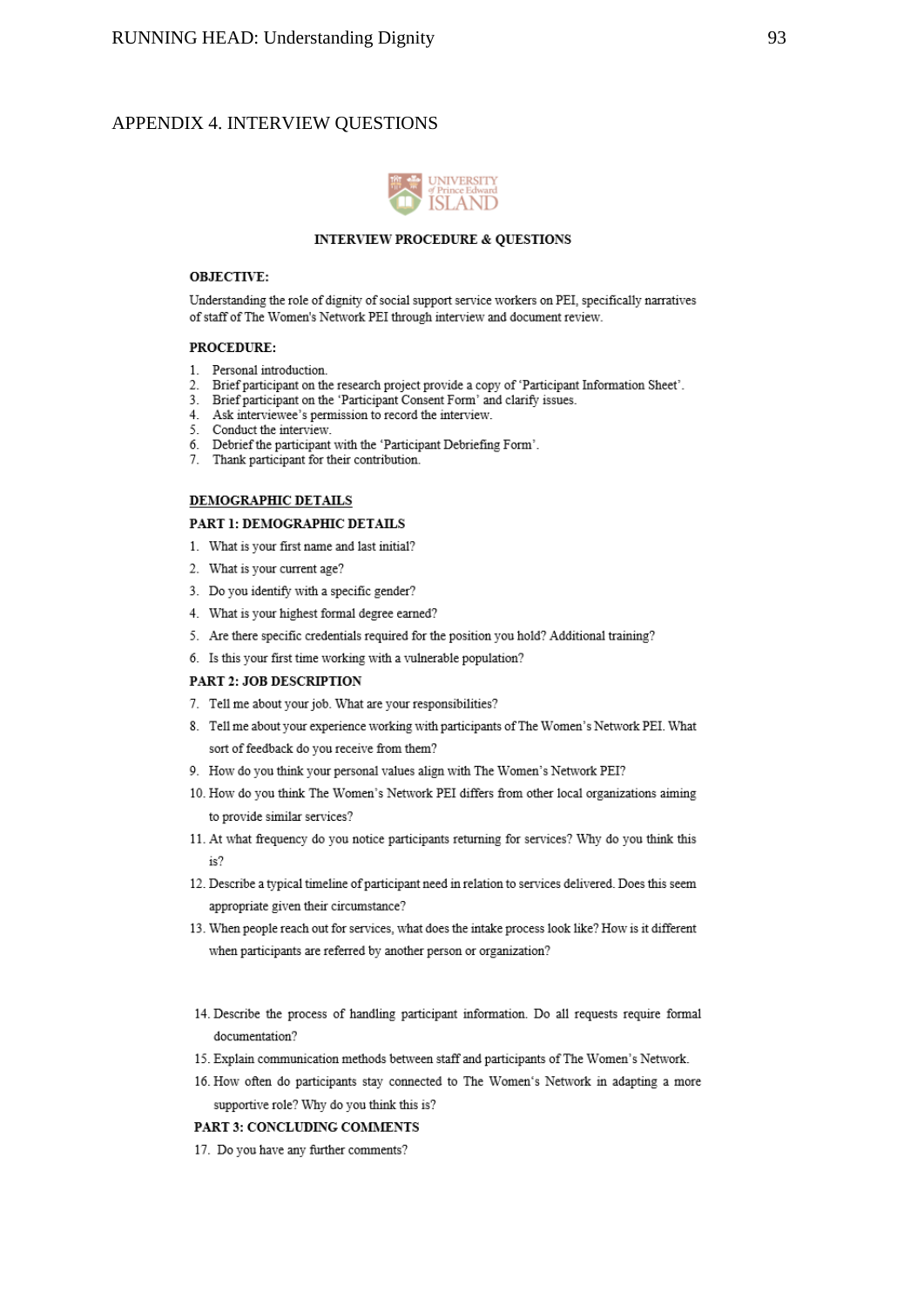## APPENDIX 4. INTERVIEW QUESTIONS

UNIVERSITY of Prince Edward ISLAND

### INTERVIEW PROCEDURE & QUESTIONS

**OBJECTIVE:**

Understanding the role of dignity of social support service workers on PEI, specifically narratives of staff of The Women's Network PEI through interview and document review.

**PROCEDURE:**

1. Personal introduction.
2. Brief participant on the research project provide a copy of 'Participant Information Sheet'.
3. Brief participant on the 'Participant Consent Form' and clarify issues.
4. Ask interviewee's permission to record the interview.
5. Conduct the interview.
6. Debrief the participant with the 'Participant Debriefing Form'.
7. Thank participant for their contribution.

**DEMOGRAPHIC DETAILS**

**PART 1: DEMOGRAPHIC DETAILS**

1. What is your first name and last initial?
2. What is your current age?
3. Do you identify with a specific gender?
4. What is your highest formal degree earned?
5. Are there specific credentials required for the position you hold? Additional training?
6. Is this your first time working with a vulnerable population?

**PART 2: JOB DESCRIPTION**

7. Tell me about your job. What are your responsibilities?
8. Tell me about your experience working with participants of The Women's Network PEI. What sort of feedback do you receive from them?
9. How do you think your personal values align with The Women's Network PEI?
10. How do you think The Women's Network PEI differs from other local organizations aiming to provide similar services?
11. At what frequency do you notice participants returning for services? Why do you think this is?
12. Describe a typical timeline of participant need in relation to services delivered. Does this seem appropriate given their circumstance?
13. When people reach out for services, what does the intake process look like? How is it different when participants are referred by another person or organization?
14. Describe the process of handling participant information. Do all requests require formal documentation?
15. Explain communication methods between staff and participants of The Women's Network.
16. How often do participants stay connected to The Women's Network in adapting a more supportive role? Why do you think this is?

**PART 3: CONCLUDING COMMENTS**

17. Do you have any further comments?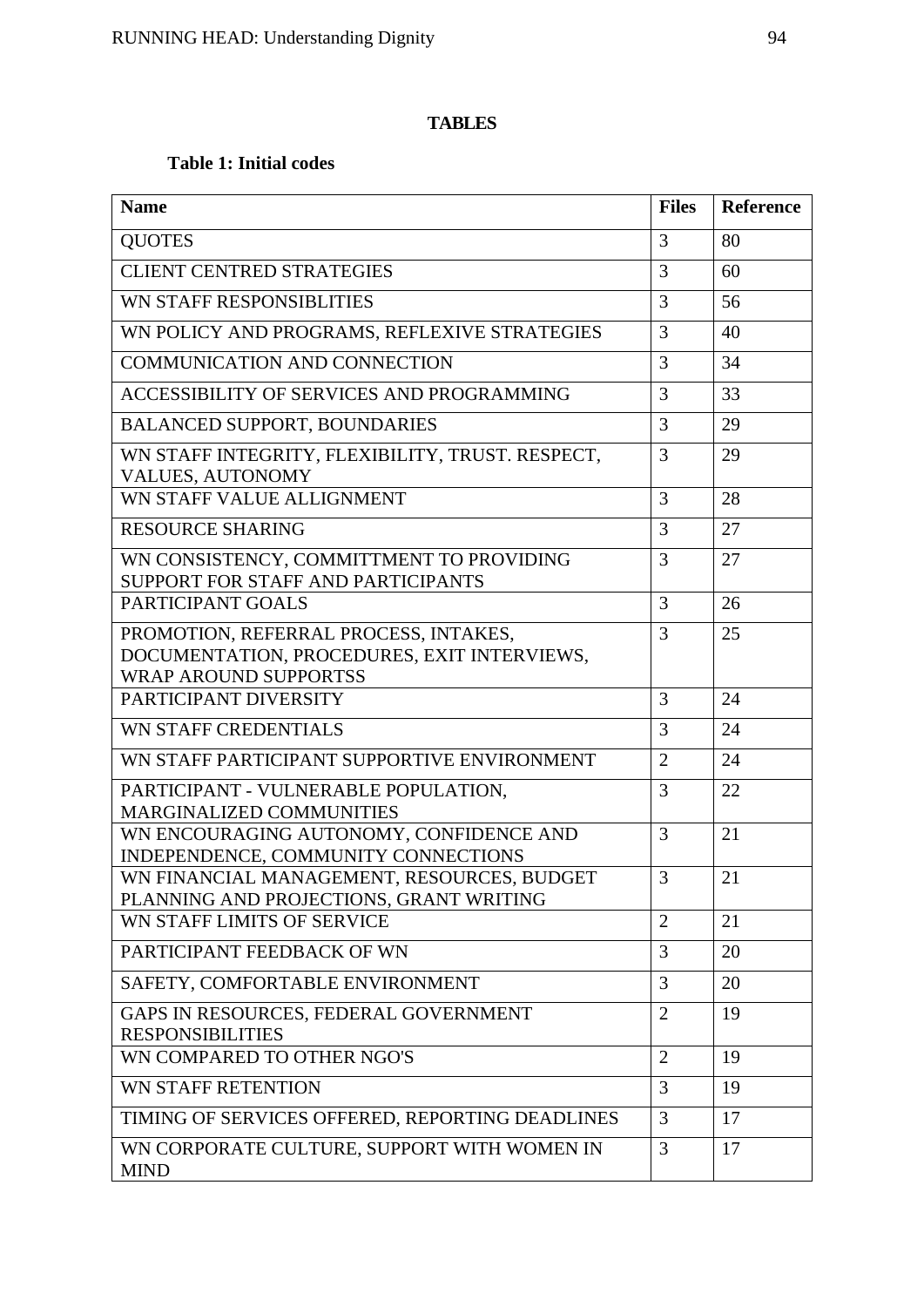# TABLES

**Table 1: Initial codes**

| Name | Files | Reference |
|---|---|---|
| QUOTES | 3 | 80 |
| CLIENT CENTRED STRATEGIES | 3 | 60 |
| WN STAFF RESPONSIBLITIES | 3 | 56 |
| WN POLICY AND PROGRAMS, REFLEXIVE STRATEGIES | 3 | 40 |
| COMMUNICATION AND CONNECTION | 3 | 34 |
| ACCESSIBILITY OF SERVICES AND PROGRAMMING | 3 | 33 |
| BALANCED SUPPORT, BOUNDARIES | 3 | 29 |
| WN STAFF INTEGRITY, FLEXIBILITY, TRUST. RESPECT, VALUES, AUTONOMY | 3 | 29 |
| WN STAFF VALUE ALLIGNMENT | 3 | 28 |
| RESOURCE SHARING | 3 | 27 |
| WN CONSISTENCY, COMMITTMENT TO PROVIDING SUPPORT FOR STAFF AND PARTICIPANTS | 3 | 27 |
| PARTICIPANT GOALS | 3 | 26 |
| PROMOTION, REFERRAL PROCESS, INTAKES, DOCUMENTATION, PROCEDURES, EXIT INTERVIEWS, WRAP AROUND SUPPORTSS | 3 | 25 |
| PARTICIPANT DIVERSITY | 3 | 24 |
| WN STAFF CREDENTIALS | 3 | 24 |
| WN STAFF PARTICIPANT SUPPORTIVE ENVIRONMENT | 2 | 24 |
| PARTICIPANT - VULNERABLE POPULATION, MARGINALIZED COMMUNITIES | 3 | 22 |
| WN ENCOURAGING AUTONOMY, CONFIDENCE AND INDEPENDENCE, COMMUNITY CONNECTIONS | 3 | 21 |
| WN FINANCIAL MANAGEMENT, RESOURCES, BUDGET PLANNING AND PROJECTIONS, GRANT WRITING | 3 | 21 |
| WN STAFF LIMITS OF SERVICE | 2 | 21 |
| PARTICIPANT FEEDBACK OF WN | 3 | 20 |
| SAFETY, COMFORTABLE ENVIRONMENT | 3 | 20 |
| GAPS IN RESOURCES, FEDERAL GOVERNMENT RESPONSIBILITIES | 2 | 19 |
| WN COMPARED TO OTHER NGO'S | 2 | 19 |
| WN STAFF RETENTION | 3 | 19 |
| TIMING OF SERVICES OFFERED, REPORTING DEADLINES | 3 | 17 |
| WN CORPORATE CULTURE, SUPPORT WITH WOMEN IN MIND | 3 | 17 |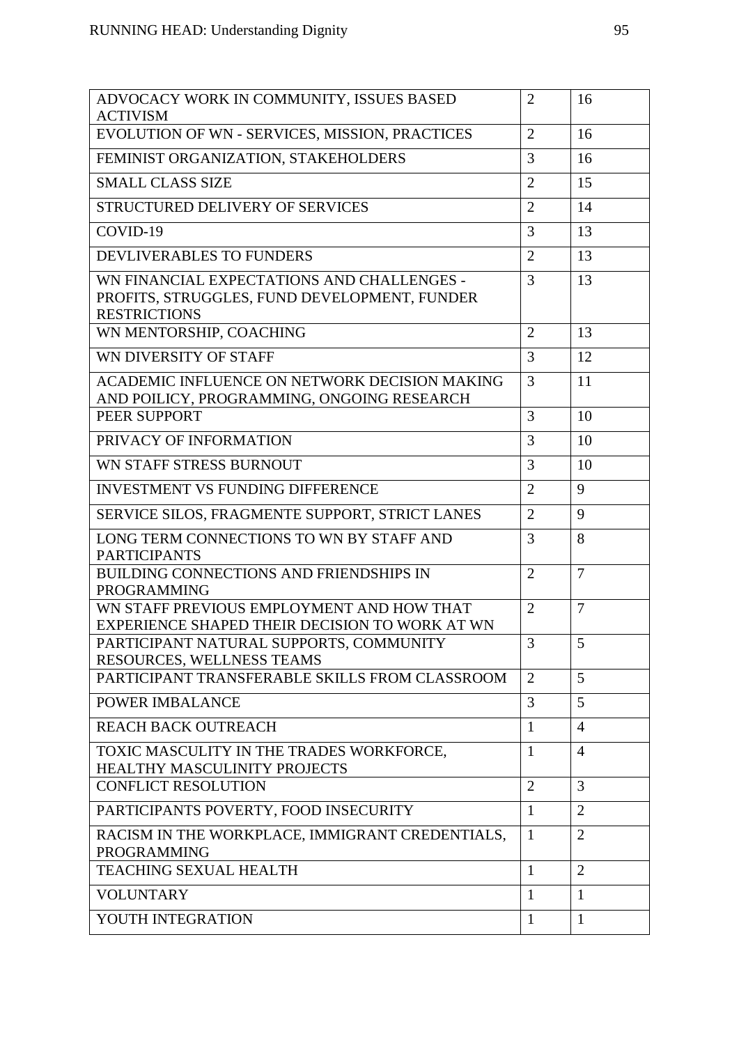| | | |
|---|---|---|
| ADVOCACY WORK IN COMMUNITY, ISSUES BASED ACTIVISM | 2 | 16 |
| EVOLUTION OF WN - SERVICES, MISSION, PRACTICES | 2 | 16 |
| FEMINIST ORGANIZATION, STAKEHOLDERS | 3 | 16 |
| SMALL CLASS SIZE | 2 | 15 |
| STRUCTURED DELIVERY OF SERVICES | 2 | 14 |
| COVID-19 | 3 | 13 |
| DEVLIVERABLES TO FUNDERS | 2 | 13 |
| WN FINANCIAL EXPECTATIONS AND CHALLENGES - PROFITS, STRUGGLES, FUND DEVELOPMENT, FUNDER RESTRICTIONS | 3 | 13 |
| WN MENTORSHIP, COACHING | 2 | 13 |
| WN DIVERSITY OF STAFF | 3 | 12 |
| ACADEMIC INFLUENCE ON NETWORK DECISION MAKING AND POILICY, PROGRAMMING, ONGOING RESEARCH | 3 | 11 |
| PEER SUPPORT | 3 | 10 |
| PRIVACY OF INFORMATION | 3 | 10 |
| WN STAFF STRESS BURNOUT | 3 | 10 |
| INVESTMENT VS FUNDING DIFFERENCE | 2 | 9 |
| SERVICE SILOS, FRAGMENTE SUPPORT, STRICT LANES | 2 | 9 |
| LONG TERM CONNECTIONS TO WN BY STAFF AND PARTICIPANTS | 3 | 8 |
| BUILDING CONNECTIONS AND FRIENDSHIPS IN PROGRAMMING | 2 | 7 |
| WN STAFF PREVIOUS EMPLOYMENT AND HOW THAT EXPERIENCE SHAPED THEIR DECISION TO WORK AT WN | 2 | 7 |
| PARTICIPANT NATURAL SUPPORTS, COMMUNITY RESOURCES, WELLNESS TEAMS | 3 | 5 |
| PARTICIPANT TRANSFERABLE SKILLS FROM CLASSROOM | 2 | 5 |
| POWER IMBALANCE | 3 | 5 |
| REACH BACK OUTREACH | 1 | 4 |
| TOXIC MASCULITY IN THE TRADES WORKFORCE, HEALTHY MASCULINITY PROJECTS | 1 | 4 |
| CONFLICT RESOLUTION | 2 | 3 |
| PARTICIPANTS POVERTY, FOOD INSECURITY | 1 | 2 |
| RACISM IN THE WORKPLACE, IMMIGRANT CREDENTIALS, PROGRAMMING | 1 | 2 |
| TEACHING SEXUAL HEALTH | 1 | 2 |
| VOLUNTARY | 1 | 1 |
| YOUTH INTEGRATION | 1 | 1 |